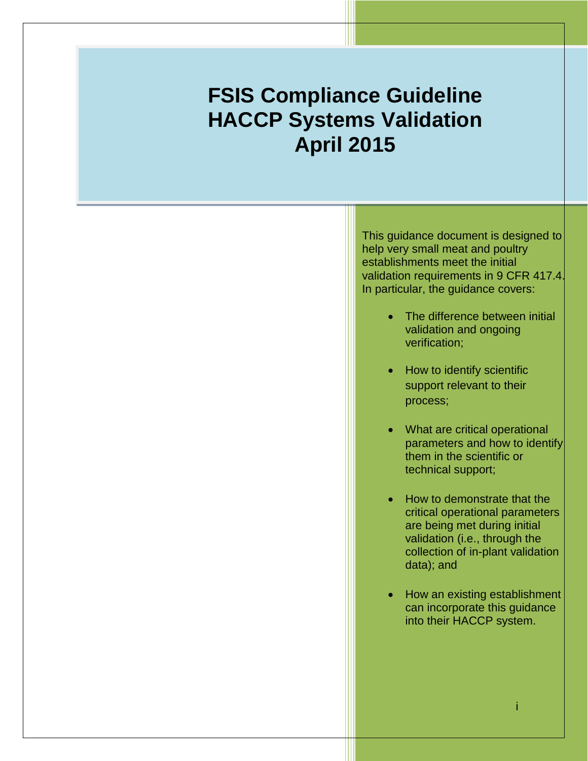# FSIS Compliance Guideline HACCP Systems Validation April 2015

This guidance document is designed to help very small meat and poultry establishments meet the initial validation requirements in 9 CFR 417.4. In particular, the guidance covers:

- The difference between initial validation and ongoing verification;
- How to identify scientific support relevant to their process;
- What are critical operational parameters and how to identify them in the scientific or technical support;
- How to demonstrate that the critical operational parameters are being met during initial validation (i.e., through the collection of in-plant validation data); and
- How an existing establishment can incorporate this guidance into their HACCP system.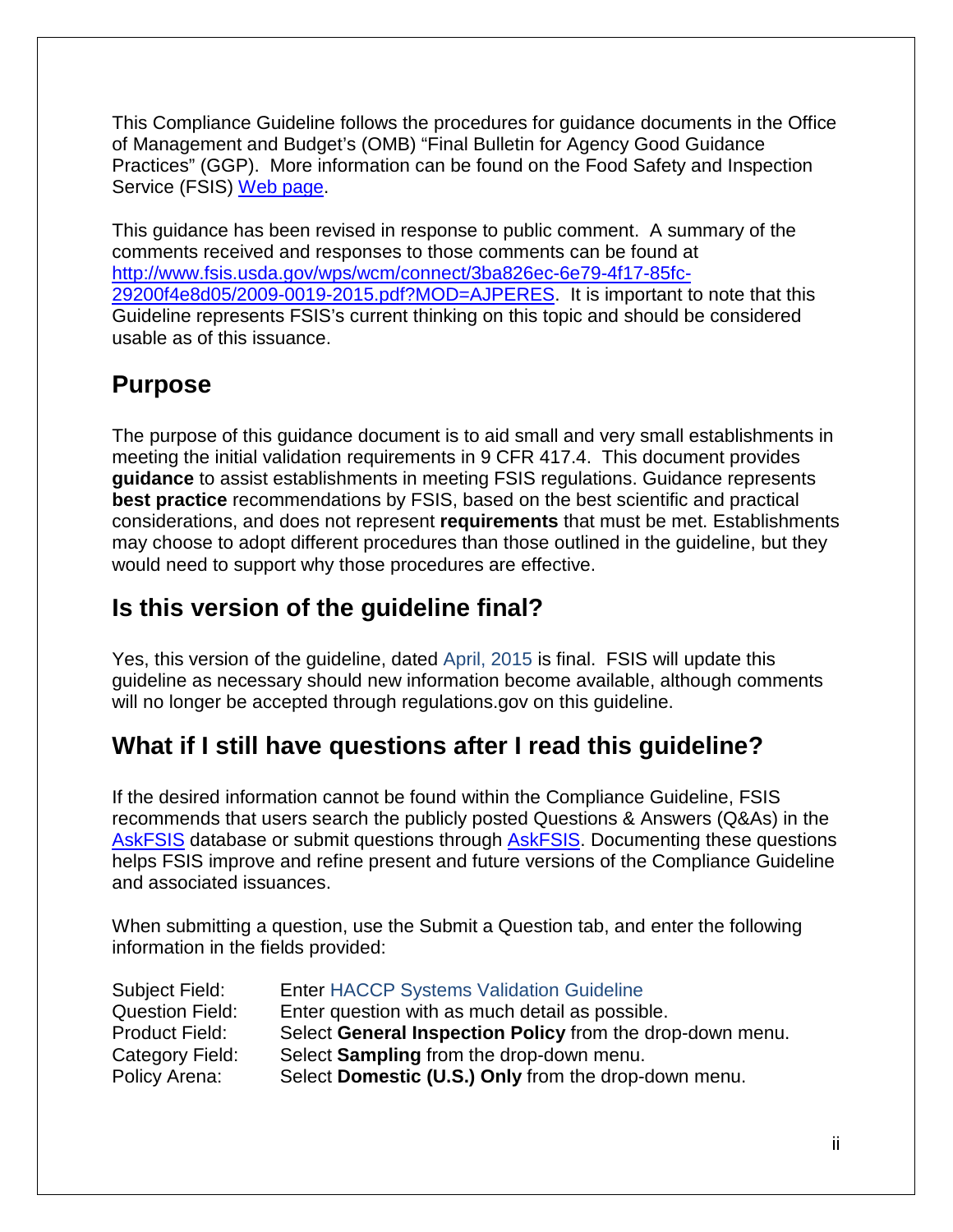This Compliance Guideline follows the procedures for guidance documents in the Office of Management and Budget's (OMB) "Final Bulletin for Agency Good Guidance Practices" (GGP). More information can be found on the Food Safety and Inspection Service (FSIS) Web page.

This guidance has been revised in response to public comment. A summary of the comments received and responses to those comments can be found at http://www.fsis.usda.gov/wps/wcm/connect/3ba826ec-6e79-4f17-85fc-29200f4e8d05/2009-0019-2015.pdf?MOD=AJPERES. It is important to note that this Guideline represents FSIS's current thinking on this topic and should be considered usable as of this issuance.

## Purpose

The purpose of this guidance document is to aid small and very small establishments in meeting the initial validation requirements in 9 CFR 417.4. This document provides **guidance** to assist establishments in meeting FSIS regulations. Guidance represents **best practice** recommendations by FSIS, based on the best scientific and practical considerations, and does not represent **requirements** that must be met. Establishments may choose to adopt different procedures than those outlined in the guideline, but they would need to support why those procedures are effective.

## Is this version of the guideline final?

Yes, this version of the guideline, dated April, 2015 is final. FSIS will update this guideline as necessary should new information become available, although comments will no longer be accepted through regulations.gov on this guideline.

## What if I still have questions after I read this guideline?

If the desired information cannot be found within the Compliance Guideline, FSIS recommends that users search the publicly posted Questions & Answers (Q&As) in the AskFSIS database or submit questions through AskFSIS. Documenting these questions helps FSIS improve and refine present and future versions of the Compliance Guideline and associated issuances.

When submitting a question, use the Submit a Question tab, and enter the following information in the fields provided:

| | |
|---|---|
| Subject Field: | Enter HACCP Systems Validation Guideline |
| Question Field: | Enter question with as much detail as possible. |
| Product Field: | Select **General Inspection Policy** from the drop-down menu. |
| Category Field: | Select **Sampling** from the drop-down menu. |
| Policy Arena: | Select **Domestic (U.S.) Only** from the drop-down menu. |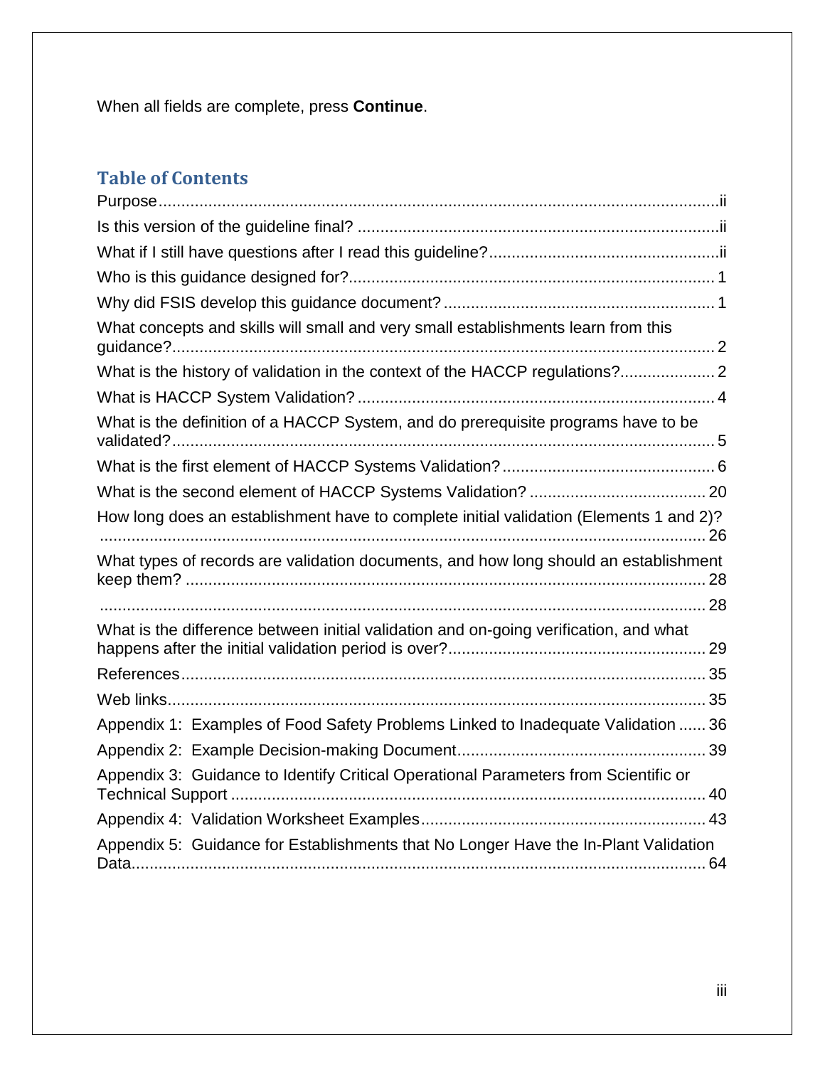When all fields are complete, press **Continue**.

## Table of Contents

Purpose........................................................................................................................ii

Is this version of the guideline final? ...............................................................................ii

What if I still have questions after I read this guideline?..................................................ii

Who is this guidance designed for?................................................................................ 1

Why did FSIS develop this guidance document? ........................................................... 1

What concepts and skills will small and very small establishments learn from this guidance?....................................................................................................................... 2

What is the history of validation in the context of the HACCP regulations?.................... 2

What is HACCP System Validation? .............................................................................. 4

What is the definition of a HACCP System, and do prerequisite programs have to be validated?....................................................................................................................... 5

What is the first element of HACCP Systems Validation?............................................... 6

What is the second element of HACCP Systems Validation? ....................................... 20

How long does an establishment have to complete initial validation (Elements 1 and 2)? ...................................................................................................................................... 26

What types of records are validation documents, and how long should an establishment keep them? ................................................................................................................... 28

...................................................................................................................................... 28

What is the difference between initial validation and on-going verification, and what happens after the initial validation period is over?........................................................ 29

References.................................................................................................................... 35

Web links....................................................................................................................... 35

Appendix 1: Examples of Food Safety Problems Linked to Inadequate Validation ...... 36

Appendix 2: Example Decision-making Document...................................................... 39

Appendix 3: Guidance to Identify Critical Operational Parameters from Scientific or Technical Support ........................................................................................................ 40

Appendix 4: Validation Worksheet Examples.............................................................. 43

Appendix 5: Guidance for Establishments that No Longer Have the In-Plant Validation Data.............................................................................................................................. 64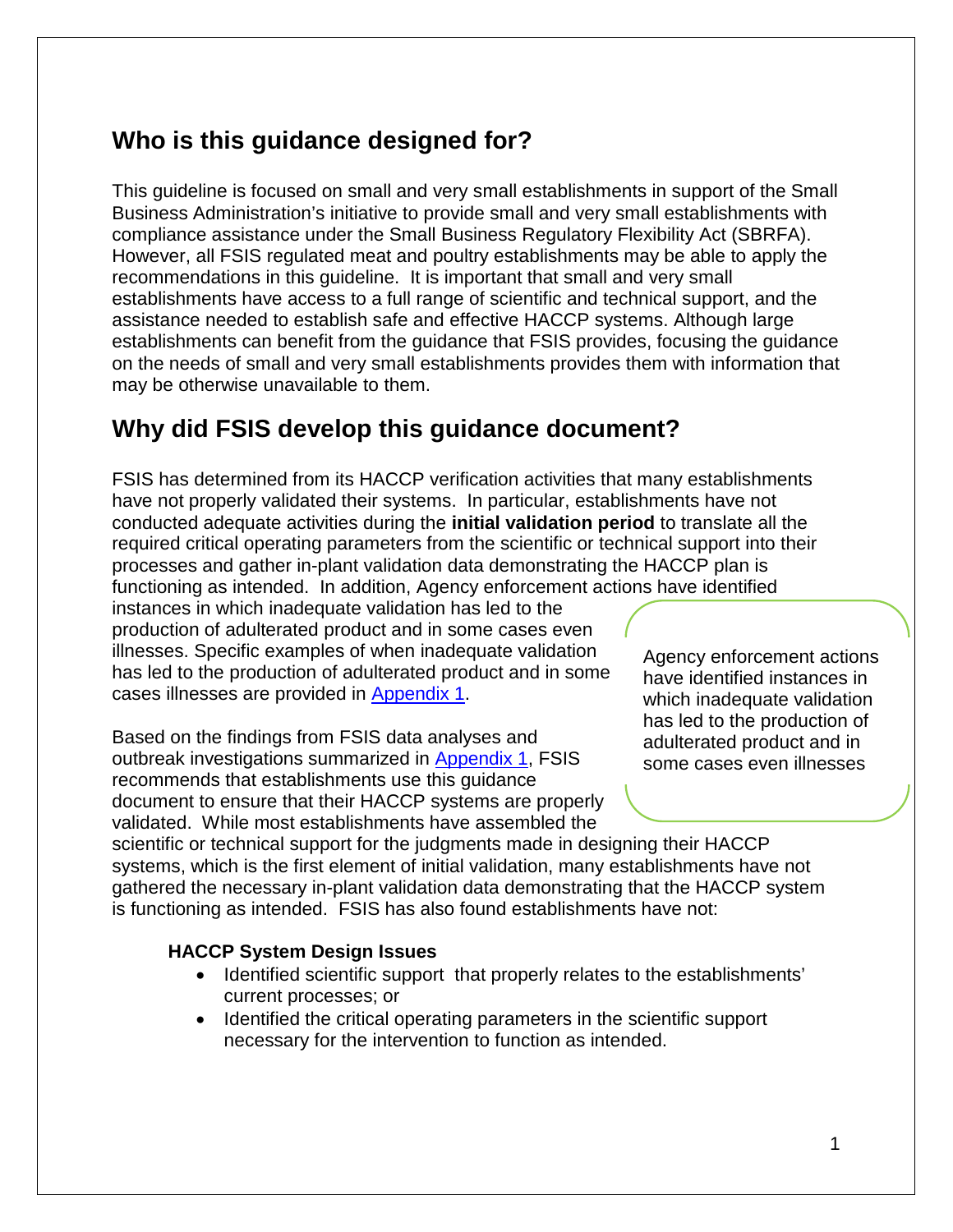## Who is this guidance designed for?

This guideline is focused on small and very small establishments in support of the Small Business Administration's initiative to provide small and very small establishments with compliance assistance under the Small Business Regulatory Flexibility Act (SBRFA). However, all FSIS regulated meat and poultry establishments may be able to apply the recommendations in this guideline. It is important that small and very small establishments have access to a full range of scientific and technical support, and the assistance needed to establish safe and effective HACCP systems. Although large establishments can benefit from the guidance that FSIS provides, focusing the guidance on the needs of small and very small establishments provides them with information that may be otherwise unavailable to them.

## Why did FSIS develop this guidance document?

FSIS has determined from its HACCP verification activities that many establishments have not properly validated their systems. In particular, establishments have not conducted adequate activities during the **initial validation period** to translate all the required critical operating parameters from the scientific or technical support into their processes and gather in-plant validation data demonstrating the HACCP plan is functioning as intended. In addition, Agency enforcement actions have identified instances in which inadequate validation has led to the production of adulterated product and in some cases even illnesses. Specific examples of when inadequate validation has led to the production of adulterated product and in some cases illnesses are provided in Appendix 1.

> Agency enforcement actions have identified instances in which inadequate validation has led to the production of adulterated product and in some cases even illnesses

Based on the findings from FSIS data analyses and outbreak investigations summarized in Appendix 1, FSIS recommends that establishments use this guidance document to ensure that their HACCP systems are properly validated. While most establishments have assembled the scientific or technical support for the judgments made in designing their HACCP systems, which is the first element of initial validation, many establishments have not gathered the necessary in-plant validation data demonstrating that the HACCP system is functioning as intended. FSIS has also found establishments have not:

**HACCP System Design Issues**

- Identified scientific support that properly relates to the establishments' current processes; or
- Identified the critical operating parameters in the scientific support necessary for the intervention to function as intended.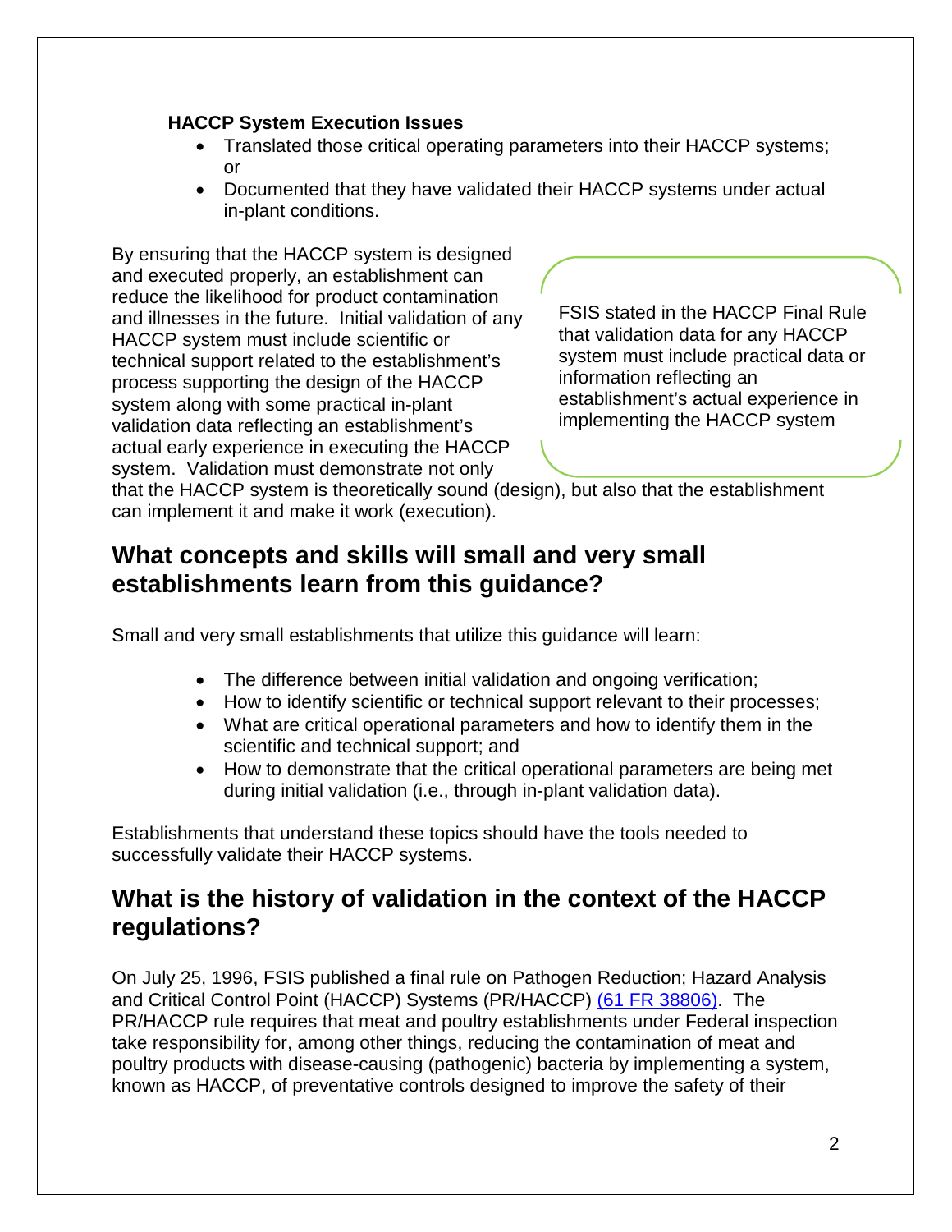**HACCP System Execution Issues**

- Translated those critical operating parameters into their HACCP systems; or
- Documented that they have validated their HACCP systems under actual in-plant conditions.

By ensuring that the HACCP system is designed and executed properly, an establishment can reduce the likelihood for product contamination and illnesses in the future. Initial validation of any HACCP system must include scientific or technical support related to the establishment's process supporting the design of the HACCP system along with some practical in-plant validation data reflecting an establishment's actual early experience in executing the HACCP system. Validation must demonstrate not only that the HACCP system is theoretically sound (design), but also that the establishment can implement it and make it work (execution).

> FSIS stated in the HACCP Final Rule that validation data for any HACCP system must include practical data or information reflecting an establishment's actual experience in implementing the HACCP system

## What concepts and skills will small and very small establishments learn from this guidance?

Small and very small establishments that utilize this guidance will learn:

- The difference between initial validation and ongoing verification;
- How to identify scientific or technical support relevant to their processes;
- What are critical operational parameters and how to identify them in the scientific and technical support; and
- How to demonstrate that the critical operational parameters are being met during initial validation (i.e., through in-plant validation data).

Establishments that understand these topics should have the tools needed to successfully validate their HACCP systems.

## What is the history of validation in the context of the HACCP regulations?

On July 25, 1996, FSIS published a final rule on Pathogen Reduction; Hazard Analysis and Critical Control Point (HACCP) Systems (PR/HACCP) (61 FR 38806). The PR/HACCP rule requires that meat and poultry establishments under Federal inspection take responsibility for, among other things, reducing the contamination of meat and poultry products with disease-causing (pathogenic) bacteria by implementing a system, known as HACCP, of preventative controls designed to improve the safety of their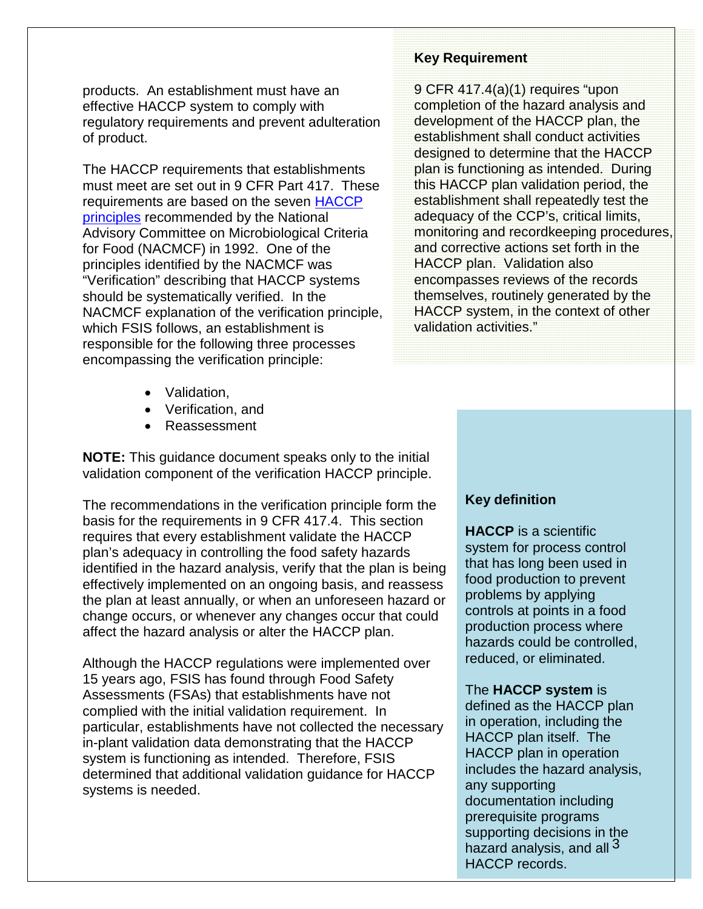products. An establishment must have an effective HACCP system to comply with regulatory requirements and prevent adulteration of product.

The HACCP requirements that establishments must meet are set out in 9 CFR Part 417. These requirements are based on the seven HACCP principles recommended by the National Advisory Committee on Microbiological Criteria for Food (NACMCF) in 1992. One of the principles identified by the NACMCF was "Verification" describing that HACCP systems should be systematically verified. In the NACMCF explanation of the verification principle, which FSIS follows, an establishment is responsible for the following three processes encompassing the verification principle:

- Validation,
- Verification, and
- Reassessment

**NOTE:** This guidance document speaks only to the initial validation component of the verification HACCP principle.

The recommendations in the verification principle form the basis for the requirements in 9 CFR 417.4. This section requires that every establishment validate the HACCP plan's adequacy in controlling the food safety hazards identified in the hazard analysis, verify that the plan is being effectively implemented on an ongoing basis, and reassess the plan at least annually, or when an unforeseen hazard or change occurs, or whenever any changes occur that could affect the hazard analysis or alter the HACCP plan.

Although the HACCP regulations were implemented over 15 years ago, FSIS has found through Food Safety Assessments (FSAs) that establishments have not complied with the initial validation requirement. In particular, establishments have not collected the necessary in-plant validation data demonstrating that the HACCP system is functioning as intended. Therefore, FSIS determined that additional validation guidance for HACCP systems is needed.

**Key Requirement**

9 CFR 417.4(a)(1) requires "upon completion of the hazard analysis and development of the HACCP plan, the establishment shall conduct activities designed to determine that the HACCP plan is functioning as intended. During this HACCP plan validation period, the establishment shall repeatedly test the adequacy of the CCP's, critical limits, monitoring and recordkeeping procedures, and corrective actions set forth in the HACCP plan. Validation also encompasses reviews of the records themselves, routinely generated by the HACCP system, in the context of other validation activities."

**Key definition**

**HACCP** is a scientific system for process control that has long been used in food production to prevent problems by applying controls at points in a food production process where hazards could be controlled, reduced, or eliminated.

The **HACCP system** is defined as the HACCP plan in operation, including the HACCP plan itself. The HACCP plan in operation includes the hazard analysis, any supporting documentation including prerequisite programs supporting decisions in the hazard analysis, and all HACCP records.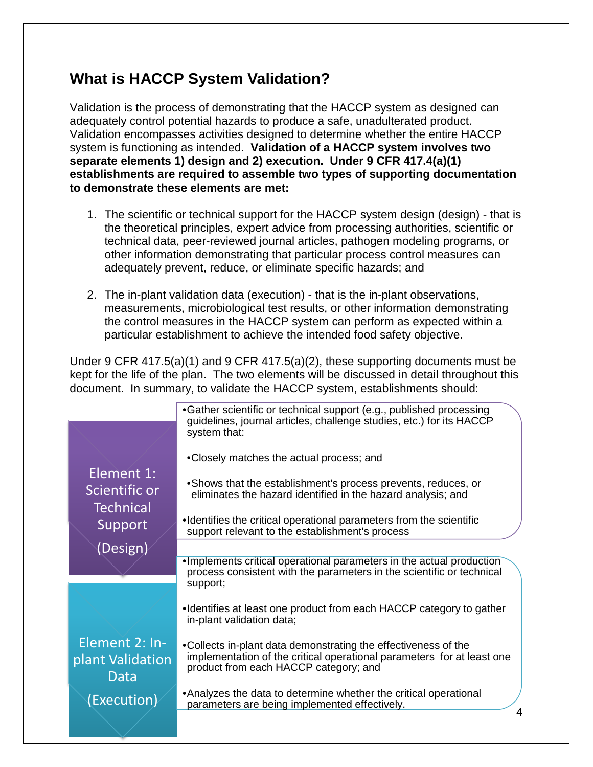## What is HACCP System Validation?

Validation is the process of demonstrating that the HACCP system as designed can adequately control potential hazards to produce a safe, unadulterated product. Validation encompasses activities designed to determine whether the entire HACCP system is functioning as intended. **Validation of a HACCP system involves two separate elements 1) design and 2) execution. Under 9 CFR 417.4(a)(1) establishments are required to assemble two types of supporting documentation to demonstrate these elements are met:**

1. The scientific or technical support for the HACCP system design (design) - that is the theoretical principles, expert advice from processing authorities, scientific or technical data, peer-reviewed journal articles, pathogen modeling programs, or other information demonstrating that particular process control measures can adequately prevent, reduce, or eliminate specific hazards; and

2. The in-plant validation data (execution) - that is the in-plant observations, measurements, microbiological test results, or other information demonstrating the control measures in the HACCP system can perform as expected within a particular establishment to achieve the intended food safety objective.

Under 9 CFR 417.5(a)(1) and 9 CFR 417.5(a)(2), these supporting documents must be kept for the life of the plan. The two elements will be discussed in detail throughout this document. In summary, to validate the HACCP system, establishments should:

**Element 1: Scientific or Technical Support (Design)**

- Gather scientific or technical support (e.g., published processing guidelines, journal articles, challenge studies, etc.) for its HACCP system that:
  - Closely matches the actual process; and
  - Shows that the establishment's process prevents, reduces, or eliminates the hazard identified in the hazard analysis; and
- Identifies the critical operational parameters from the scientific support relevant to the establishment's process

**Element 2: In-plant Validation Data (Execution)**

- Implements critical operational parameters in the actual production process consistent with the parameters in the scientific or technical support;
- Identifies at least one product from each HACCP category to gather in-plant validation data;
- Collects in-plant data demonstrating the effectiveness of the implementation of the critical operational parameters for at least one product from each HACCP category; and
- Analyzes the data to determine whether the critical operational parameters are being implemented effectively.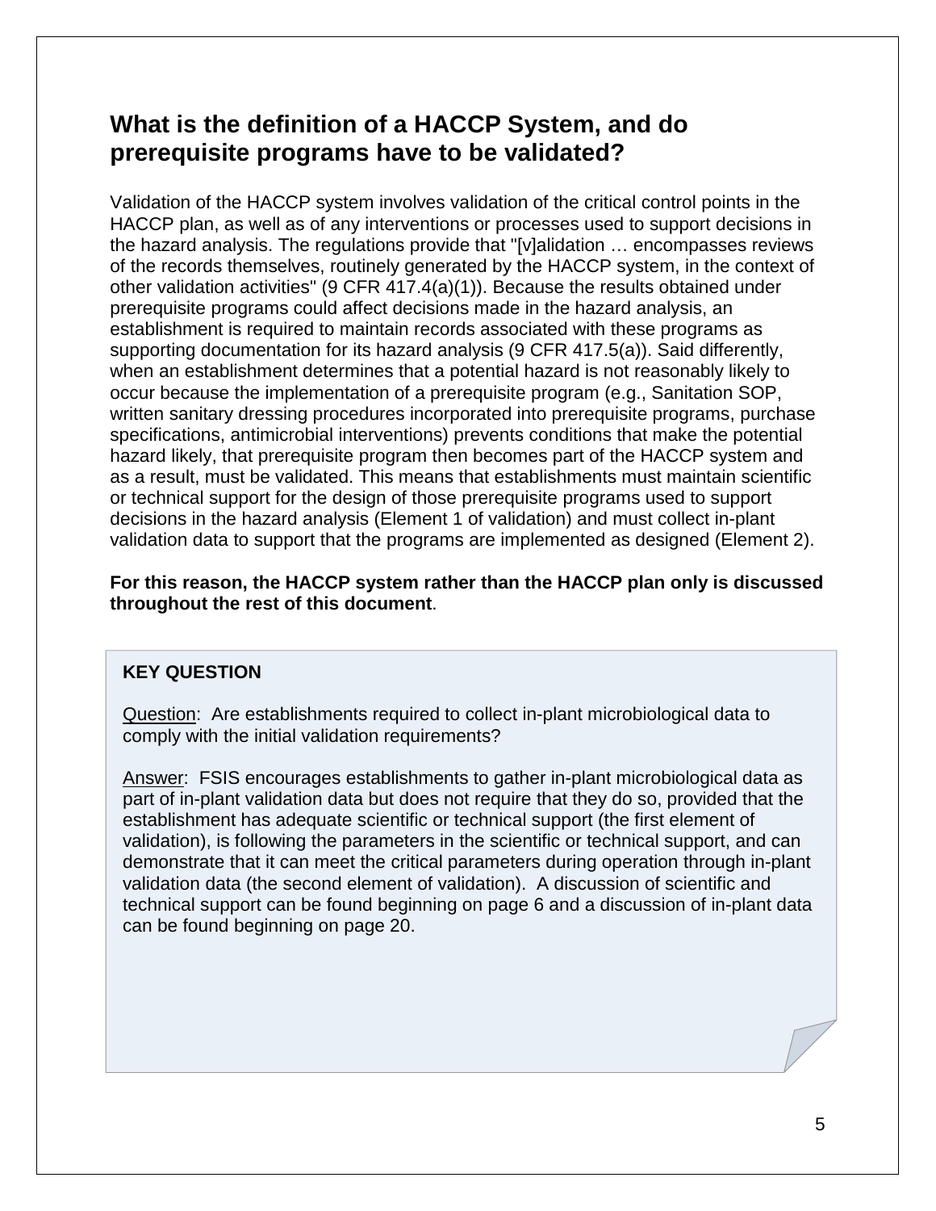## What is the definition of a HACCP System, and do prerequisite programs have to be validated?

Validation of the HACCP system involves validation of the critical control points in the HACCP plan, as well as of any interventions or processes used to support decisions in the hazard analysis. The regulations provide that "[v]alidation … encompasses reviews of the records themselves, routinely generated by the HACCP system, in the context of other validation activities" (9 CFR 417.4(a)(1)). Because the results obtained under prerequisite programs could affect decisions made in the hazard analysis, an establishment is required to maintain records associated with these programs as supporting documentation for its hazard analysis (9 CFR 417.5(a)). Said differently, when an establishment determines that a potential hazard is not reasonably likely to occur because the implementation of a prerequisite program (e.g., Sanitation SOP, written sanitary dressing procedures incorporated into prerequisite programs, purchase specifications, antimicrobial interventions) prevents conditions that make the potential hazard likely, that prerequisite program then becomes part of the HACCP system and as a result, must be validated. This means that establishments must maintain scientific or technical support for the design of those prerequisite programs used to support decisions in the hazard analysis (Element 1 of validation) and must collect in-plant validation data to support that the programs are implemented as designed (Element 2).

**For this reason, the HACCP system rather than the HACCP plan only is discussed throughout the rest of this document**.

**KEY QUESTION**

Question: Are establishments required to collect in-plant microbiological data to comply with the initial validation requirements?

Answer: FSIS encourages establishments to gather in-plant microbiological data as part of in-plant validation data but does not require that they do so, provided that the establishment has adequate scientific or technical support (the first element of validation), is following the parameters in the scientific or technical support, and can demonstrate that it can meet the critical parameters during operation through in-plant validation data (the second element of validation). A discussion of scientific and technical support can be found beginning on page 6 and a discussion of in-plant data can be found beginning on page 20.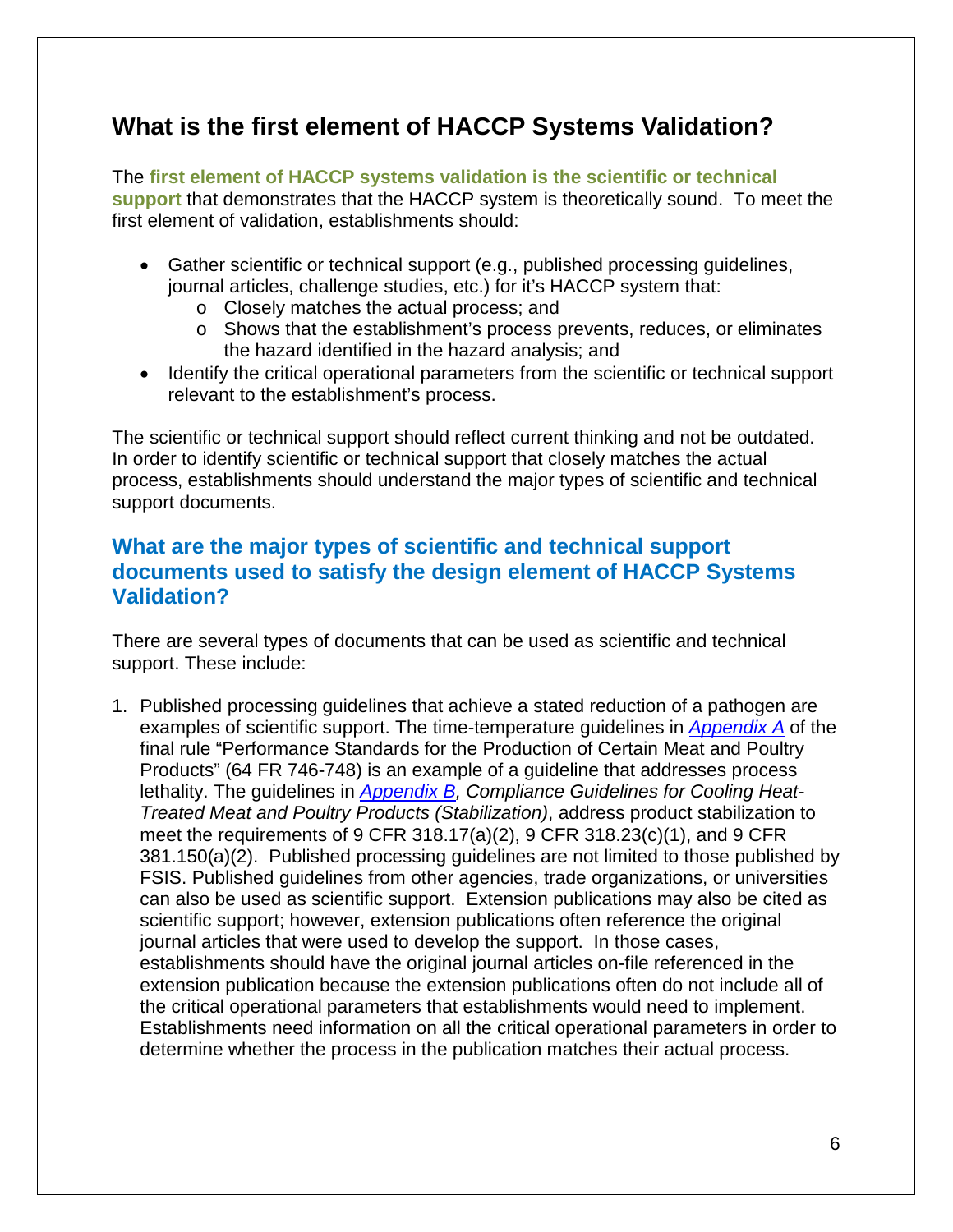## What is the first element of HACCP Systems Validation?

The **first element of HACCP systems validation is the scientific or technical support** that demonstrates that the HACCP system is theoretically sound. To meet the first element of validation, establishments should:

- Gather scientific or technical support (e.g., published processing guidelines, journal articles, challenge studies, etc.) for it's HACCP system that:
  - Closely matches the actual process; and
  - Shows that the establishment's process prevents, reduces, or eliminates the hazard identified in the hazard analysis; and
- Identify the critical operational parameters from the scientific or technical support relevant to the establishment's process.

The scientific or technical support should reflect current thinking and not be outdated. In order to identify scientific or technical support that closely matches the actual process, establishments should understand the major types of scientific and technical support documents.

### What are the major types of scientific and technical support documents used to satisfy the design element of HACCP Systems Validation?

There are several types of documents that can be used as scientific and technical support. These include:

1. Published processing guidelines that achieve a stated reduction of a pathogen are examples of scientific support. The time-temperature guidelines in *Appendix A* of the final rule "Performance Standards for the Production of Certain Meat and Poultry Products" (64 FR 746-748) is an example of a guideline that addresses process lethality. The guidelines in *Appendix B, Compliance Guidelines for Cooling Heat-Treated Meat and Poultry Products (Stabilization)*, address product stabilization to meet the requirements of 9 CFR 318.17(a)(2), 9 CFR 318.23(c)(1), and 9 CFR 381.150(a)(2). Published processing guidelines are not limited to those published by FSIS. Published guidelines from other agencies, trade organizations, or universities can also be used as scientific support. Extension publications may also be cited as scientific support; however, extension publications often reference the original journal articles that were used to develop the support. In those cases, establishments should have the original journal articles on-file referenced in the extension publication because the extension publications often do not include all of the critical operational parameters that establishments would need to implement. Establishments need information on all the critical operational parameters in order to determine whether the process in the publication matches their actual process.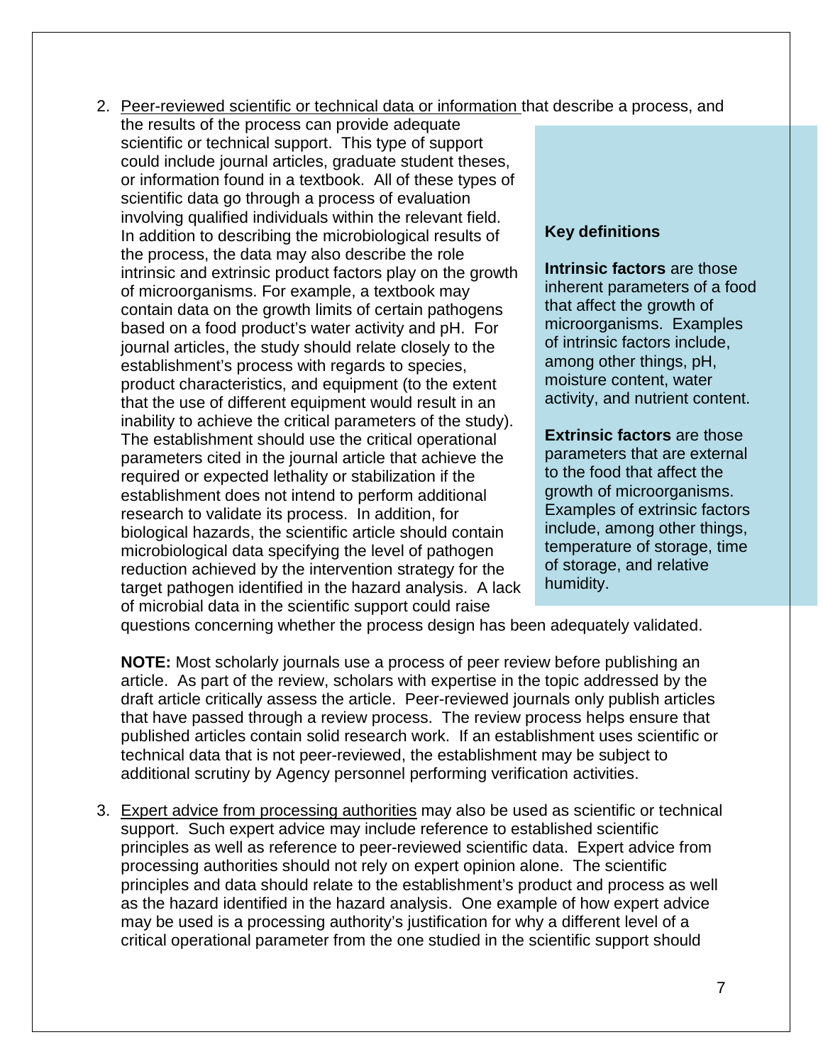2. Peer-reviewed scientific or technical data or information that describe a process, and the results of the process can provide adequate scientific or technical support. This type of support could include journal articles, graduate student theses, or information found in a textbook. All of these types of scientific data go through a process of evaluation involving qualified individuals within the relevant field. In addition to describing the microbiological results of the process, the data may also describe the role intrinsic and extrinsic product factors play on the growth of microorganisms. For example, a textbook may contain data on the growth limits of certain pathogens based on a food product's water activity and pH. For journal articles, the study should relate closely to the establishment's process with regards to species, product characteristics, and equipment (to the extent that the use of different equipment would result in an inability to achieve the critical parameters of the study). The establishment should use the critical operational parameters cited in the journal article that achieve the required or expected lethality or stabilization if the establishment does not intend to perform additional research to validate its process. In addition, for biological hazards, the scientific article should contain microbiological data specifying the level of pathogen reduction achieved by the intervention strategy for the target pathogen identified in the hazard analysis. A lack of microbial data in the scientific support could raise questions concerning whether the process design has been adequately validated.

   > **Key definitions**
   >
   > **Intrinsic factors** are those inherent parameters of a food that affect the growth of microorganisms. Examples of intrinsic factors include, among other things, pH, moisture content, water activity, and nutrient content.
   >
   > **Extrinsic factors** are those parameters that are external to the food that affect the growth of microorganisms. Examples of extrinsic factors include, among other things, temperature of storage, time of storage, and relative humidity.

   **NOTE:** Most scholarly journals use a process of peer review before publishing an article. As part of the review, scholars with expertise in the topic addressed by the draft article critically assess the article. Peer-reviewed journals only publish articles that have passed through a review process. The review process helps ensure that published articles contain solid research work. If an establishment uses scientific or technical data that is not peer-reviewed, the establishment may be subject to additional scrutiny by Agency personnel performing verification activities.

3. Expert advice from processing authorities may also be used as scientific or technical support. Such expert advice may include reference to established scientific principles as well as reference to peer-reviewed scientific data. Expert advice from processing authorities should not rely on expert opinion alone. The scientific principles and data should relate to the establishment's product and process as well as the hazard identified in the hazard analysis. One example of how expert advice may be used is a processing authority's justification for why a different level of a critical operational parameter from the one studied in the scientific support should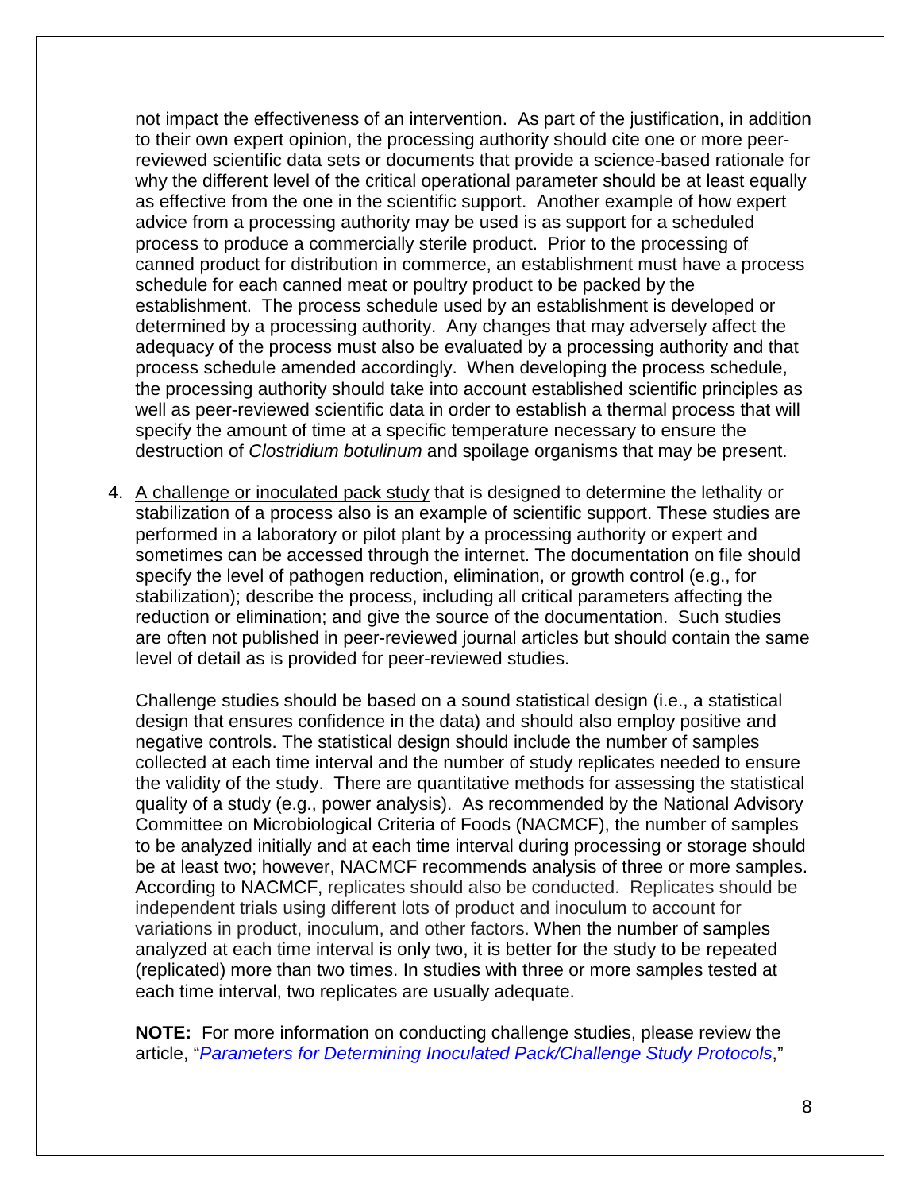not impact the effectiveness of an intervention. As part of the justification, in addition to their own expert opinion, the processing authority should cite one or more peer-reviewed scientific data sets or documents that provide a science-based rationale for why the different level of the critical operational parameter should be at least equally as effective from the one in the scientific support. Another example of how expert advice from a processing authority may be used is as support for a scheduled process to produce a commercially sterile product. Prior to the processing of canned product for distribution in commerce, an establishment must have a process schedule for each canned meat or poultry product to be packed by the establishment. The process schedule used by an establishment is developed or determined by a processing authority. Any changes that may adversely affect the adequacy of the process must also be evaluated by a processing authority and that process schedule amended accordingly. When developing the process schedule, the processing authority should take into account established scientific principles as well as peer-reviewed scientific data in order to establish a thermal process that will specify the amount of time at a specific temperature necessary to ensure the destruction of *Clostridium botulinum* and spoilage organisms that may be present.

4. <u>A challenge or inoculated pack study</u> that is designed to determine the lethality or stabilization of a process also is an example of scientific support. These studies are performed in a laboratory or pilot plant by a processing authority or expert and sometimes can be accessed through the internet. The documentation on file should specify the level of pathogen reduction, elimination, or growth control (e.g., for stabilization); describe the process, including all critical parameters affecting the reduction or elimination; and give the source of the documentation. Such studies are often not published in peer-reviewed journal articles but should contain the same level of detail as is provided for peer-reviewed studies.

   Challenge studies should be based on a sound statistical design (i.e., a statistical design that ensures confidence in the data) and should also employ positive and negative controls. The statistical design should include the number of samples collected at each time interval and the number of study replicates needed to ensure the validity of the study. There are quantitative methods for assessing the statistical quality of a study (e.g., power analysis). As recommended by the National Advisory Committee on Microbiological Criteria of Foods (NACMCF), the number of samples to be analyzed initially and at each time interval during processing or storage should be at least two; however, NACMCF recommends analysis of three or more samples. According to NACMCF, replicates should also be conducted. Replicates should be independent trials using different lots of product and inoculum to account for variations in product, inoculum, and other factors. When the number of samples analyzed at each time interval is only two, it is better for the study to be repeated (replicated) more than two times. In studies with three or more samples tested at each time interval, two replicates are usually adequate.

   **NOTE:** For more information on conducting challenge studies, please review the article, "*Parameters for Determining Inoculated Pack/Challenge Study Protocols*,"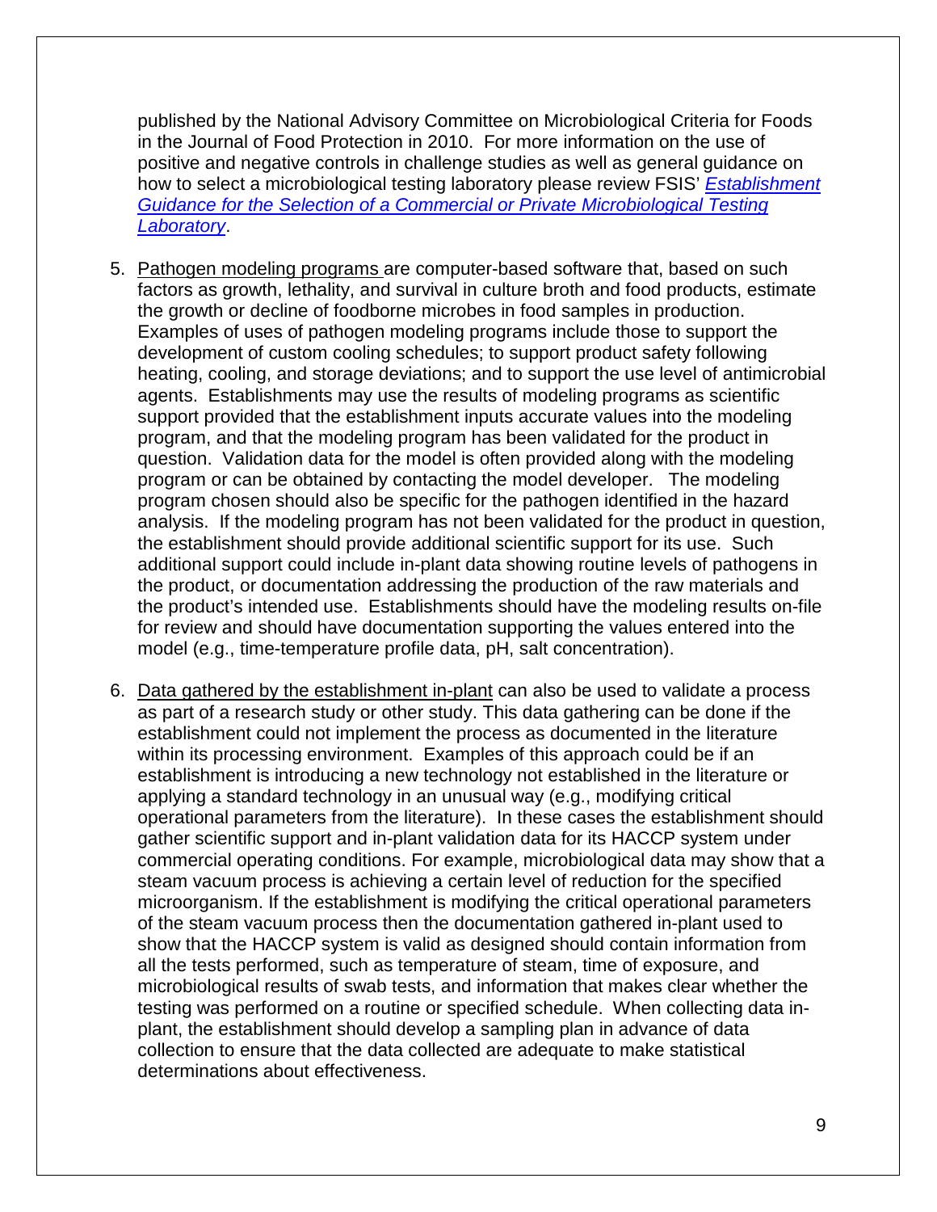published by the National Advisory Committee on Microbiological Criteria for Foods in the Journal of Food Protection in 2010. For more information on the use of positive and negative controls in challenge studies as well as general guidance on how to select a microbiological testing laboratory please review FSIS' *Establishment Guidance for the Selection of a Commercial or Private Microbiological Testing Laboratory*.

5. Pathogen modeling programs are computer-based software that, based on such factors as growth, lethality, and survival in culture broth and food products, estimate the growth or decline of foodborne microbes in food samples in production. Examples of uses of pathogen modeling programs include those to support the development of custom cooling schedules; to support product safety following heating, cooling, and storage deviations; and to support the use level of antimicrobial agents. Establishments may use the results of modeling programs as scientific support provided that the establishment inputs accurate values into the modeling program, and that the modeling program has been validated for the product in question. Validation data for the model is often provided along with the modeling program or can be obtained by contacting the model developer. The modeling program chosen should also be specific for the pathogen identified in the hazard analysis. If the modeling program has not been validated for the product in question, the establishment should provide additional scientific support for its use. Such additional support could include in-plant data showing routine levels of pathogens in the product, or documentation addressing the production of the raw materials and the product's intended use. Establishments should have the modeling results on-file for review and should have documentation supporting the values entered into the model (e.g., time-temperature profile data, pH, salt concentration).

6. Data gathered by the establishment in-plant can also be used to validate a process as part of a research study or other study. This data gathering can be done if the establishment could not implement the process as documented in the literature within its processing environment. Examples of this approach could be if an establishment is introducing a new technology not established in the literature or applying a standard technology in an unusual way (e.g., modifying critical operational parameters from the literature). In these cases the establishment should gather scientific support and in-plant validation data for its HACCP system under commercial operating conditions. For example, microbiological data may show that a steam vacuum process is achieving a certain level of reduction for the specified microorganism. If the establishment is modifying the critical operational parameters of the steam vacuum process then the documentation gathered in-plant used to show that the HACCP system is valid as designed should contain information from all the tests performed, such as temperature of steam, time of exposure, and microbiological results of swab tests, and information that makes clear whether the testing was performed on a routine or specified schedule. When collecting data in-plant, the establishment should develop a sampling plan in advance of data collection to ensure that the data collected are adequate to make statistical determinations about effectiveness.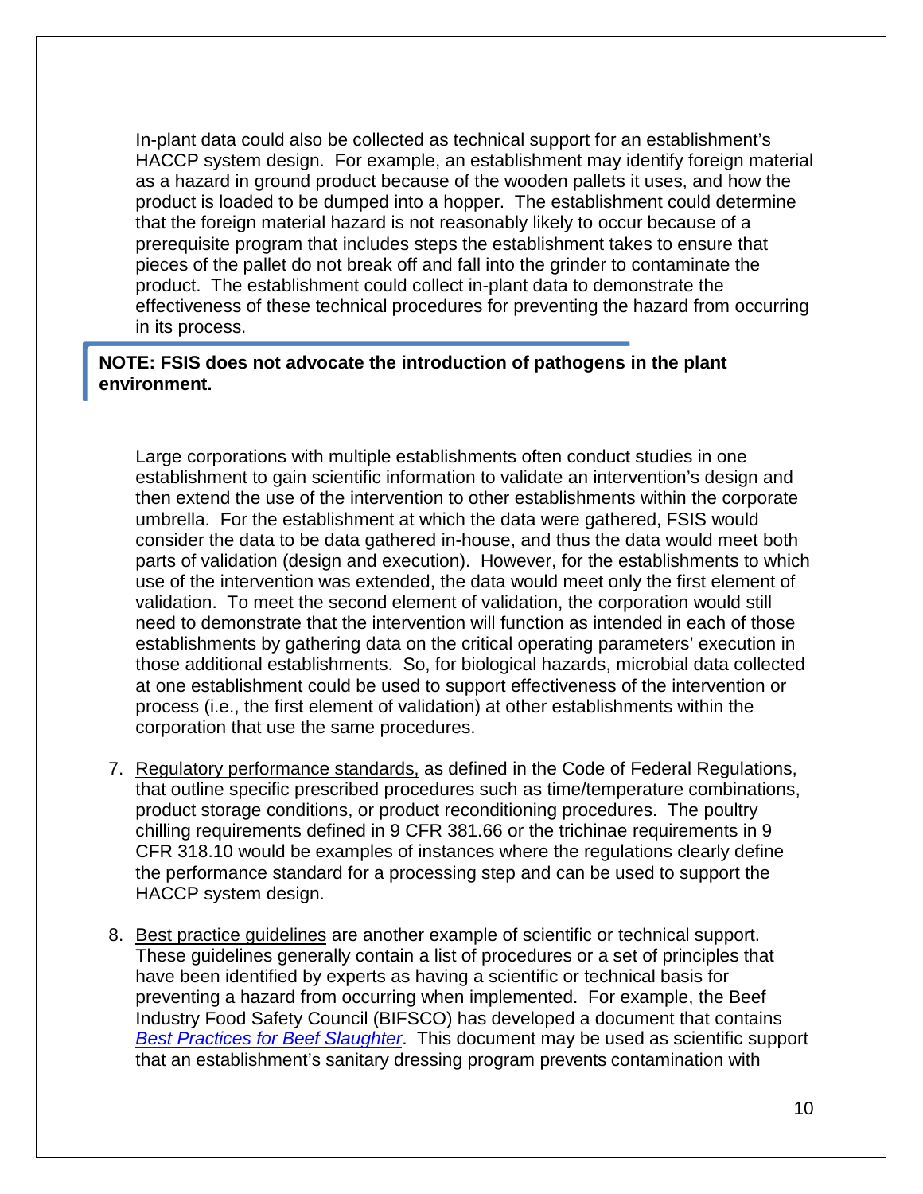In-plant data could also be collected as technical support for an establishment's HACCP system design. For example, an establishment may identify foreign material as a hazard in ground product because of the wooden pallets it uses, and how the product is loaded to be dumped into a hopper. The establishment could determine that the foreign material hazard is not reasonably likely to occur because of a prerequisite program that includes steps the establishment takes to ensure that pieces of the pallet do not break off and fall into the grinder to contaminate the product. The establishment could collect in-plant data to demonstrate the effectiveness of these technical procedures for preventing the hazard from occurring in its process.

> **NOTE: FSIS does not advocate the introduction of pathogens in the plant environment.**

Large corporations with multiple establishments often conduct studies in one establishment to gain scientific information to validate an intervention's design and then extend the use of the intervention to other establishments within the corporate umbrella. For the establishment at which the data were gathered, FSIS would consider the data to be data gathered in-house, and thus the data would meet both parts of validation (design and execution). However, for the establishments to which use of the intervention was extended, the data would meet only the first element of validation. To meet the second element of validation, the corporation would still need to demonstrate that the intervention will function as intended in each of those establishments by gathering data on the critical operating parameters' execution in those additional establishments. So, for biological hazards, microbial data collected at one establishment could be used to support effectiveness of the intervention or process (i.e., the first element of validation) at other establishments within the corporation that use the same procedures.

7. Regulatory performance standards, as defined in the Code of Federal Regulations, that outline specific prescribed procedures such as time/temperature combinations, product storage conditions, or product reconditioning procedures. The poultry chilling requirements defined in 9 CFR 381.66 or the trichinae requirements in 9 CFR 318.10 would be examples of instances where the regulations clearly define the performance standard for a processing step and can be used to support the HACCP system design.

8. Best practice guidelines are another example of scientific or technical support. These guidelines generally contain a list of procedures or a set of principles that have been identified by experts as having a scientific or technical basis for preventing a hazard from occurring when implemented. For example, the Beef Industry Food Safety Council (BIFSCO) has developed a document that contains *Best Practices for Beef Slaughter*. This document may be used as scientific support that an establishment's sanitary dressing program prevents contamination with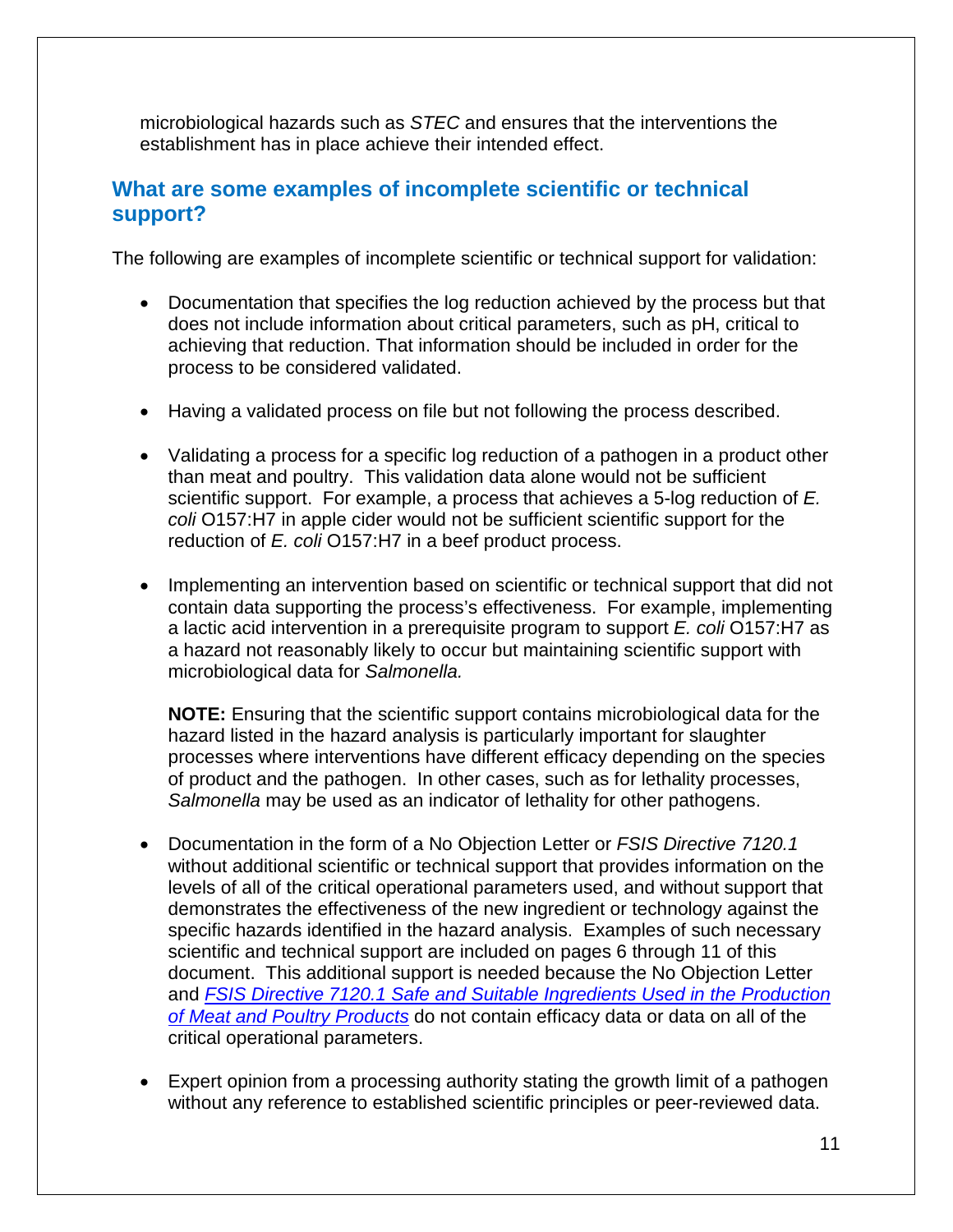microbiological hazards such as *STEC* and ensures that the interventions the establishment has in place achieve their intended effect.

## What are some examples of incomplete scientific or technical support?

The following are examples of incomplete scientific or technical support for validation:

- Documentation that specifies the log reduction achieved by the process but that does not include information about critical parameters, such as pH, critical to achieving that reduction. That information should be included in order for the process to be considered validated.

- Having a validated process on file but not following the process described.

- Validating a process for a specific log reduction of a pathogen in a product other than meat and poultry. This validation data alone would not be sufficient scientific support. For example, a process that achieves a 5-log reduction of *E. coli* O157:H7 in apple cider would not be sufficient scientific support for the reduction of *E. coli* O157:H7 in a beef product process.

- Implementing an intervention based on scientific or technical support that did not contain data supporting the process's effectiveness. For example, implementing a lactic acid intervention in a prerequisite program to support *E. coli* O157:H7 as a hazard not reasonably likely to occur but maintaining scientific support with microbiological data for *Salmonella.*

  **NOTE:** Ensuring that the scientific support contains microbiological data for the hazard listed in the hazard analysis is particularly important for slaughter processes where interventions have different efficacy depending on the species of product and the pathogen. In other cases, such as for lethality processes, *Salmonella* may be used as an indicator of lethality for other pathogens.

- Documentation in the form of a No Objection Letter or *FSIS Directive 7120.1* without additional scientific or technical support that provides information on the levels of all of the critical operational parameters used, and without support that demonstrates the effectiveness of the new ingredient or technology against the specific hazards identified in the hazard analysis. Examples of such necessary scientific and technical support are included on pages 6 through 11 of this document. This additional support is needed because the No Objection Letter and *FSIS Directive 7120.1 Safe and Suitable Ingredients Used in the Production of Meat and Poultry Products* do not contain efficacy data or data on all of the critical operational parameters.

- Expert opinion from a processing authority stating the growth limit of a pathogen without any reference to established scientific principles or peer-reviewed data.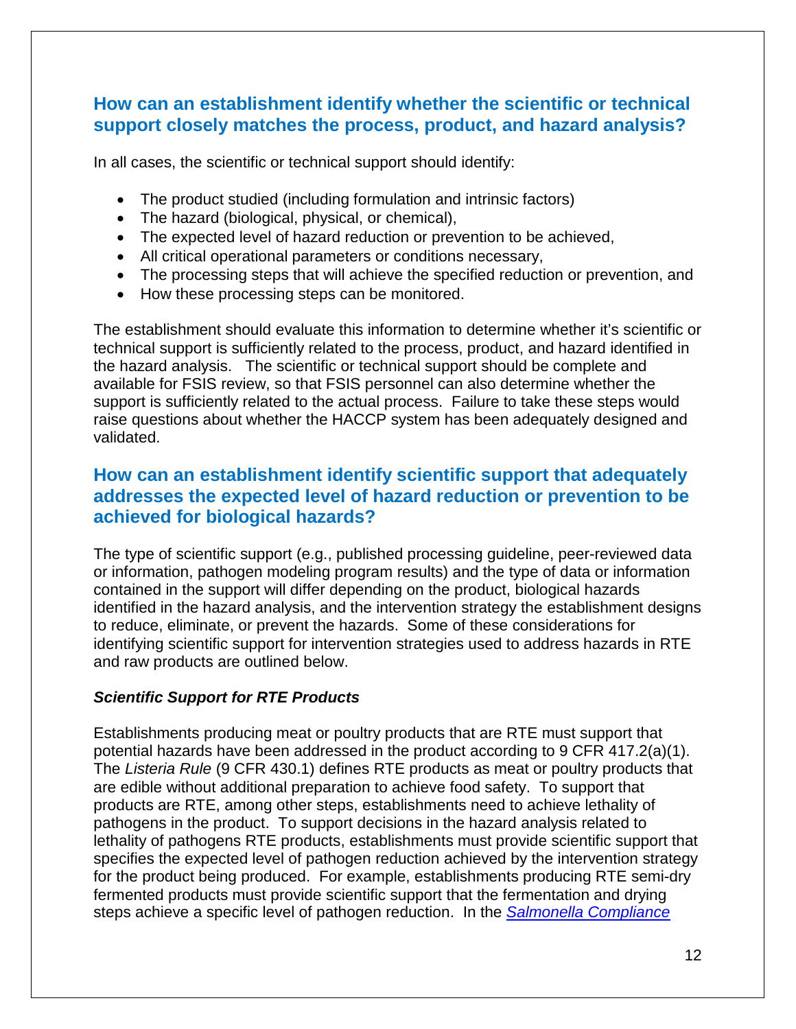## How can an establishment identify whether the scientific or technical support closely matches the process, product, and hazard analysis?

In all cases, the scientific or technical support should identify:

- The product studied (including formulation and intrinsic factors)
- The hazard (biological, physical, or chemical),
- The expected level of hazard reduction or prevention to be achieved,
- All critical operational parameters or conditions necessary,
- The processing steps that will achieve the specified reduction or prevention, and
- How these processing steps can be monitored.

The establishment should evaluate this information to determine whether it's scientific or technical support is sufficiently related to the process, product, and hazard identified in the hazard analysis. The scientific or technical support should be complete and available for FSIS review, so that FSIS personnel can also determine whether the support is sufficiently related to the actual process. Failure to take these steps would raise questions about whether the HACCP system has been adequately designed and validated.

## How can an establishment identify scientific support that adequately addresses the expected level of hazard reduction or prevention to be achieved for biological hazards?

The type of scientific support (e.g., published processing guideline, peer-reviewed data or information, pathogen modeling program results) and the type of data or information contained in the support will differ depending on the product, biological hazards identified in the hazard analysis, and the intervention strategy the establishment designs to reduce, eliminate, or prevent the hazards. Some of these considerations for identifying scientific support for intervention strategies used to address hazards in RTE and raw products are outlined below.

### *Scientific Support for RTE Products*

Establishments producing meat or poultry products that are RTE must support that potential hazards have been addressed in the product according to 9 CFR 417.2(a)(1). The *Listeria Rule* (9 CFR 430.1) defines RTE products as meat or poultry products that are edible without additional preparation to achieve food safety. To support that products are RTE, among other steps, establishments need to achieve lethality of pathogens in the product. To support decisions in the hazard analysis related to lethality of pathogens RTE products, establishments must provide scientific support that specifies the expected level of pathogen reduction achieved by the intervention strategy for the product being produced. For example, establishments producing RTE semi-dry fermented products must provide scientific support that the fermentation and drying steps achieve a specific level of pathogen reduction. In the *Salmonella Compliance*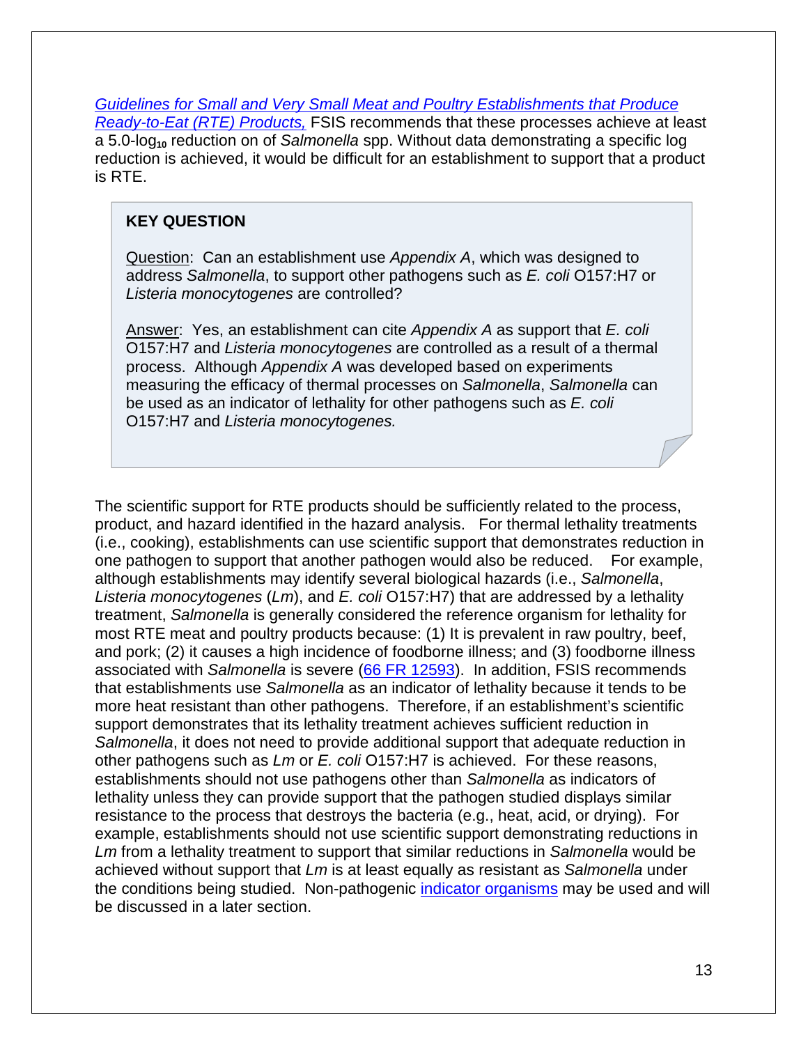[*Guidelines for Small and Very Small Meat and Poultry Establishments that Produce Ready-to-Eat (RTE) Products,*](#) FSIS recommends that these processes achieve at least a 5.0-$\log_{10}$ reduction on of *Salmonella* spp. Without data demonstrating a specific log reduction is achieved, it would be difficult for an establishment to support that a product is RTE.

> **KEY QUESTION**
>
> Question: Can an establishment use *Appendix A*, which was designed to address *Salmonella*, to support other pathogens such as *E. coli* O157:H7 or *Listeria monocytogenes* are controlled?
>
> Answer: Yes, an establishment can cite *Appendix A* as support that *E. coli* O157:H7 and *Listeria monocytogenes* are controlled as a result of a thermal process. Although *Appendix A* was developed based on experiments measuring the efficacy of thermal processes on *Salmonella*, *Salmonella* can be used as an indicator of lethality for other pathogens such as *E. coli* O157:H7 and *Listeria monocytogenes.*

The scientific support for RTE products should be sufficiently related to the process, product, and hazard identified in the hazard analysis. For thermal lethality treatments (i.e., cooking), establishments can use scientific support that demonstrates reduction in one pathogen to support that another pathogen would also be reduced. For example, although establishments may identify several biological hazards (i.e., *Salmonella*, *Listeria monocytogenes* (*Lm*), and *E. coli* O157:H7) that are addressed by a lethality treatment, *Salmonella* is generally considered the reference organism for lethality for most RTE meat and poultry products because: (1) It is prevalent in raw poultry, beef, and pork; (2) it causes a high incidence of foodborne illness; and (3) foodborne illness associated with *Salmonella* is severe ([66 FR 12593](#)). In addition, FSIS recommends that establishments use *Salmonella* as an indicator of lethality because it tends to be more heat resistant than other pathogens. Therefore, if an establishment's scientific support demonstrates that its lethality treatment achieves sufficient reduction in *Salmonella*, it does not need to provide additional support that adequate reduction in other pathogens such as *Lm* or *E. coli* O157:H7 is achieved. For these reasons, establishments should not use pathogens other than *Salmonella* as indicators of lethality unless they can provide support that the pathogen studied displays similar resistance to the process that destroys the bacteria (e.g., heat, acid, or drying). For example, establishments should not use scientific support demonstrating reductions in *Lm* from a lethality treatment to support that similar reductions in *Salmonella* would be achieved without support that *Lm* is at least equally as resistant as *Salmonella* under the conditions being studied. Non-pathogenic [indicator organisms](#) may be used and will be discussed in a later section.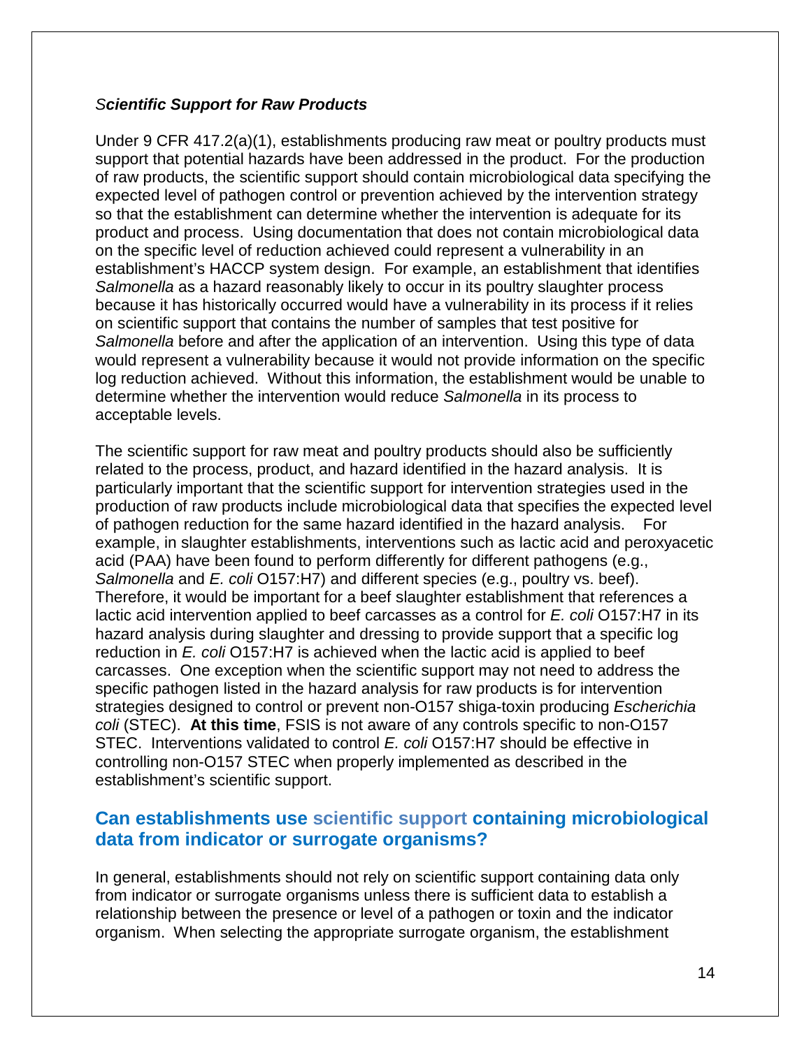### *Scientific Support for Raw Products*

Under 9 CFR 417.2(a)(1), establishments producing raw meat or poultry products must support that potential hazards have been addressed in the product. For the production of raw products, the scientific support should contain microbiological data specifying the expected level of pathogen control or prevention achieved by the intervention strategy so that the establishment can determine whether the intervention is adequate for its product and process. Using documentation that does not contain microbiological data on the specific level of reduction achieved could represent a vulnerability in an establishment's HACCP system design. For example, an establishment that identifies *Salmonella* as a hazard reasonably likely to occur in its poultry slaughter process because it has historically occurred would have a vulnerability in its process if it relies on scientific support that contains the number of samples that test positive for *Salmonella* before and after the application of an intervention. Using this type of data would represent a vulnerability because it would not provide information on the specific log reduction achieved. Without this information, the establishment would be unable to determine whether the intervention would reduce *Salmonella* in its process to acceptable levels.

The scientific support for raw meat and poultry products should also be sufficiently related to the process, product, and hazard identified in the hazard analysis. It is particularly important that the scientific support for intervention strategies used in the production of raw products include microbiological data that specifies the expected level of pathogen reduction for the same hazard identified in the hazard analysis. For example, in slaughter establishments, interventions such as lactic acid and peroxyacetic acid (PAA) have been found to perform differently for different pathogens (e.g., *Salmonella* and *E. coli* O157:H7) and different species (e.g., poultry vs. beef). Therefore, it would be important for a beef slaughter establishment that references a lactic acid intervention applied to beef carcasses as a control for *E. coli* O157:H7 in its hazard analysis during slaughter and dressing to provide support that a specific log reduction in *E. coli* O157:H7 is achieved when the lactic acid is applied to beef carcasses. One exception when the scientific support may not need to address the specific pathogen listed in the hazard analysis for raw products is for intervention strategies designed to control or prevent non-O157 shiga-toxin producing *Escherichia coli* (STEC). **At this time**, FSIS is not aware of any controls specific to non-O157 STEC. Interventions validated to control *E. coli* O157:H7 should be effective in controlling non-O157 STEC when properly implemented as described in the establishment's scientific support.

## Can establishments use scientific support containing microbiological data from indicator or surrogate organisms?

In general, establishments should not rely on scientific support containing data only from indicator or surrogate organisms unless there is sufficient data to establish a relationship between the presence or level of a pathogen or toxin and the indicator organism. When selecting the appropriate surrogate organism, the establishment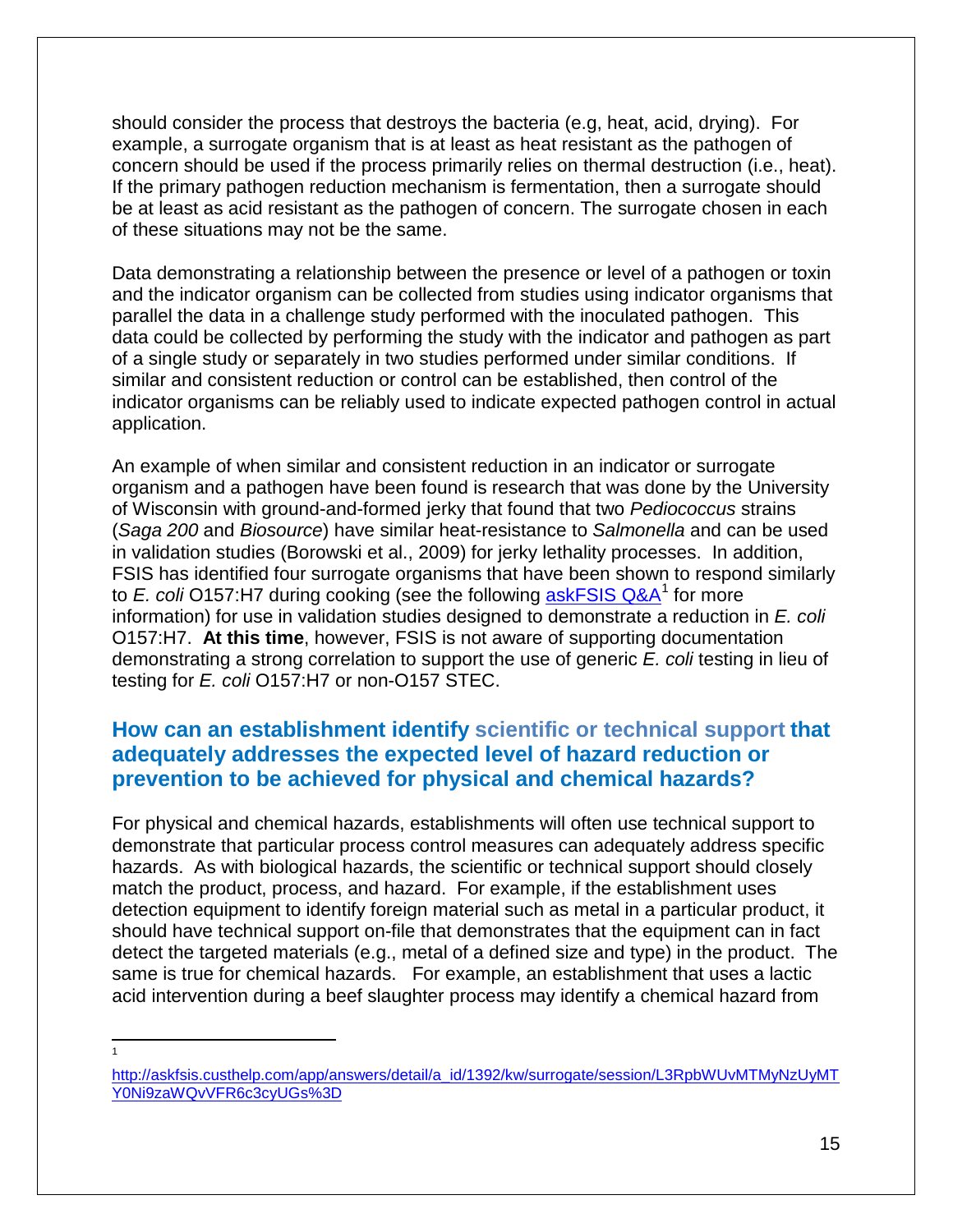should consider the process that destroys the bacteria (e.g, heat, acid, drying). For example, a surrogate organism that is at least as heat resistant as the pathogen of concern should be used if the process primarily relies on thermal destruction (i.e., heat). If the primary pathogen reduction mechanism is fermentation, then a surrogate should be at least as acid resistant as the pathogen of concern. The surrogate chosen in each of these situations may not be the same.

Data demonstrating a relationship between the presence or level of a pathogen or toxin and the indicator organism can be collected from studies using indicator organisms that parallel the data in a challenge study performed with the inoculated pathogen. This data could be collected by performing the study with the indicator and pathogen as part of a single study or separately in two studies performed under similar conditions. If similar and consistent reduction or control can be established, then control of the indicator organisms can be reliably used to indicate expected pathogen control in actual application.

An example of when similar and consistent reduction in an indicator or surrogate organism and a pathogen have been found is research that was done by the University of Wisconsin with ground-and-formed jerky that found that two *Pediococcus* strains (*Saga 200* and *Biosource*) have similar heat-resistance to *Salmonella* and can be used in validation studies (Borowski et al., 2009) for jerky lethality processes. In addition, FSIS has identified four surrogate organisms that have been shown to respond similarly to *E. coli* O157:H7 during cooking (see the following [askFSIS Q&A](http://askfsis.custhelp.com/app/answers/detail/a_id/1392/kw/surrogate/session/L3RpbWUvMTMyNzUyMTY0Ni9zaWQvVFR6c3cyUGs%3D)[1] for more information) for use in validation studies designed to demonstrate a reduction in *E. coli* O157:H7. **At this time**, however, FSIS is not aware of supporting documentation demonstrating a strong correlation to support the use of generic *E. coli* testing in lieu of testing for *E. coli* O157:H7 or non-O157 STEC.

## How can an establishment identify scientific or technical support that adequately addresses the expected level of hazard reduction or prevention to be achieved for physical and chemical hazards?

For physical and chemical hazards, establishments will often use technical support to demonstrate that particular process control measures can adequately address specific hazards. As with biological hazards, the scientific or technical support should closely match the product, process, and hazard. For example, if the establishment uses detection equipment to identify foreign material such as metal in a particular product, it should have technical support on-file that demonstrates that the equipment can in fact detect the targeted materials (e.g., metal of a defined size and type) in the product. The same is true for chemical hazards. For example, an establishment that uses a lactic acid intervention during a beef slaughter process may identify a chemical hazard from

---

[1] http://askfsis.custhelp.com/app/answers/detail/a_id/1392/kw/surrogate/session/L3RpbWUvMTMyNzUyMTY0Ni9zaWQvVFR6c3cyUGs%3D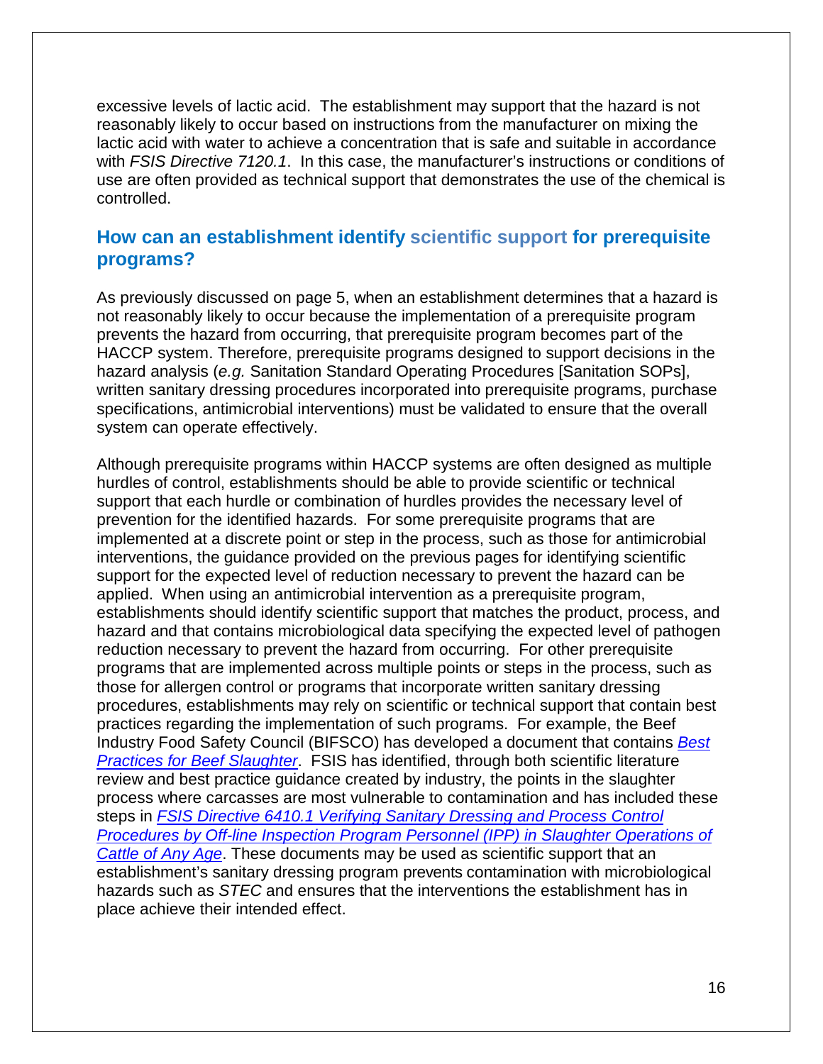excessive levels of lactic acid. The establishment may support that the hazard is not reasonably likely to occur based on instructions from the manufacturer on mixing the lactic acid with water to achieve a concentration that is safe and suitable in accordance with *FSIS Directive 7120.1*. In this case, the manufacturer's instructions or conditions of use are often provided as technical support that demonstrates the use of the chemical is controlled.

## How can an establishment identify scientific support for prerequisite programs?

As previously discussed on page 5, when an establishment determines that a hazard is not reasonably likely to occur because the implementation of a prerequisite program prevents the hazard from occurring, that prerequisite program becomes part of the HACCP system. Therefore, prerequisite programs designed to support decisions in the hazard analysis (*e.g.* Sanitation Standard Operating Procedures [Sanitation SOPs], written sanitary dressing procedures incorporated into prerequisite programs, purchase specifications, antimicrobial interventions) must be validated to ensure that the overall system can operate effectively.

Although prerequisite programs within HACCP systems are often designed as multiple hurdles of control, establishments should be able to provide scientific or technical support that each hurdle or combination of hurdles provides the necessary level of prevention for the identified hazards. For some prerequisite programs that are implemented at a discrete point or step in the process, such as those for antimicrobial interventions, the guidance provided on the previous pages for identifying scientific support for the expected level of reduction necessary to prevent the hazard can be applied. When using an antimicrobial intervention as a prerequisite program, establishments should identify scientific support that matches the product, process, and hazard and that contains microbiological data specifying the expected level of pathogen reduction necessary to prevent the hazard from occurring. For other prerequisite programs that are implemented across multiple points or steps in the process, such as those for allergen control or programs that incorporate written sanitary dressing procedures, establishments may rely on scientific or technical support that contain best practices regarding the implementation of such programs. For example, the Beef Industry Food Safety Council (BIFSCO) has developed a document that contains *Best Practices for Beef Slaughter*. FSIS has identified, through both scientific literature review and best practice guidance created by industry, the points in the slaughter process where carcasses are most vulnerable to contamination and has included these steps in *FSIS Directive 6410.1 Verifying Sanitary Dressing and Process Control Procedures by Off-line Inspection Program Personnel (IPP) in Slaughter Operations of Cattle of Any Age*. These documents may be used as scientific support that an establishment's sanitary dressing program prevents contamination with microbiological hazards such as *STEC* and ensures that the interventions the establishment has in place achieve their intended effect.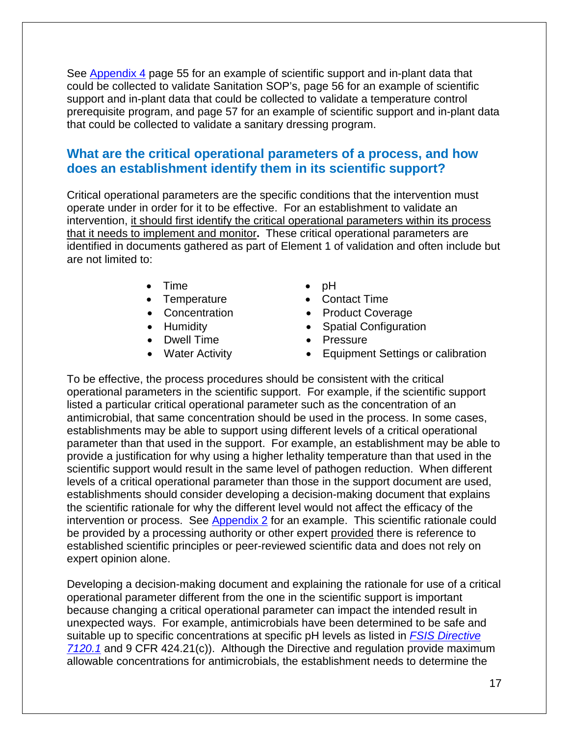See Appendix 4 page 55 for an example of scientific support and in-plant data that could be collected to validate Sanitation SOP's, page 56 for an example of scientific support and in-plant data that could be collected to validate a temperature control prerequisite program, and page 57 for an example of scientific support and in-plant data that could be collected to validate a sanitary dressing program.

## What are the critical operational parameters of a process, and how does an establishment identify them in its scientific support?

Critical operational parameters are the specific conditions that the intervention must operate under in order for it to be effective. For an establishment to validate an intervention, it should first identify the critical operational parameters within its process that it needs to implement and monitor**.** These critical operational parameters are identified in documents gathered as part of Element 1 of validation and often include but are not limited to:

- Time
- Temperature
- Concentration
- Humidity
- Dwell Time
- Water Activity
- pH
- Contact Time
- Product Coverage
- Spatial Configuration
- Pressure
- Equipment Settings or calibration

To be effective, the process procedures should be consistent with the critical operational parameters in the scientific support. For example, if the scientific support listed a particular critical operational parameter such as the concentration of an antimicrobial, that same concentration should be used in the process. In some cases, establishments may be able to support using different levels of a critical operational parameter than that used in the support. For example, an establishment may be able to provide a justification for why using a higher lethality temperature than that used in the scientific support would result in the same level of pathogen reduction. When different levels of a critical operational parameter than those in the support document are used, establishments should consider developing a decision-making document that explains the scientific rationale for why the different level would not affect the efficacy of the intervention or process. See Appendix 2 for an example. This scientific rationale could be provided by a processing authority or other expert provided there is reference to established scientific principles or peer-reviewed scientific data and does not rely on expert opinion alone.

Developing a decision-making document and explaining the rationale for use of a critical operational parameter different from the one in the scientific support is important because changing a critical operational parameter can impact the intended result in unexpected ways. For example, antimicrobials have been determined to be safe and suitable up to specific concentrations at specific pH levels as listed in *FSIS Directive 7120.1* and 9 CFR 424.21(c)). Although the Directive and regulation provide maximum allowable concentrations for antimicrobials, the establishment needs to determine the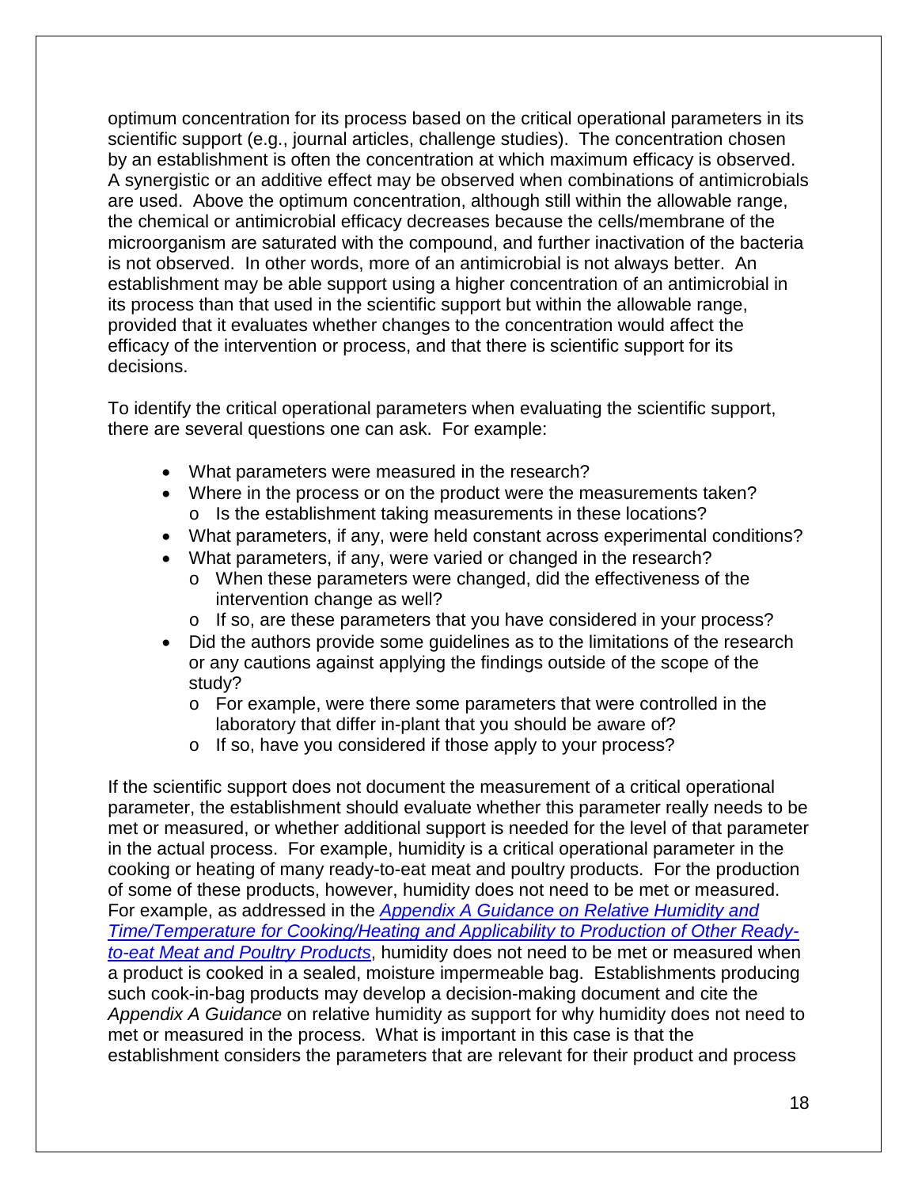optimum concentration for its process based on the critical operational parameters in its scientific support (e.g., journal articles, challenge studies). The concentration chosen by an establishment is often the concentration at which maximum efficacy is observed. A synergistic or an additive effect may be observed when combinations of antimicrobials are used. Above the optimum concentration, although still within the allowable range, the chemical or antimicrobial efficacy decreases because the cells/membrane of the microorganism are saturated with the compound, and further inactivation of the bacteria is not observed. In other words, more of an antimicrobial is not always better. An establishment may be able support using a higher concentration of an antimicrobial in its process than that used in the scientific support but within the allowable range, provided that it evaluates whether changes to the concentration would affect the efficacy of the intervention or process, and that there is scientific support for its decisions.

To identify the critical operational parameters when evaluating the scientific support, there are several questions one can ask. For example:

- What parameters were measured in the research?
- Where in the process or on the product were the measurements taken?
  - Is the establishment taking measurements in these locations?
- What parameters, if any, were held constant across experimental conditions?
- What parameters, if any, were varied or changed in the research?
  - When these parameters were changed, did the effectiveness of the intervention change as well?
  - If so, are these parameters that you have considered in your process?
- Did the authors provide some guidelines as to the limitations of the research or any cautions against applying the findings outside of the scope of the study?
  - For example, were there some parameters that were controlled in the laboratory that differ in-plant that you should be aware of?
  - If so, have you considered if those apply to your process?

If the scientific support does not document the measurement of a critical operational parameter, the establishment should evaluate whether this parameter really needs to be met or measured, or whether additional support is needed for the level of that parameter in the actual process. For example, humidity is a critical operational parameter in the cooking or heating of many ready-to-eat meat and poultry products. For the production of some of these products, however, humidity does not need to be met or measured. For example, as addressed in the *Appendix A Guidance on Relative Humidity and Time/Temperature for Cooking/Heating and Applicability to Production of Other Ready-to-eat Meat and Poultry Products*, humidity does not need to be met or measured when a product is cooked in a sealed, moisture impermeable bag. Establishments producing such cook-in-bag products may develop a decision-making document and cite the *Appendix A Guidance* on relative humidity as support for why humidity does not need to met or measured in the process. What is important in this case is that the establishment considers the parameters that are relevant for their product and process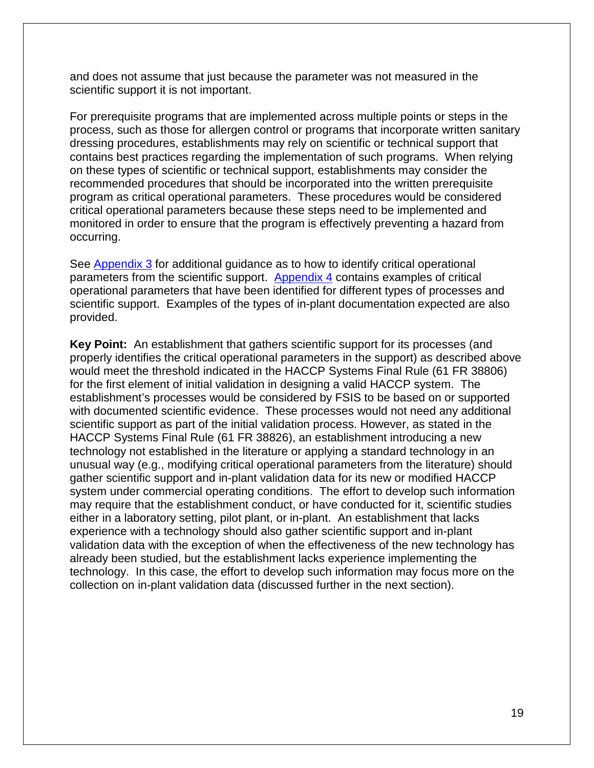and does not assume that just because the parameter was not measured in the scientific support it is not important.

For prerequisite programs that are implemented across multiple points or steps in the process, such as those for allergen control or programs that incorporate written sanitary dressing procedures, establishments may rely on scientific or technical support that contains best practices regarding the implementation of such programs. When relying on these types of scientific or technical support, establishments may consider the recommended procedures that should be incorporated into the written prerequisite program as critical operational parameters. These procedures would be considered critical operational parameters because these steps need to be implemented and monitored in order to ensure that the program is effectively preventing a hazard from occurring.

See Appendix 3 for additional guidance as to how to identify critical operational parameters from the scientific support. Appendix 4 contains examples of critical operational parameters that have been identified for different types of processes and scientific support. Examples of the types of in-plant documentation expected are also provided.

**Key Point:** An establishment that gathers scientific support for its processes (and properly identifies the critical operational parameters in the support) as described above would meet the threshold indicated in the HACCP Systems Final Rule (61 FR 38806) for the first element of initial validation in designing a valid HACCP system. The establishment's processes would be considered by FSIS to be based on or supported with documented scientific evidence. These processes would not need any additional scientific support as part of the initial validation process. However, as stated in the HACCP Systems Final Rule (61 FR 38826), an establishment introducing a new technology not established in the literature or applying a standard technology in an unusual way (e.g., modifying critical operational parameters from the literature) should gather scientific support and in-plant validation data for its new or modified HACCP system under commercial operating conditions. The effort to develop such information may require that the establishment conduct, or have conducted for it, scientific studies either in a laboratory setting, pilot plant, or in-plant. An establishment that lacks experience with a technology should also gather scientific support and in-plant validation data with the exception of when the effectiveness of the new technology has already been studied, but the establishment lacks experience implementing the technology. In this case, the effort to develop such information may focus more on the collection on in-plant validation data (discussed further in the next section).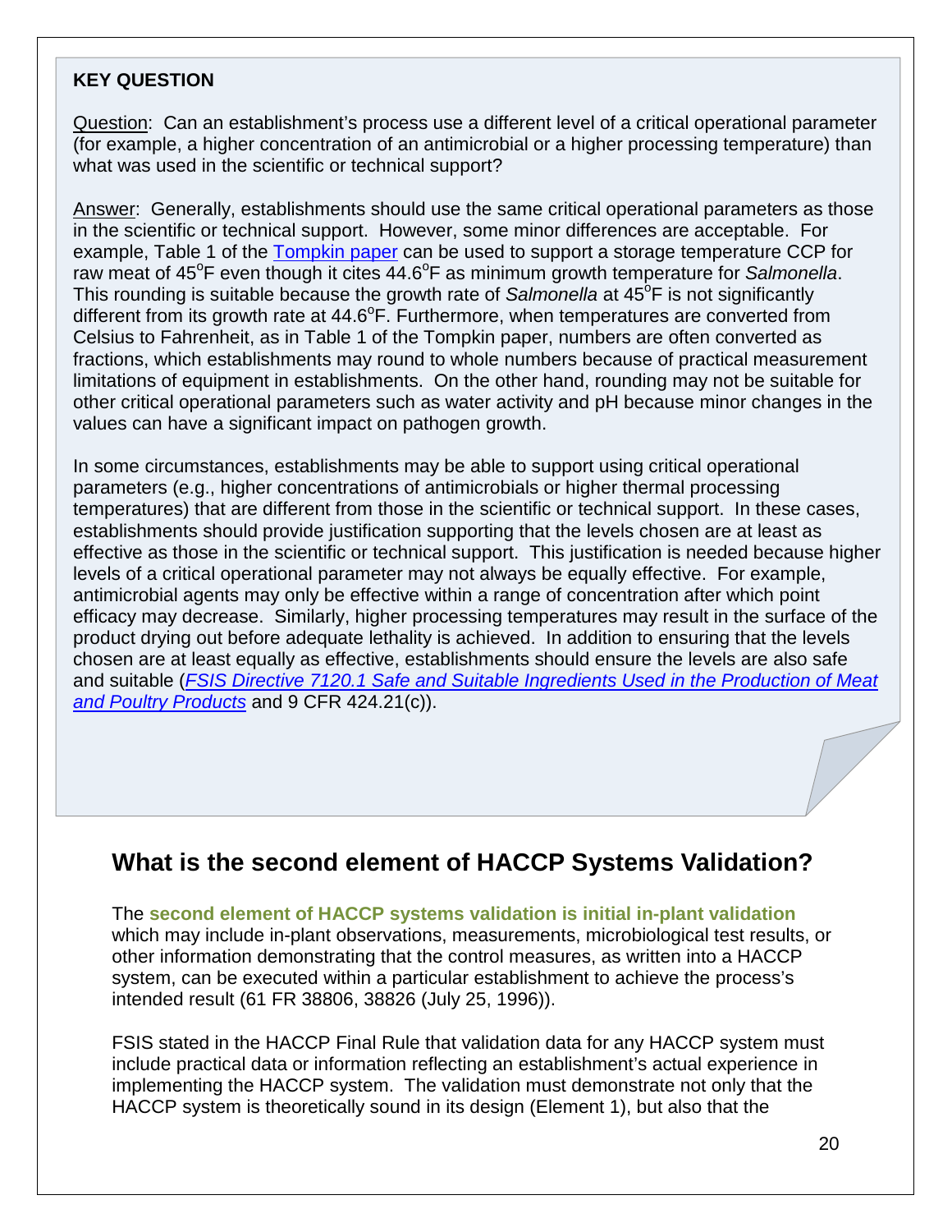**KEY QUESTION**

Question: Can an establishment's process use a different level of a critical operational parameter (for example, a higher concentration of an antimicrobial or a higher processing temperature) than what was used in the scientific or technical support?

Answer: Generally, establishments should use the same critical operational parameters as those in the scientific or technical support. However, some minor differences are acceptable. For example, Table 1 of the Tompkin paper can be used to support a storage temperature CCP for raw meat of 45°F even though it cites 44.6°F as minimum growth temperature for *Salmonella*. This rounding is suitable because the growth rate of *Salmonella* at 45°F is not significantly different from its growth rate at 44.6°F. Furthermore, when temperatures are converted from Celsius to Fahrenheit, as in Table 1 of the Tompkin paper, numbers are often converted as fractions, which establishments may round to whole numbers because of practical measurement limitations of equipment in establishments. On the other hand, rounding may not be suitable for other critical operational parameters such as water activity and pH because minor changes in the values can have a significant impact on pathogen growth.

In some circumstances, establishments may be able to support using critical operational parameters (e.g., higher concentrations of antimicrobials or higher thermal processing temperatures) that are different from those in the scientific or technical support. In these cases, establishments should provide justification supporting that the levels chosen are at least as effective as those in the scientific or technical support. This justification is needed because higher levels of a critical operational parameter may not always be equally effective. For example, antimicrobial agents may only be effective within a range of concentration after which point efficacy may decrease. Similarly, higher processing temperatures may result in the surface of the product drying out before adequate lethality is achieved. In addition to ensuring that the levels chosen are at least equally as effective, establishments should ensure the levels are also safe and suitable (*FSIS Directive 7120.1 Safe and Suitable Ingredients Used in the Production of Meat and Poultry Products* and 9 CFR 424.21(c)).

## What is the second element of HACCP Systems Validation?

The **second element of HACCP systems validation is initial in-plant validation** which may include in-plant observations, measurements, microbiological test results, or other information demonstrating that the control measures, as written into a HACCP system, can be executed within a particular establishment to achieve the process's intended result (61 FR 38806, 38826 (July 25, 1996)).

FSIS stated in the HACCP Final Rule that validation data for any HACCP system must include practical data or information reflecting an establishment's actual experience in implementing the HACCP system. The validation must demonstrate not only that the HACCP system is theoretically sound in its design (Element 1), but also that the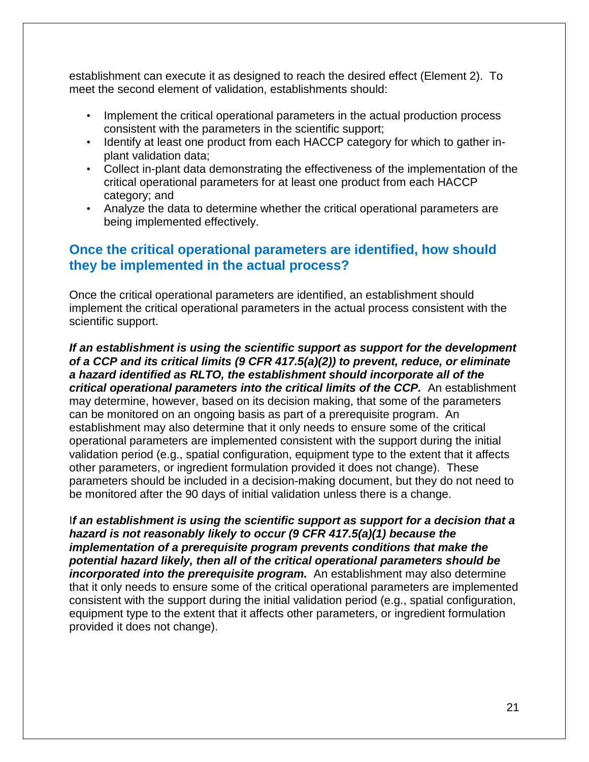establishment can execute it as designed to reach the desired effect (Element 2). To meet the second element of validation, establishments should:

- Implement the critical operational parameters in the actual production process consistent with the parameters in the scientific support;
- Identify at least one product from each HACCP category for which to gather in-plant validation data;
- Collect in-plant data demonstrating the effectiveness of the implementation of the critical operational parameters for at least one product from each HACCP category; and
- Analyze the data to determine whether the critical operational parameters are being implemented effectively.

## Once the critical operational parameters are identified, how should they be implemented in the actual process?

Once the critical operational parameters are identified, an establishment should implement the critical operational parameters in the actual process consistent with the scientific support.

***If an establishment is using the scientific support as support for the development of a CCP and its critical limits (9 CFR 417.5(a)(2)) to prevent, reduce, or eliminate a hazard identified as RLTO, the establishment should incorporate all of the critical operational parameters into the critical limits of the CCP.*** An establishment may determine, however, based on its decision making, that some of the parameters can be monitored on an ongoing basis as part of a prerequisite program. An establishment may also determine that it only needs to ensure some of the critical operational parameters are implemented consistent with the support during the initial validation period (e.g., spatial configuration, equipment type to the extent that it affects other parameters, or ingredient formulation provided it does not change). These parameters should be included in a decision-making document, but they do not need to be monitored after the 90 days of initial validation unless there is a change.

I***f an establishment is using the scientific support as support for a decision that a hazard is not reasonably likely to occur (9 CFR 417.5(a)(1) because the implementation of a prerequisite program prevents conditions that make the potential hazard likely, then all of the critical operational parameters should be incorporated into the prerequisite program.*** An establishment may also determine that it only needs to ensure some of the critical operational parameters are implemented consistent with the support during the initial validation period (e.g., spatial configuration, equipment type to the extent that it affects other parameters, or ingredient formulation provided it does not change).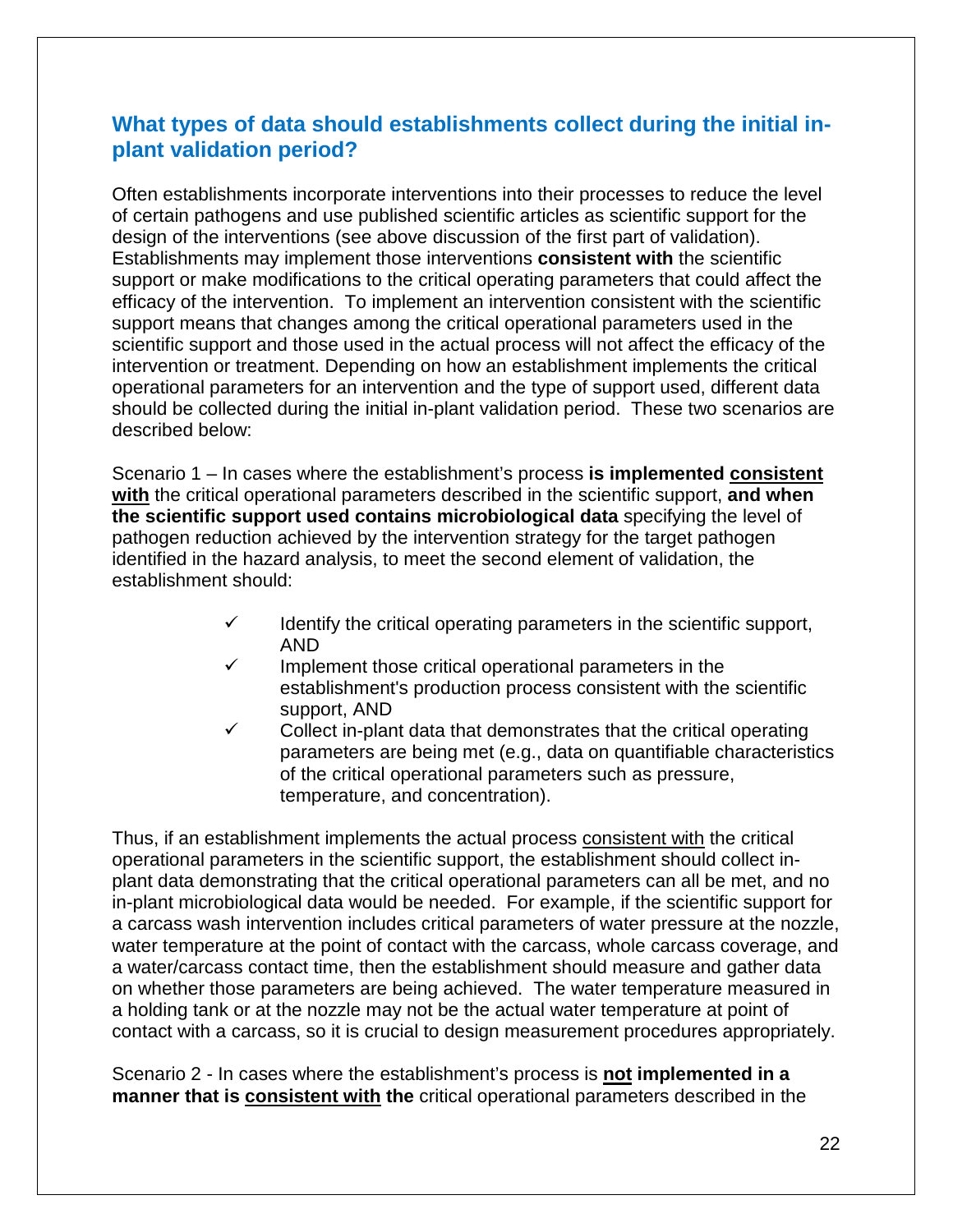## What types of data should establishments collect during the initial in-plant validation period?

Often establishments incorporate interventions into their processes to reduce the level of certain pathogens and use published scientific articles as scientific support for the design of the interventions (see above discussion of the first part of validation). Establishments may implement those interventions **consistent with** the scientific support or make modifications to the critical operating parameters that could affect the efficacy of the intervention. To implement an intervention consistent with the scientific support means that changes among the critical operational parameters used in the scientific support and those used in the actual process will not affect the efficacy of the intervention or treatment. Depending on how an establishment implements the critical operational parameters for an intervention and the type of support used, different data should be collected during the initial in-plant validation period. These two scenarios are described below:

Scenario 1 – In cases where the establishment's process **is implemented <u>consistent with</u>** the critical operational parameters described in the scientific support, **and when the scientific support used contains microbiological data** specifying the level of pathogen reduction achieved by the intervention strategy for the target pathogen identified in the hazard analysis, to meet the second element of validation, the establishment should:

- ✓ Identify the critical operating parameters in the scientific support, AND
- ✓ Implement those critical operational parameters in the establishment's production process consistent with the scientific support, AND
- ✓ Collect in-plant data that demonstrates that the critical operating parameters are being met (e.g., data on quantifiable characteristics of the critical operational parameters such as pressure, temperature, and concentration).

Thus, if an establishment implements the actual process <u>consistent with</u> the critical operational parameters in the scientific support, the establishment should collect in-plant data demonstrating that the critical operational parameters can all be met, and no in-plant microbiological data would be needed. For example, if the scientific support for a carcass wash intervention includes critical parameters of water pressure at the nozzle, water temperature at the point of contact with the carcass, whole carcass coverage, and a water/carcass contact time, then the establishment should measure and gather data on whether those parameters are being achieved. The water temperature measured in a holding tank or at the nozzle may not be the actual water temperature at point of contact with a carcass, so it is crucial to design measurement procedures appropriately.

Scenario 2 - In cases where the establishment's process is **<u>not</u> implemented in a manner that is <u>consistent with</u> the** critical operational parameters described in the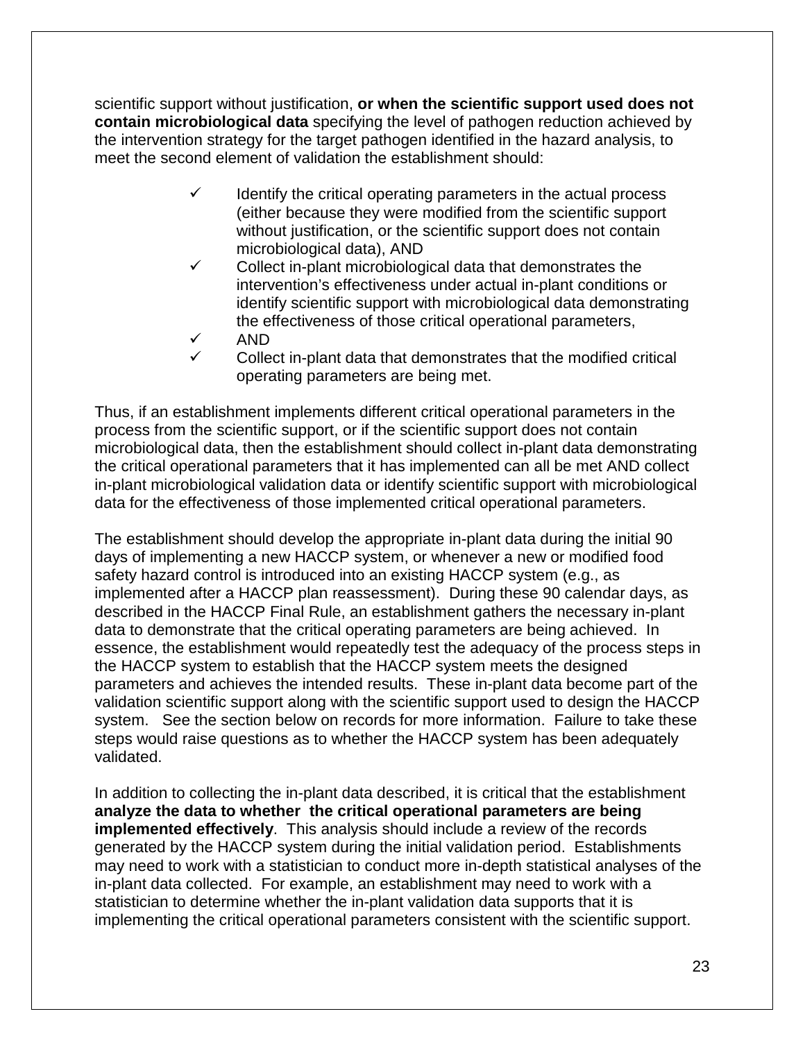scientific support without justification, **or when the scientific support used does not contain microbiological data** specifying the level of pathogen reduction achieved by the intervention strategy for the target pathogen identified in the hazard analysis, to meet the second element of validation the establishment should:

- ✓ Identify the critical operating parameters in the actual process (either because they were modified from the scientific support without justification, or the scientific support does not contain microbiological data), AND
- ✓ Collect in-plant microbiological data that demonstrates the intervention's effectiveness under actual in-plant conditions or identify scientific support with microbiological data demonstrating the effectiveness of those critical operational parameters,
- ✓ AND
- ✓ Collect in-plant data that demonstrates that the modified critical operating parameters are being met.

Thus, if an establishment implements different critical operational parameters in the process from the scientific support, or if the scientific support does not contain microbiological data, then the establishment should collect in-plant data demonstrating the critical operational parameters that it has implemented can all be met AND collect in-plant microbiological validation data or identify scientific support with microbiological data for the effectiveness of those implemented critical operational parameters.

The establishment should develop the appropriate in-plant data during the initial 90 days of implementing a new HACCP system, or whenever a new or modified food safety hazard control is introduced into an existing HACCP system (e.g., as implemented after a HACCP plan reassessment). During these 90 calendar days, as described in the HACCP Final Rule, an establishment gathers the necessary in-plant data to demonstrate that the critical operating parameters are being achieved. In essence, the establishment would repeatedly test the adequacy of the process steps in the HACCP system to establish that the HACCP system meets the designed parameters and achieves the intended results. These in-plant data become part of the validation scientific support along with the scientific support used to design the HACCP system. See the section below on records for more information. Failure to take these steps would raise questions as to whether the HACCP system has been adequately validated.

In addition to collecting the in-plant data described, it is critical that the establishment **analyze the data to whether the critical operational parameters are being implemented effectively**. This analysis should include a review of the records generated by the HACCP system during the initial validation period. Establishments may need to work with a statistician to conduct more in-depth statistical analyses of the in-plant data collected. For example, an establishment may need to work with a statistician to determine whether the in-plant validation data supports that it is implementing the critical operational parameters consistent with the scientific support.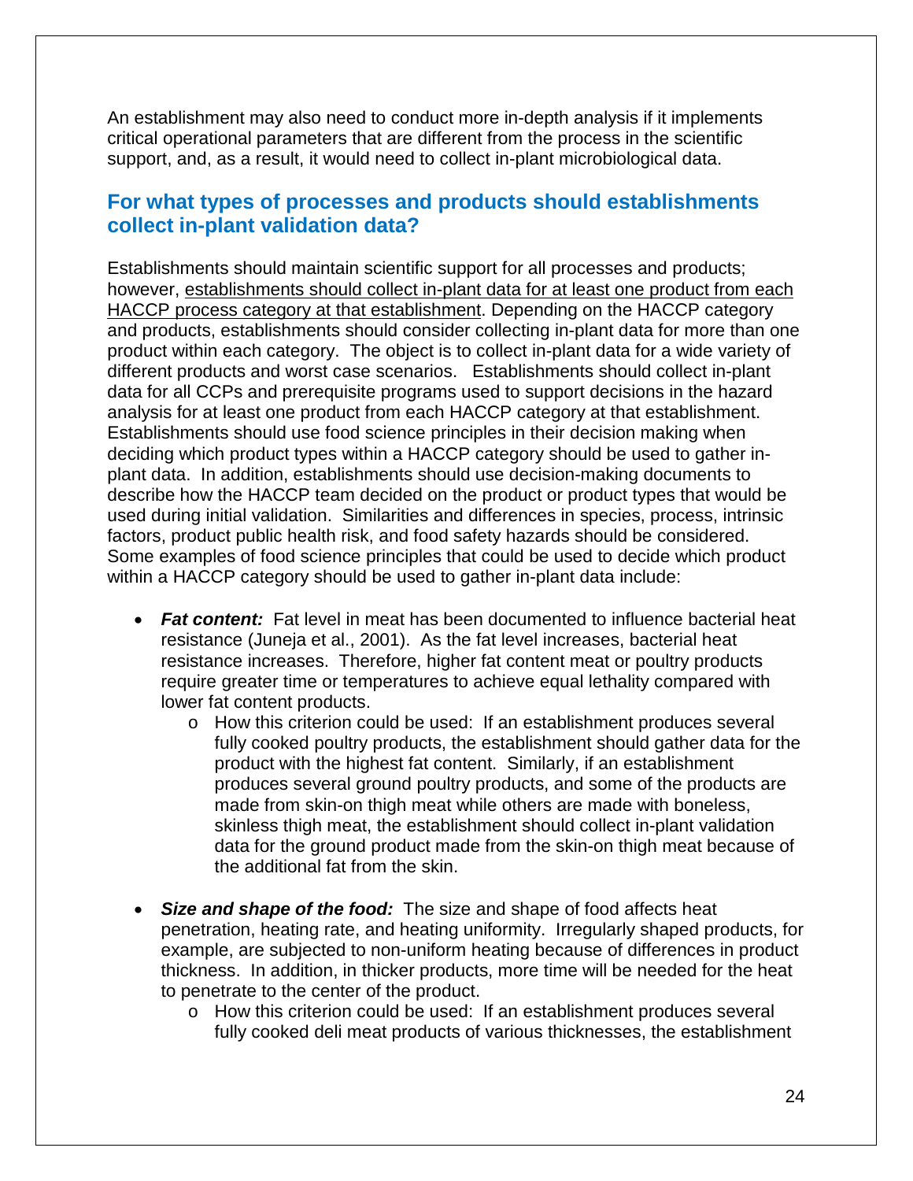An establishment may also need to conduct more in-depth analysis if it implements critical operational parameters that are different from the process in the scientific support, and, as a result, it would need to collect in-plant microbiological data.

## For what types of processes and products should establishments collect in-plant validation data?

Establishments should maintain scientific support for all processes and products; however, <u>establishments should collect in-plant data for at least one product from each HACCP process category at that establishment</u>. Depending on the HACCP category and products, establishments should consider collecting in-plant data for more than one product within each category. The object is to collect in-plant data for a wide variety of different products and worst case scenarios. Establishments should collect in-plant data for all CCPs and prerequisite programs used to support decisions in the hazard analysis for at least one product from each HACCP category at that establishment. Establishments should use food science principles in their decision making when deciding which product types within a HACCP category should be used to gather in-plant data. In addition, establishments should use decision-making documents to describe how the HACCP team decided on the product or product types that would be used during initial validation. Similarities and differences in species, process, intrinsic factors, product public health risk, and food safety hazards should be considered. Some examples of food science principles that could be used to decide which product within a HACCP category should be used to gather in-plant data include:

- ***Fat content:*** Fat level in meat has been documented to influence bacterial heat resistance (Juneja et al., 2001). As the fat level increases, bacterial heat resistance increases. Therefore, higher fat content meat or poultry products require greater time or temperatures to achieve equal lethality compared with lower fat content products.
  - How this criterion could be used: If an establishment produces several fully cooked poultry products, the establishment should gather data for the product with the highest fat content. Similarly, if an establishment produces several ground poultry products, and some of the products are made from skin-on thigh meat while others are made with boneless, skinless thigh meat, the establishment should collect in-plant validation data for the ground product made from the skin-on thigh meat because of the additional fat from the skin.

- ***Size and shape of the food:*** The size and shape of food affects heat penetration, heating rate, and heating uniformity. Irregularly shaped products, for example, are subjected to non-uniform heating because of differences in product thickness. In addition, in thicker products, more time will be needed for the heat to penetrate to the center of the product.
  - How this criterion could be used: If an establishment produces several fully cooked deli meat products of various thicknesses, the establishment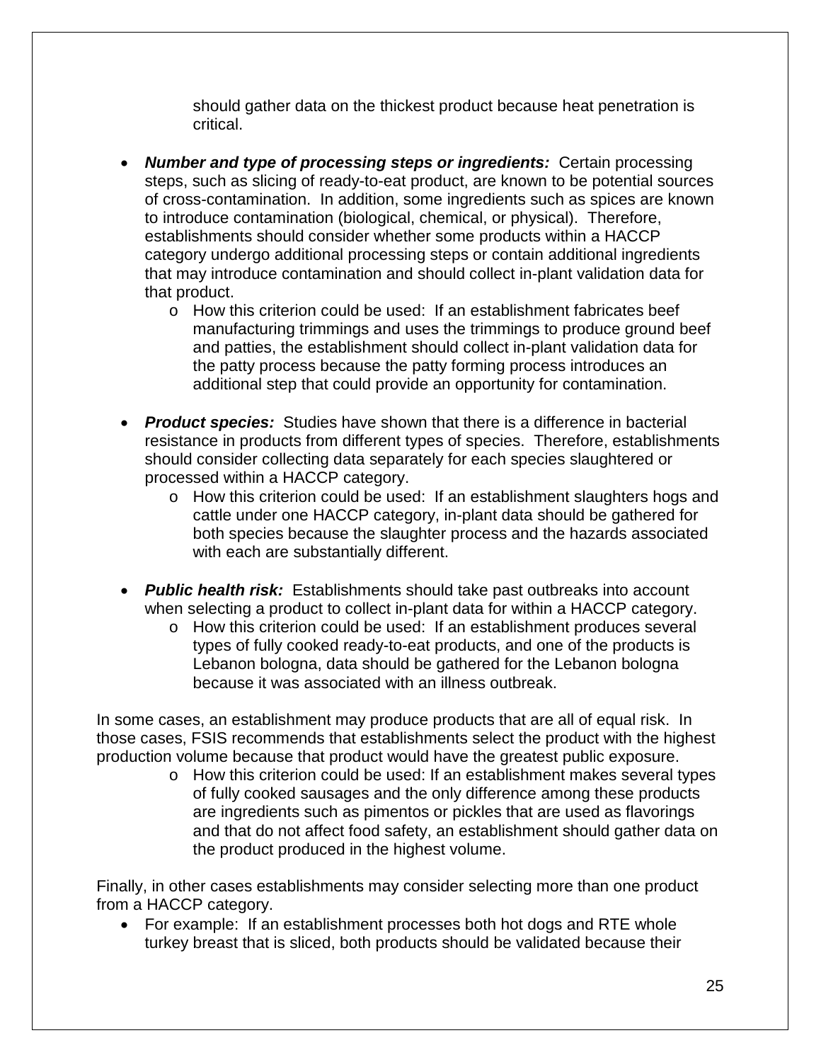should gather data on the thickest product because heat penetration is critical.

- ***Number and type of processing steps or ingredients:*** Certain processing steps, such as slicing of ready-to-eat product, are known to be potential sources of cross-contamination. In addition, some ingredients such as spices are known to introduce contamination (biological, chemical, or physical). Therefore, establishments should consider whether some products within a HACCP category undergo additional processing steps or contain additional ingredients that may introduce contamination and should collect in-plant validation data for that product.
    - How this criterion could be used: If an establishment fabricates beef manufacturing trimmings and uses the trimmings to produce ground beef and patties, the establishment should collect in-plant validation data for the patty process because the patty forming process introduces an additional step that could provide an opportunity for contamination.

- ***Product species:*** Studies have shown that there is a difference in bacterial resistance in products from different types of species. Therefore, establishments should consider collecting data separately for each species slaughtered or processed within a HACCP category.
    - How this criterion could be used: If an establishment slaughters hogs and cattle under one HACCP category, in-plant data should be gathered for both species because the slaughter process and the hazards associated with each are substantially different.

- ***Public health risk:*** Establishments should take past outbreaks into account when selecting a product to collect in-plant data for within a HACCP category.
    - How this criterion could be used: If an establishment produces several types of fully cooked ready-to-eat products, and one of the products is Lebanon bologna, data should be gathered for the Lebanon bologna because it was associated with an illness outbreak.

In some cases, an establishment may produce products that are all of equal risk. In those cases, FSIS recommends that establishments select the product with the highest production volume because that product would have the greatest public exposure.

- How this criterion could be used: If an establishment makes several types of fully cooked sausages and the only difference among these products are ingredients such as pimentos or pickles that are used as flavorings and that do not affect food safety, an establishment should gather data on the product produced in the highest volume.

Finally, in other cases establishments may consider selecting more than one product from a HACCP category.

- For example: If an establishment processes both hot dogs and RTE whole turkey breast that is sliced, both products should be validated because their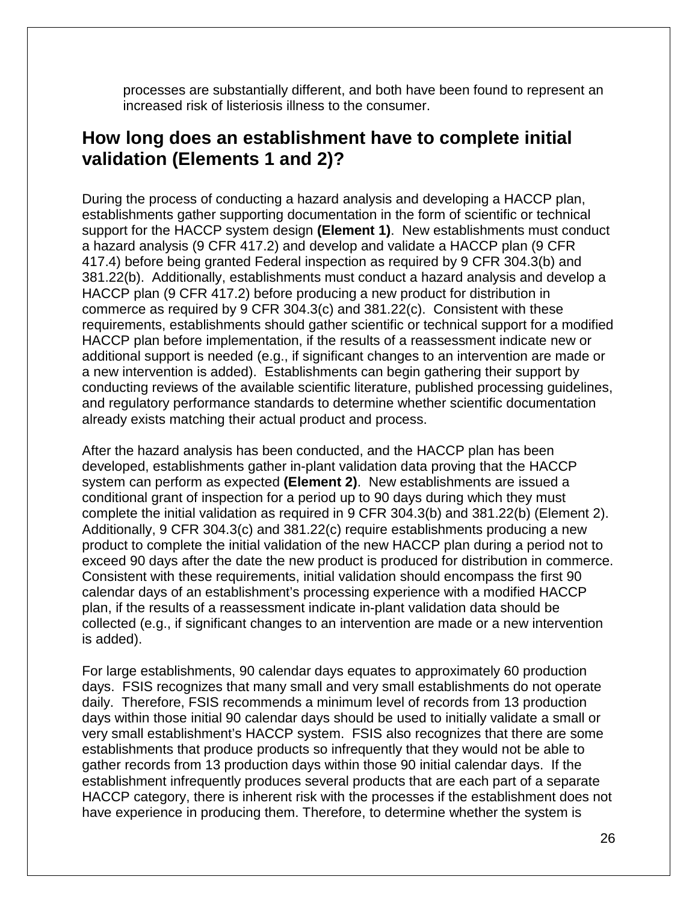processes are substantially different, and both have been found to represent an increased risk of listeriosis illness to the consumer.

## How long does an establishment have to complete initial validation (Elements 1 and 2)?

During the process of conducting a hazard analysis and developing a HACCP plan, establishments gather supporting documentation in the form of scientific or technical support for the HACCP system design **(Element 1)**. New establishments must conduct a hazard analysis (9 CFR 417.2) and develop and validate a HACCP plan (9 CFR 417.4) before being granted Federal inspection as required by 9 CFR 304.3(b) and 381.22(b). Additionally, establishments must conduct a hazard analysis and develop a HACCP plan (9 CFR 417.2) before producing a new product for distribution in commerce as required by 9 CFR 304.3(c) and 381.22(c). Consistent with these requirements, establishments should gather scientific or technical support for a modified HACCP plan before implementation, if the results of a reassessment indicate new or additional support is needed (e.g., if significant changes to an intervention are made or a new intervention is added). Establishments can begin gathering their support by conducting reviews of the available scientific literature, published processing guidelines, and regulatory performance standards to determine whether scientific documentation already exists matching their actual product and process.

After the hazard analysis has been conducted, and the HACCP plan has been developed, establishments gather in-plant validation data proving that the HACCP system can perform as expected **(Element 2)**. New establishments are issued a conditional grant of inspection for a period up to 90 days during which they must complete the initial validation as required in 9 CFR 304.3(b) and 381.22(b) (Element 2). Additionally, 9 CFR 304.3(c) and 381.22(c) require establishments producing a new product to complete the initial validation of the new HACCP plan during a period not to exceed 90 days after the date the new product is produced for distribution in commerce. Consistent with these requirements, initial validation should encompass the first 90 calendar days of an establishment's processing experience with a modified HACCP plan, if the results of a reassessment indicate in-plant validation data should be collected (e.g., if significant changes to an intervention are made or a new intervention is added).

For large establishments, 90 calendar days equates to approximately 60 production days. FSIS recognizes that many small and very small establishments do not operate daily. Therefore, FSIS recommends a minimum level of records from 13 production days within those initial 90 calendar days should be used to initially validate a small or very small establishment's HACCP system. FSIS also recognizes that there are some establishments that produce products so infrequently that they would not be able to gather records from 13 production days within those 90 initial calendar days. If the establishment infrequently produces several products that are each part of a separate HACCP category, there is inherent risk with the processes if the establishment does not have experience in producing them. Therefore, to determine whether the system is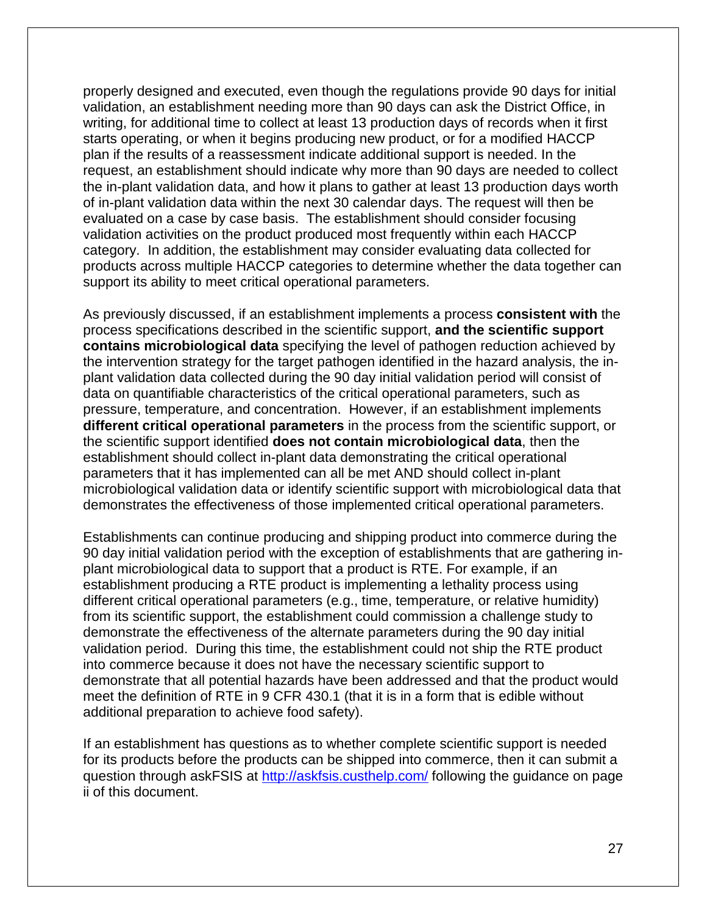properly designed and executed, even though the regulations provide 90 days for initial validation, an establishment needing more than 90 days can ask the District Office, in writing, for additional time to collect at least 13 production days of records when it first starts operating, or when it begins producing new product, or for a modified HACCP plan if the results of a reassessment indicate additional support is needed. In the request, an establishment should indicate why more than 90 days are needed to collect the in-plant validation data, and how it plans to gather at least 13 production days worth of in-plant validation data within the next 30 calendar days. The request will then be evaluated on a case by case basis. The establishment should consider focusing validation activities on the product produced most frequently within each HACCP category. In addition, the establishment may consider evaluating data collected for products across multiple HACCP categories to determine whether the data together can support its ability to meet critical operational parameters.

As previously discussed, if an establishment implements a process **consistent with** the process specifications described in the scientific support, **and the scientific support contains microbiological data** specifying the level of pathogen reduction achieved by the intervention strategy for the target pathogen identified in the hazard analysis, the in-plant validation data collected during the 90 day initial validation period will consist of data on quantifiable characteristics of the critical operational parameters, such as pressure, temperature, and concentration. However, if an establishment implements **different critical operational parameters** in the process from the scientific support, or the scientific support identified **does not contain microbiological data**, then the establishment should collect in-plant data demonstrating the critical operational parameters that it has implemented can all be met AND should collect in-plant microbiological validation data or identify scientific support with microbiological data that demonstrates the effectiveness of those implemented critical operational parameters.

Establishments can continue producing and shipping product into commerce during the 90 day initial validation period with the exception of establishments that are gathering in-plant microbiological data to support that a product is RTE. For example, if an establishment producing a RTE product is implementing a lethality process using different critical operational parameters (e.g., time, temperature, or relative humidity) from its scientific support, the establishment could commission a challenge study to demonstrate the effectiveness of the alternate parameters during the 90 day initial validation period. During this time, the establishment could not ship the RTE product into commerce because it does not have the necessary scientific support to demonstrate that all potential hazards have been addressed and that the product would meet the definition of RTE in 9 CFR 430.1 (that it is in a form that is edible without additional preparation to achieve food safety).

If an establishment has questions as to whether complete scientific support is needed for its products before the products can be shipped into commerce, then it can submit a question through askFSIS at [http://askfsis.custhelp.com/](http://askfsis.custhelp.com/) following the guidance on page ii of this document.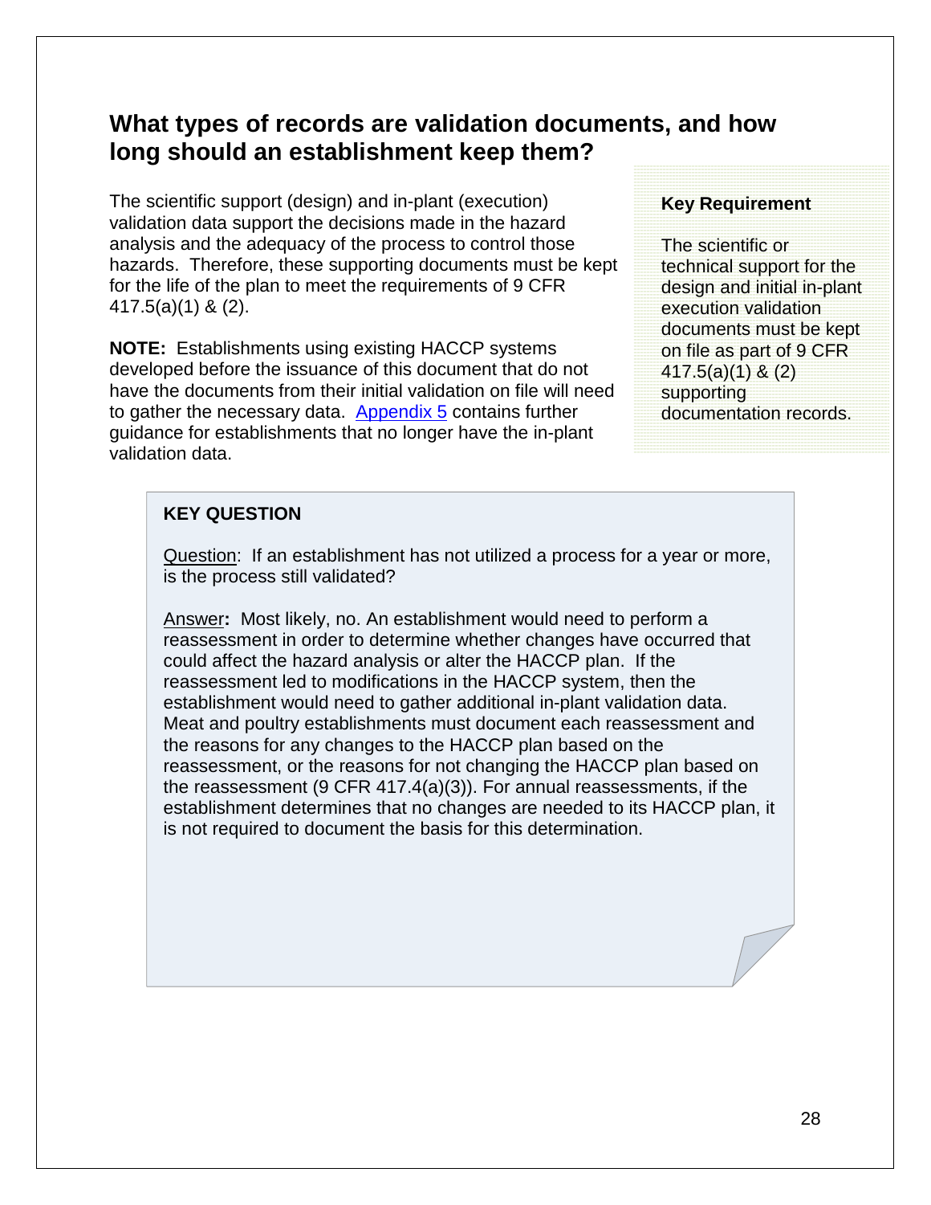## What types of records are validation documents, and how long should an establishment keep them?

The scientific support (design) and in-plant (execution) validation data support the decisions made in the hazard analysis and the adequacy of the process to control those hazards. Therefore, these supporting documents must be kept for the life of the plan to meet the requirements of 9 CFR 417.5(a)(1) & (2).

**NOTE:** Establishments using existing HACCP systems developed before the issuance of this document that do not have the documents from their initial validation on file will need to gather the necessary data. Appendix 5 contains further guidance for establishments that no longer have the in-plant validation data.

**Key Requirement**

The scientific or technical support for the design and initial in-plant execution validation documents must be kept on file as part of 9 CFR 417.5(a)(1) & (2) supporting documentation records.

**KEY QUESTION**

Question: If an establishment has not utilized a process for a year or more, is the process still validated?

Answer**:** Most likely, no. An establishment would need to perform a reassessment in order to determine whether changes have occurred that could affect the hazard analysis or alter the HACCP plan. If the reassessment led to modifications in the HACCP system, then the establishment would need to gather additional in-plant validation data. Meat and poultry establishments must document each reassessment and the reasons for any changes to the HACCP plan based on the reassessment, or the reasons for not changing the HACCP plan based on the reassessment (9 CFR 417.4(a)(3)). For annual reassessments, if the establishment determines that no changes are needed to its HACCP plan, it is not required to document the basis for this determination.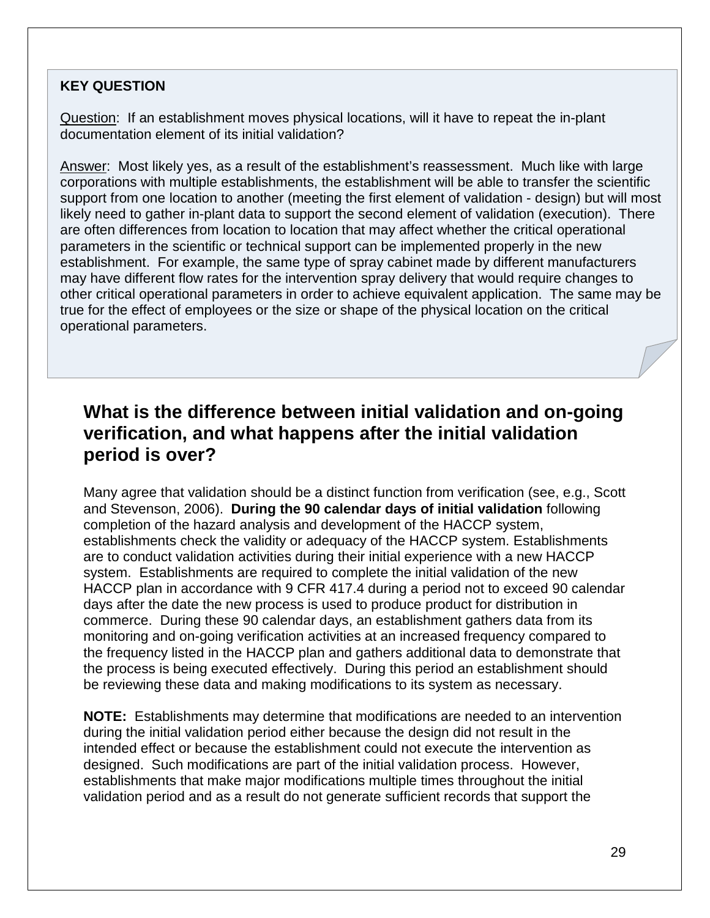**KEY QUESTION**

Question: If an establishment moves physical locations, will it have to repeat the in-plant documentation element of its initial validation?

Answer: Most likely yes, as a result of the establishment's reassessment. Much like with large corporations with multiple establishments, the establishment will be able to transfer the scientific support from one location to another (meeting the first element of validation - design) but will most likely need to gather in-plant data to support the second element of validation (execution). There are often differences from location to location that may affect whether the critical operational parameters in the scientific or technical support can be implemented properly in the new establishment. For example, the same type of spray cabinet made by different manufacturers may have different flow rates for the intervention spray delivery that would require changes to other critical operational parameters in order to achieve equivalent application. The same may be true for the effect of employees or the size or shape of the physical location on the critical operational parameters.

## What is the difference between initial validation and on-going verification, and what happens after the initial validation period is over?

Many agree that validation should be a distinct function from verification (see, e.g., Scott and Stevenson, 2006). **During the 90 calendar days of initial validation** following completion of the hazard analysis and development of the HACCP system, establishments check the validity or adequacy of the HACCP system. Establishments are to conduct validation activities during their initial experience with a new HACCP system. Establishments are required to complete the initial validation of the new HACCP plan in accordance with 9 CFR 417.4 during a period not to exceed 90 calendar days after the date the new process is used to produce product for distribution in commerce. During these 90 calendar days, an establishment gathers data from its monitoring and on-going verification activities at an increased frequency compared to the frequency listed in the HACCP plan and gathers additional data to demonstrate that the process is being executed effectively. During this period an establishment should be reviewing these data and making modifications to its system as necessary.

**NOTE:** Establishments may determine that modifications are needed to an intervention during the initial validation period either because the design did not result in the intended effect or because the establishment could not execute the intervention as designed. Such modifications are part of the initial validation process. However, establishments that make major modifications multiple times throughout the initial validation period and as a result do not generate sufficient records that support the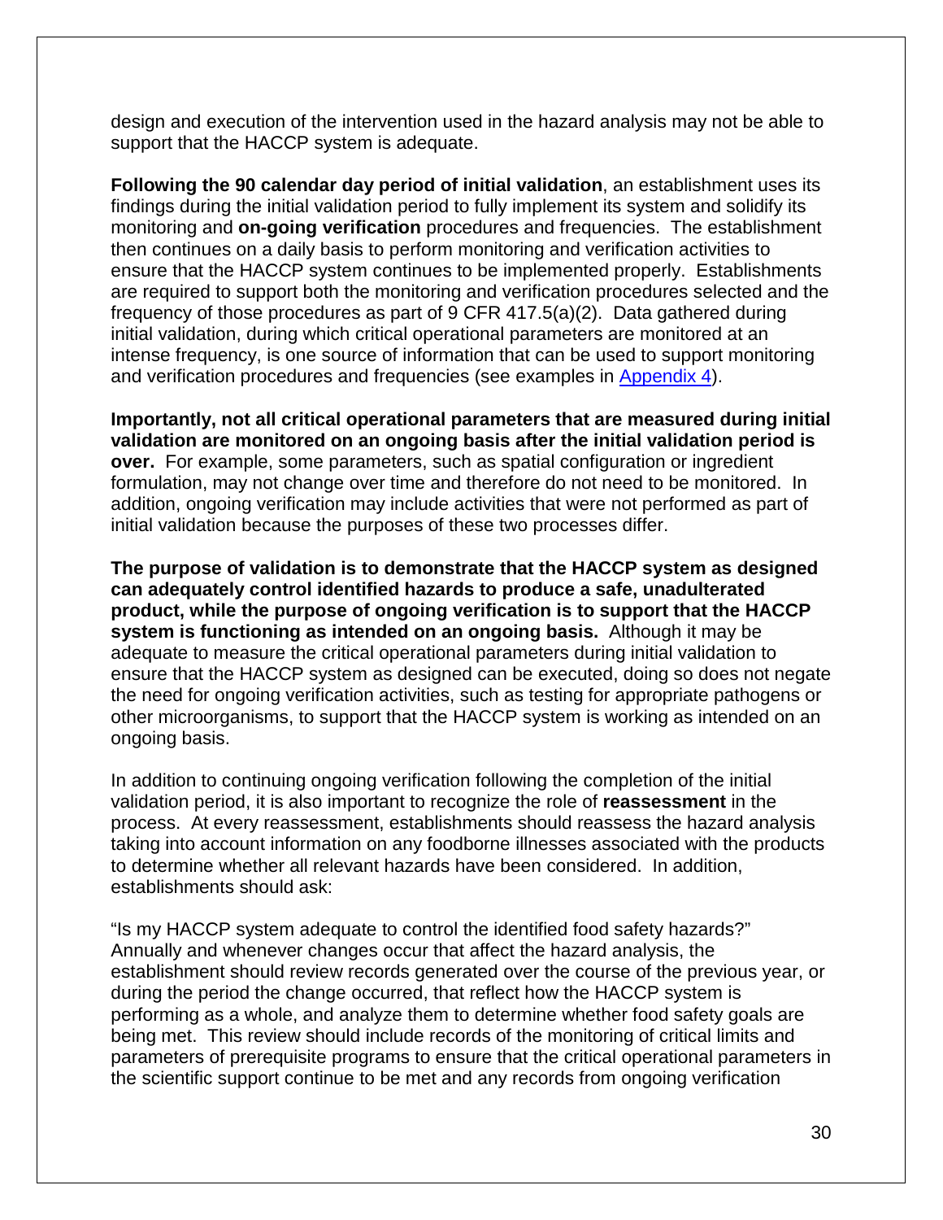design and execution of the intervention used in the hazard analysis may not be able to support that the HACCP system is adequate.

**Following the 90 calendar day period of initial validation**, an establishment uses its findings during the initial validation period to fully implement its system and solidify its monitoring and **on-going verification** procedures and frequencies. The establishment then continues on a daily basis to perform monitoring and verification activities to ensure that the HACCP system continues to be implemented properly. Establishments are required to support both the monitoring and verification procedures selected and the frequency of those procedures as part of 9 CFR 417.5(a)(2). Data gathered during initial validation, during which critical operational parameters are monitored at an intense frequency, is one source of information that can be used to support monitoring and verification procedures and frequencies (see examples in Appendix 4).

**Importantly, not all critical operational parameters that are measured during initial validation are monitored on an ongoing basis after the initial validation period is over.** For example, some parameters, such as spatial configuration or ingredient formulation, may not change over time and therefore do not need to be monitored. In addition, ongoing verification may include activities that were not performed as part of initial validation because the purposes of these two processes differ.

**The purpose of validation is to demonstrate that the HACCP system as designed can adequately control identified hazards to produce a safe, unadulterated product, while the purpose of ongoing verification is to support that the HACCP system is functioning as intended on an ongoing basis.** Although it may be adequate to measure the critical operational parameters during initial validation to ensure that the HACCP system as designed can be executed, doing so does not negate the need for ongoing verification activities, such as testing for appropriate pathogens or other microorganisms, to support that the HACCP system is working as intended on an ongoing basis.

In addition to continuing ongoing verification following the completion of the initial validation period, it is also important to recognize the role of **reassessment** in the process. At every reassessment, establishments should reassess the hazard analysis taking into account information on any foodborne illnesses associated with the products to determine whether all relevant hazards have been considered. In addition, establishments should ask:

"Is my HACCP system adequate to control the identified food safety hazards?" Annually and whenever changes occur that affect the hazard analysis, the establishment should review records generated over the course of the previous year, or during the period the change occurred, that reflect how the HACCP system is performing as a whole, and analyze them to determine whether food safety goals are being met. This review should include records of the monitoring of critical limits and parameters of prerequisite programs to ensure that the critical operational parameters in the scientific support continue to be met and any records from ongoing verification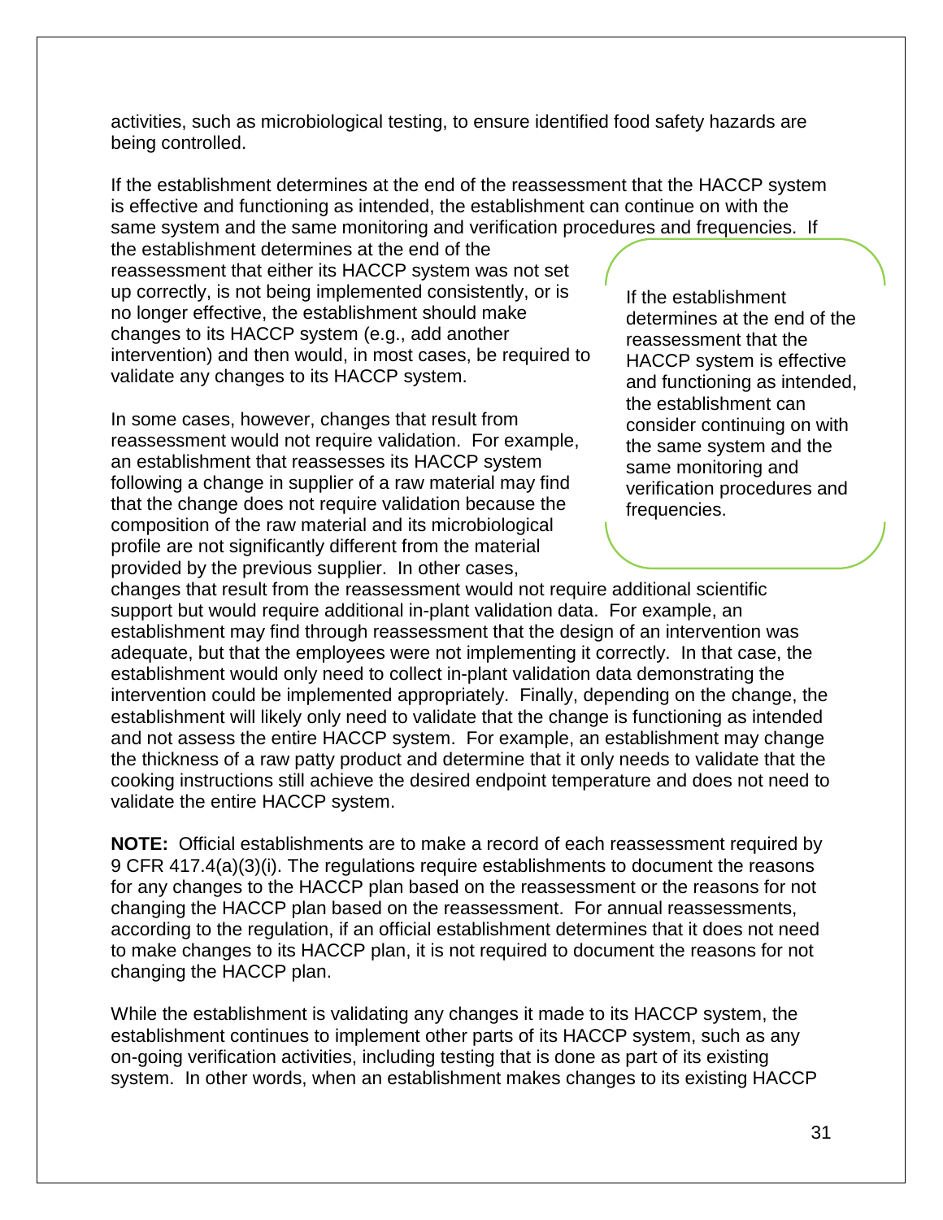activities, such as microbiological testing, to ensure identified food safety hazards are being controlled.

If the establishment determines at the end of the reassessment that the HACCP system is effective and functioning as intended, the establishment can continue on with the same system and the same monitoring and verification procedures and frequencies. If the establishment determines at the end of the reassessment that either its HACCP system was not set up correctly, is not being implemented consistently, or is no longer effective, the establishment should make changes to its HACCP system (e.g., add another intervention) and then would, in most cases, be required to validate any changes to its HACCP system.

> If the establishment determines at the end of the reassessment that the HACCP system is effective and functioning as intended, the establishment can consider continuing on with the same system and the same monitoring and verification procedures and frequencies.

In some cases, however, changes that result from reassessment would not require validation. For example, an establishment that reassesses its HACCP system following a change in supplier of a raw material may find that the change does not require validation because the composition of the raw material and its microbiological profile are not significantly different from the material provided by the previous supplier. In other cases, changes that result from the reassessment would not require additional scientific support but would require additional in-plant validation data. For example, an establishment may find through reassessment that the design of an intervention was adequate, but that the employees were not implementing it correctly. In that case, the establishment would only need to collect in-plant validation data demonstrating the intervention could be implemented appropriately. Finally, depending on the change, the establishment will likely only need to validate that the change is functioning as intended and not assess the entire HACCP system. For example, an establishment may change the thickness of a raw patty product and determine that it only needs to validate that the cooking instructions still achieve the desired endpoint temperature and does not need to validate the entire HACCP system.

**NOTE:** Official establishments are to make a record of each reassessment required by 9 CFR 417.4(a)(3)(i). The regulations require establishments to document the reasons for any changes to the HACCP plan based on the reassessment or the reasons for not changing the HACCP plan based on the reassessment. For annual reassessments, according to the regulation, if an official establishment determines that it does not need to make changes to its HACCP plan, it is not required to document the reasons for not changing the HACCP plan.

While the establishment is validating any changes it made to its HACCP system, the establishment continues to implement other parts of its HACCP system, such as any on-going verification activities, including testing that is done as part of its existing system. In other words, when an establishment makes changes to its existing HACCP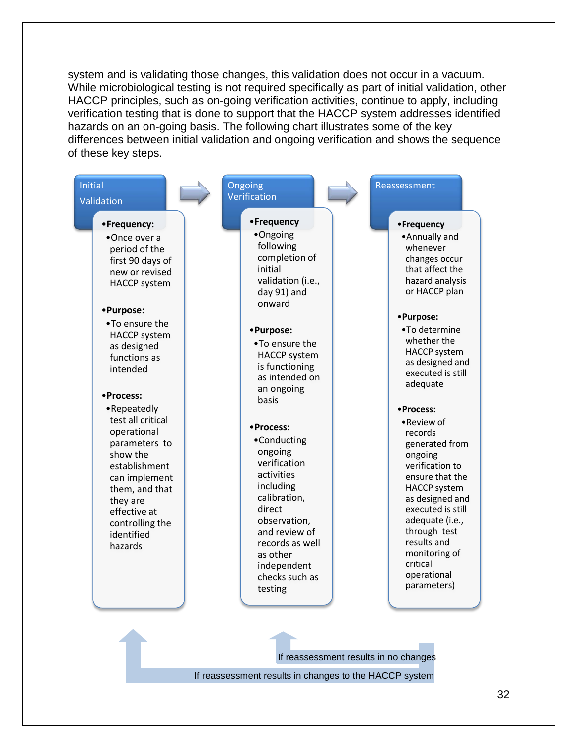system and is validating those changes, this validation does not occur in a vacuum. While microbiological testing is not required specifically as part of initial validation, other HACCP principles, such as on-going verification activities, continue to apply, including verification testing that is done to support that the HACCP system addresses identified hazards on an on-going basis. The following chart illustrates some of the key differences between initial validation and ongoing verification and shows the sequence of these key steps.

**Initial Validation** → **Ongoing Verification** → **Reassessment**

**Initial Validation**

- **Frequency:**
  - Once over a period of the first 90 days of new or revised HACCP system
- **Purpose:**
  - To ensure the HACCP system as designed functions as intended
- **Process:**
  - Repeatedly test all critical operational parameters to show the establishment can implement them, and that they are effective at controlling the identified hazards

**Ongoing Verification**

- **Frequency**
  - Ongoing following completion of initial validation (i.e., day 91) and onward
- **Purpose:**
  - To ensure the HACCP system is functioning as intended on an ongoing basis
- **Process:**
  - Conducting ongoing verification activities including calibration, direct observation, and review of records as well as other independent checks such as testing

**Reassessment**

- **Frequency**
  - Annually and whenever changes occur that affect the hazard analysis or HACCP plan
- **Purpose:**
  - To determine whether the HACCP system as designed and executed is still adequate
- **Process:**
  - Review of records generated from ongoing verification to ensure the HACCP system as designed and executed is still adequate (i.e., through test results and monitoring of critical operational parameters)

If reassessment results in no changes → Ongoing Verification

If reassessment results in changes to the HACCP system → Initial Validation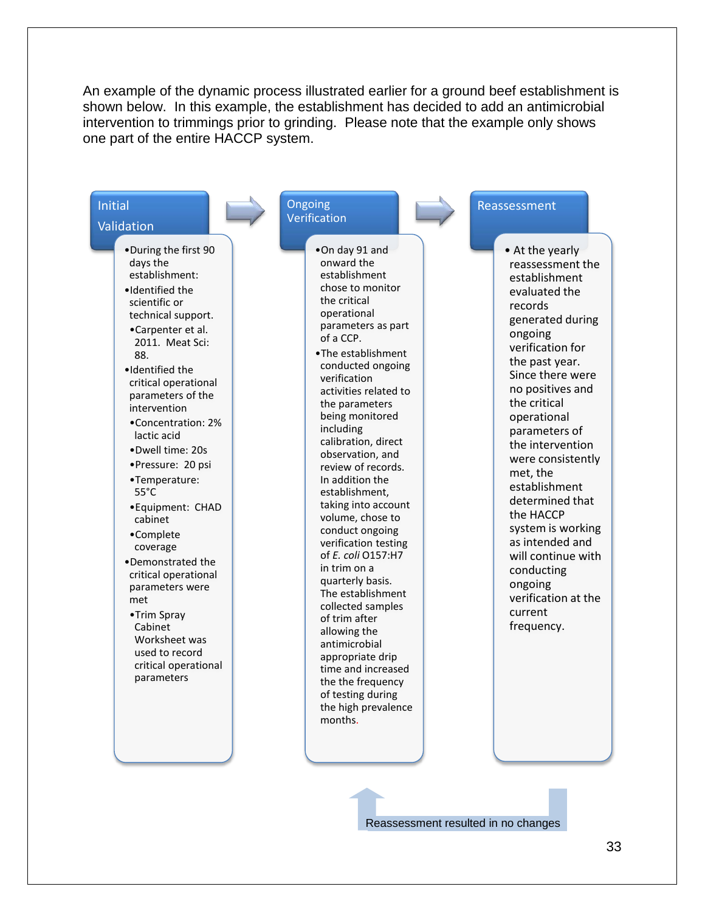An example of the dynamic process illustrated earlier for a ground beef establishment is shown below. In this example, the establishment has decided to add an antimicrobial intervention to trimmings prior to grinding. Please note that the example only shows one part of the entire HACCP system.

### Initial Validation

- During the first 90 days the establishment:
- Identified the scientific or technical support.
  - Carpenter et al. 2011. Meat Sci: 88.
- Identified the critical operational parameters of the intervention
  - Concentration: 2% lactic acid
  - Dwell time: 20s
  - Pressure: 20 psi
  - Temperature: 55°C
  - Equipment: CHAD cabinet
  - Complete coverage
- Demonstrated the critical operational parameters were met
  - Trim Spray Cabinet Worksheet was used to record critical operational parameters

### Ongoing Verification

- On day 91 and onward the establishment chose to monitor the critical operational parameters as part of a CCP.
- The establishment conducted ongoing verification activities related to the parameters being monitored including calibration, direct observation, and review of records. In addition the establishment, taking into account volume, chose to conduct ongoing verification testing of *E. coli* O157:H7 in trim on a quarterly basis. The establishment collected samples of trim after allowing the antimicrobial appropriate drip time and increased the the frequency of testing during the high prevalence months.

### Reassessment

- At the yearly reassessment the establishment evaluated the records generated during ongoing verification for the past year. Since there were no positives and the critical operational parameters of the intervention were consistently met, the establishment determined that the HACCP system is working as intended and will continue with conducting ongoing verification at the current frequency.

Reassessment resulted in no changes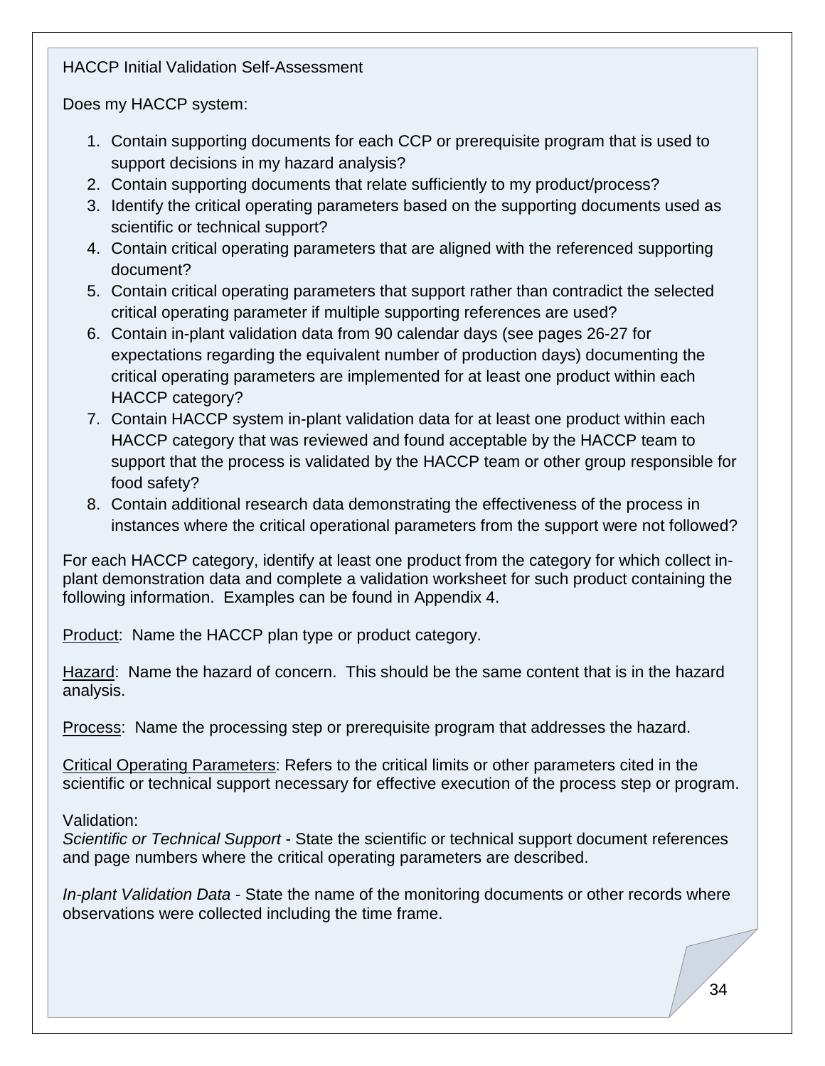HACCP Initial Validation Self-Assessment

Does my HACCP system:

1. Contain supporting documents for each CCP or prerequisite program that is used to support decisions in my hazard analysis?
2. Contain supporting documents that relate sufficiently to my product/process?
3. Identify the critical operating parameters based on the supporting documents used as scientific or technical support?
4. Contain critical operating parameters that are aligned with the referenced supporting document?
5. Contain critical operating parameters that support rather than contradict the selected critical operating parameter if multiple supporting references are used?
6. Contain in-plant validation data from 90 calendar days (see pages 26-27 for expectations regarding the equivalent number of production days) documenting the critical operating parameters are implemented for at least one product within each HACCP category?
7. Contain HACCP system in-plant validation data for at least one product within each HACCP category that was reviewed and found acceptable by the HACCP team to support that the process is validated by the HACCP team or other group responsible for food safety?
8. Contain additional research data demonstrating the effectiveness of the process in instances where the critical operational parameters from the support were not followed?

For each HACCP category, identify at least one product from the category for which collect in-plant demonstration data and complete a validation worksheet for such product containing the following information. Examples can be found in Appendix 4.

Product: Name the HACCP plan type or product category.

Hazard: Name the hazard of concern. This should be the same content that is in the hazard analysis.

Process: Name the processing step or prerequisite program that addresses the hazard.

Critical Operating Parameters: Refers to the critical limits or other parameters cited in the scientific or technical support necessary for effective execution of the process step or program.

Validation:
*Scientific or Technical Support* - State the scientific or technical support document references and page numbers where the critical operating parameters are described.

*In-plant Validation Data* - State the name of the monitoring documents or other records where observations were collected including the time frame.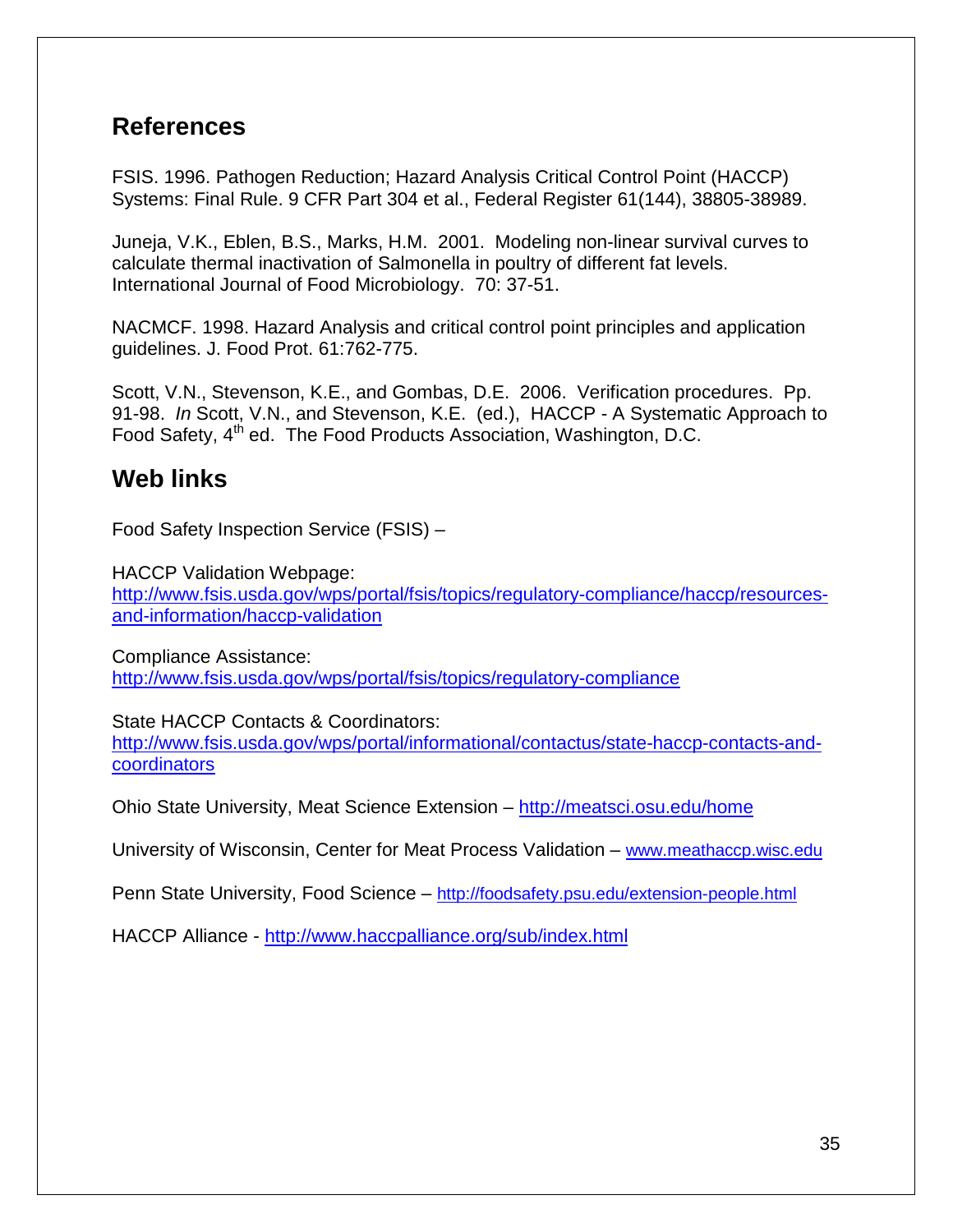## References

FSIS. 1996. Pathogen Reduction; Hazard Analysis Critical Control Point (HACCP) Systems: Final Rule. 9 CFR Part 304 et al., Federal Register 61(144), 38805-38989.

Juneja, V.K., Eblen, B.S., Marks, H.M. 2001. Modeling non-linear survival curves to calculate thermal inactivation of Salmonella in poultry of different fat levels. International Journal of Food Microbiology. 70: 37-51.

NACMCF. 1998. Hazard Analysis and critical control point principles and application guidelines. J. Food Prot. 61:762-775.

Scott, V.N., Stevenson, K.E., and Gombas, D.E. 2006. Verification procedures. Pp. 91-98. *In* Scott, V.N., and Stevenson, K.E. (ed.), HACCP - A Systematic Approach to Food Safety, 4th ed. The Food Products Association, Washington, D.C.

## Web links

Food Safety Inspection Service (FSIS) –

HACCP Validation Webpage:
http://www.fsis.usda.gov/wps/portal/fsis/topics/regulatory-compliance/haccp/resources-and-information/haccp-validation

Compliance Assistance:
http://www.fsis.usda.gov/wps/portal/fsis/topics/regulatory-compliance

State HACCP Contacts & Coordinators:
http://www.fsis.usda.gov/wps/portal/informational/contactus/state-haccp-contacts-and-coordinators

Ohio State University, Meat Science Extension – http://meatsci.osu.edu/home

University of Wisconsin, Center for Meat Process Validation – www.meathaccp.wisc.edu

Penn State University, Food Science – http://foodsafety.psu.edu/extension-people.html

HACCP Alliance - http://www.haccpalliance.org/sub/index.html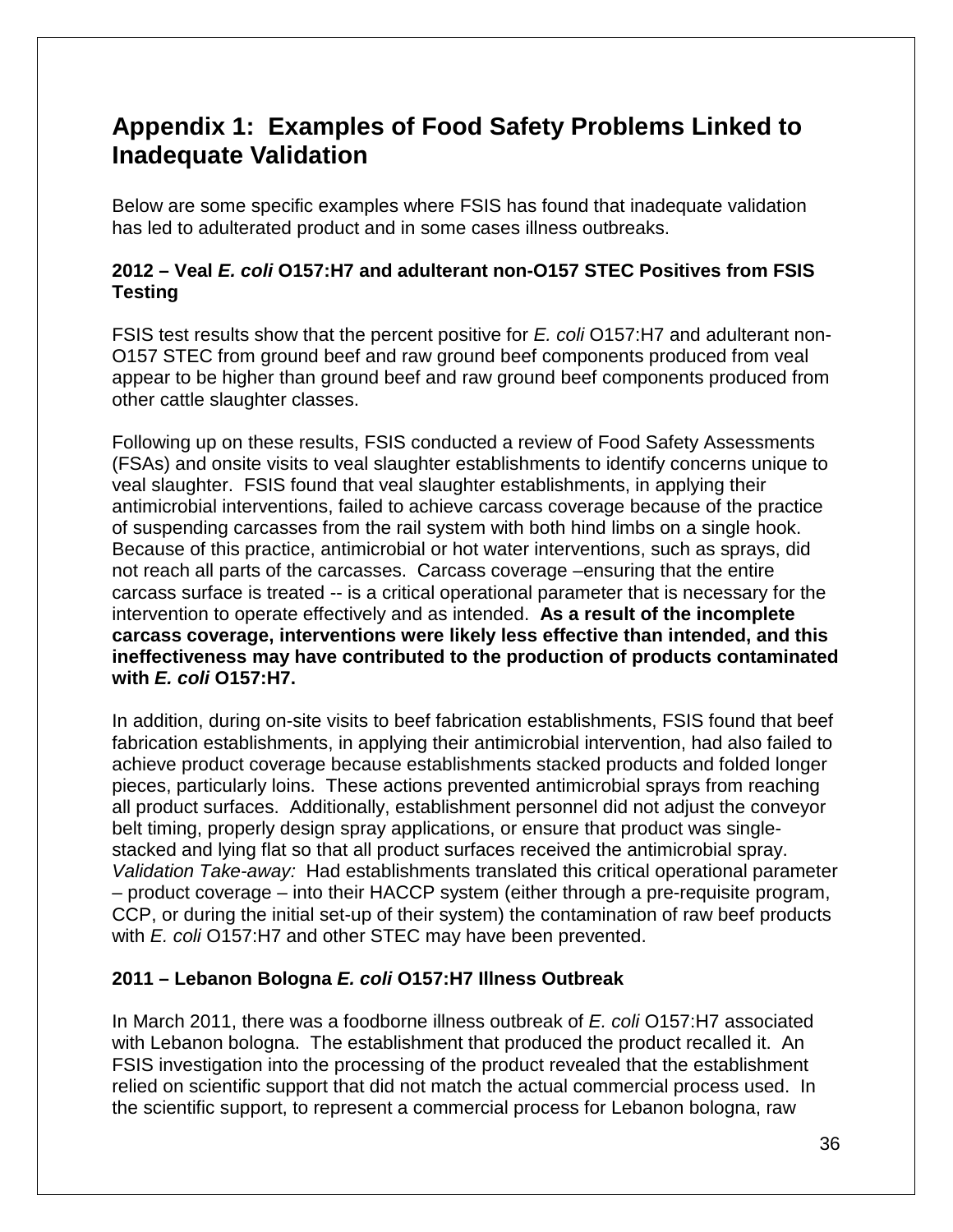# Appendix 1: Examples of Food Safety Problems Linked to Inadequate Validation

Below are some specific examples where FSIS has found that inadequate validation has led to adulterated product and in some cases illness outbreaks.

### 2012 – Veal *E. coli* O157:H7 and adulterant non-O157 STEC Positives from FSIS Testing

FSIS test results show that the percent positive for *E. coli* O157:H7 and adulterant non-O157 STEC from ground beef and raw ground beef components produced from veal appear to be higher than ground beef and raw ground beef components produced from other cattle slaughter classes.

Following up on these results, FSIS conducted a review of Food Safety Assessments (FSAs) and onsite visits to veal slaughter establishments to identify concerns unique to veal slaughter. FSIS found that veal slaughter establishments, in applying their antimicrobial interventions, failed to achieve carcass coverage because of the practice of suspending carcasses from the rail system with both hind limbs on a single hook. Because of this practice, antimicrobial or hot water interventions, such as sprays, did not reach all parts of the carcasses. Carcass coverage –ensuring that the entire carcass surface is treated -- is a critical operational parameter that is necessary for the intervention to operate effectively and as intended. **As a result of the incomplete carcass coverage, interventions were likely less effective than intended, and this ineffectiveness may have contributed to the production of products contaminated with *E. coli* O157:H7.**

In addition, during on-site visits to beef fabrication establishments, FSIS found that beef fabrication establishments, in applying their antimicrobial intervention, had also failed to achieve product coverage because establishments stacked products and folded longer pieces, particularly loins. These actions prevented antimicrobial sprays from reaching all product surfaces. Additionally, establishment personnel did not adjust the conveyor belt timing, properly design spray applications, or ensure that product was single-stacked and lying flat so that all product surfaces received the antimicrobial spray. *Validation Take-away:* Had establishments translated this critical operational parameter – product coverage – into their HACCP system (either through a pre-requisite program, CCP, or during the initial set-up of their system) the contamination of raw beef products with *E. coli* O157:H7 and other STEC may have been prevented.

### 2011 – Lebanon Bologna *E. coli* O157:H7 Illness Outbreak

In March 2011, there was a foodborne illness outbreak of *E. coli* O157:H7 associated with Lebanon bologna. The establishment that produced the product recalled it. An FSIS investigation into the processing of the product revealed that the establishment relied on scientific support that did not match the actual commercial process used. In the scientific support, to represent a commercial process for Lebanon bologna, raw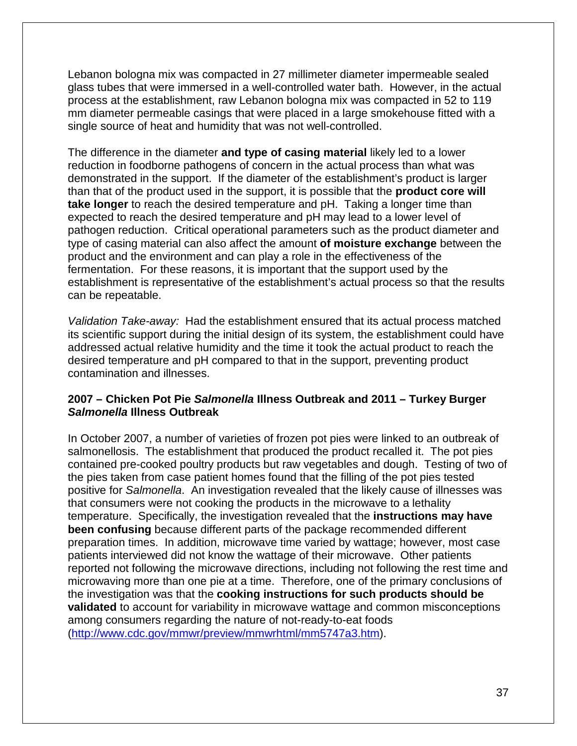Lebanon bologna mix was compacted in 27 millimeter diameter impermeable sealed glass tubes that were immersed in a well-controlled water bath. However, in the actual process at the establishment, raw Lebanon bologna mix was compacted in 52 to 119 mm diameter permeable casings that were placed in a large smokehouse fitted with a single source of heat and humidity that was not well-controlled.

The difference in the diameter **and type of casing material** likely led to a lower reduction in foodborne pathogens of concern in the actual process than what was demonstrated in the support. If the diameter of the establishment's product is larger than that of the product used in the support, it is possible that the **product core will take longer** to reach the desired temperature and pH. Taking a longer time than expected to reach the desired temperature and pH may lead to a lower level of pathogen reduction. Critical operational parameters such as the product diameter and type of casing material can also affect the amount **of moisture exchange** between the product and the environment and can play a role in the effectiveness of the fermentation. For these reasons, it is important that the support used by the establishment is representative of the establishment's actual process so that the results can be repeatable.

*Validation Take-away:* Had the establishment ensured that its actual process matched its scientific support during the initial design of its system, the establishment could have addressed actual relative humidity and the time it took the actual product to reach the desired temperature and pH compared to that in the support, preventing product contamination and illnesses.

### 2007 – Chicken Pot Pie *Salmonella* Illness Outbreak and 2011 – Turkey Burger *Salmonella* Illness Outbreak

In October 2007, a number of varieties of frozen pot pies were linked to an outbreak of salmonellosis. The establishment that produced the product recalled it. The pot pies contained pre-cooked poultry products but raw vegetables and dough. Testing of two of the pies taken from case patient homes found that the filling of the pot pies tested positive for *Salmonella*. An investigation revealed that the likely cause of illnesses was that consumers were not cooking the products in the microwave to a lethality temperature. Specifically, the investigation revealed that the **instructions may have been confusing** because different parts of the package recommended different preparation times. In addition, microwave time varied by wattage; however, most case patients interviewed did not know the wattage of their microwave. Other patients reported not following the microwave directions, including not following the rest time and microwaving more than one pie at a time. Therefore, one of the primary conclusions of the investigation was that the **cooking instructions for such products should be validated** to account for variability in microwave wattage and common misconceptions among consumers regarding the nature of not-ready-to-eat foods (http://www.cdc.gov/mmwr/preview/mmwrhtml/mm5747a3.htm).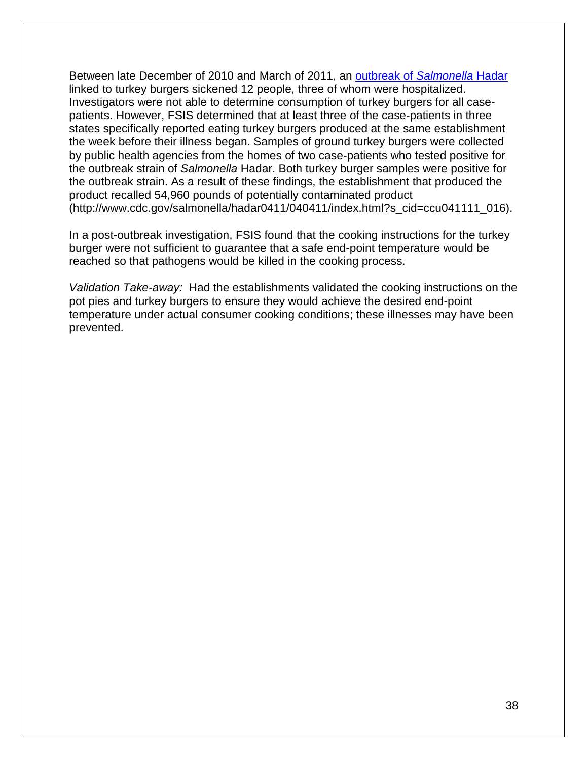Between late December of 2010 and March of 2011, an [outbreak of *Salmonella* Hadar](http://www.cdc.gov/salmonella/hadar0411/040411/index.html?s_cid=ccu041111_016) linked to turkey burgers sickened 12 people, three of whom were hospitalized. Investigators were not able to determine consumption of turkey burgers for all case-patients. However, FSIS determined that at least three of the case-patients in three states specifically reported eating turkey burgers produced at the same establishment the week before their illness began. Samples of ground turkey burgers were collected by public health agencies from the homes of two case-patients who tested positive for the outbreak strain of *Salmonella* Hadar. Both turkey burger samples were positive for the outbreak strain. As a result of these findings, the establishment that produced the product recalled 54,960 pounds of potentially contaminated product (http://www.cdc.gov/salmonella/hadar0411/040411/index.html?s_cid=ccu041111_016).

In a post-outbreak investigation, FSIS found that the cooking instructions for the turkey burger were not sufficient to guarantee that a safe end-point temperature would be reached so that pathogens would be killed in the cooking process.

*Validation Take-away:* Had the establishments validated the cooking instructions on the pot pies and turkey burgers to ensure they would achieve the desired end-point temperature under actual consumer cooking conditions; these illnesses may have been prevented.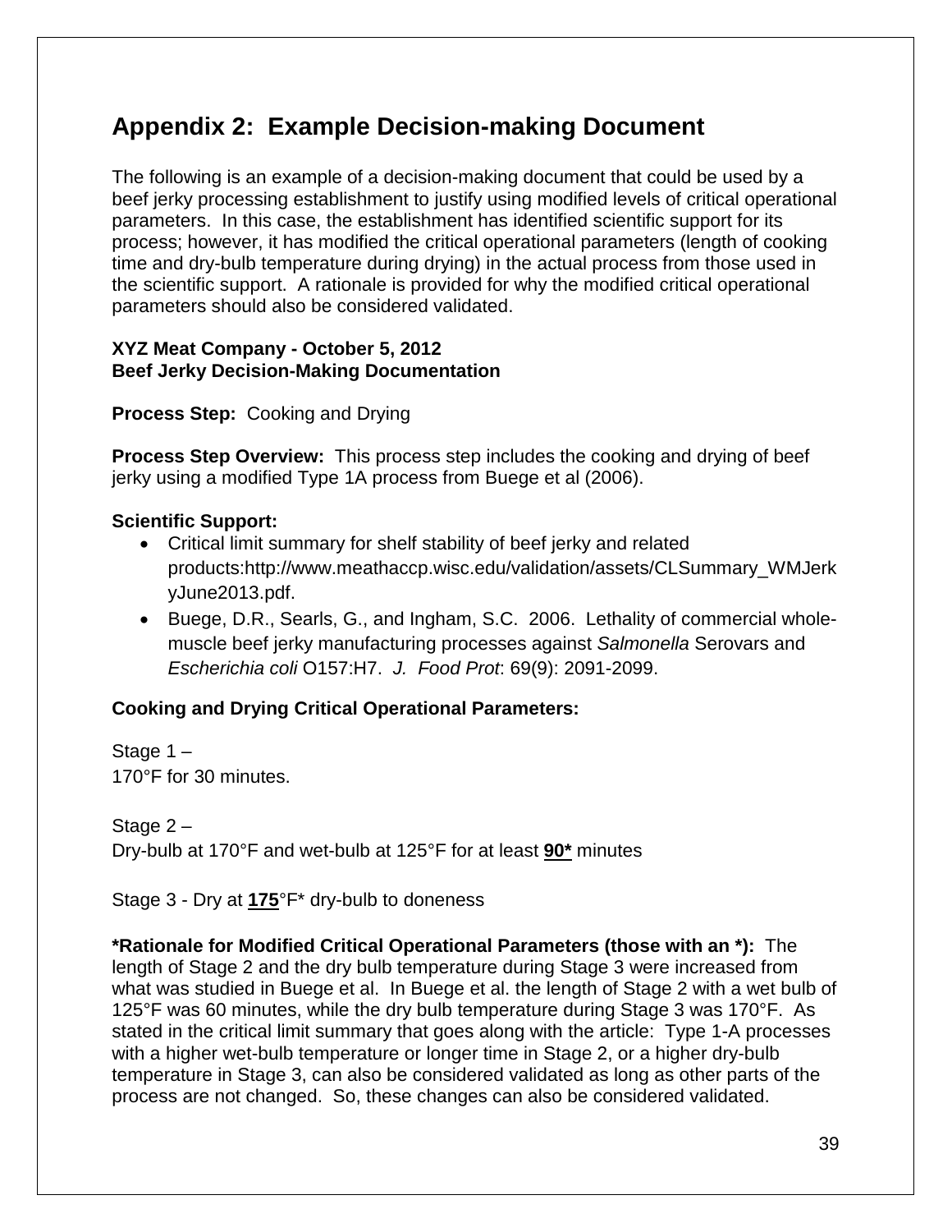## Appendix 2: Example Decision-making Document

The following is an example of a decision-making document that could be used by a beef jerky processing establishment to justify using modified levels of critical operational parameters. In this case, the establishment has identified scientific support for its process; however, it has modified the critical operational parameters (length of cooking time and dry-bulb temperature during drying) in the actual process from those used in the scientific support. A rationale is provided for why the modified critical operational parameters should also be considered validated.

**XYZ Meat Company - October 5, 2012**
**Beef Jerky Decision-Making Documentation**

**Process Step:** Cooking and Drying

**Process Step Overview:** This process step includes the cooking and drying of beef jerky using a modified Type 1A process from Buege et al (2006).

**Scientific Support:**

- Critical limit summary for shelf stability of beef jerky and related products:http://www.meathaccp.wisc.edu/validation/assets/CLSummary_WMJerkyJune2013.pdf.
- Buege, D.R., Searls, G., and Ingham, S.C. 2006. Lethality of commercial whole-muscle beef jerky manufacturing processes against *Salmonella* Serovars and *Escherichia coli* O157:H7. *J. Food Prot*: 69(9): 2091-2099.

**Cooking and Drying Critical Operational Parameters:**

Stage 1 –
170°F for 30 minutes.

Stage 2 –
Dry-bulb at 170°F and wet-bulb at 125°F for at least **90*** minutes

Stage 3 - Dry at **175**°F* dry-bulb to doneness

**\*Rationale for Modified Critical Operational Parameters (those with an \*):** The length of Stage 2 and the dry bulb temperature during Stage 3 were increased from what was studied in Buege et al. In Buege et al. the length of Stage 2 with a wet bulb of 125°F was 60 minutes, while the dry bulb temperature during Stage 3 was 170°F. As stated in the critical limit summary that goes along with the article: Type 1-A processes with a higher wet-bulb temperature or longer time in Stage 2, or a higher dry-bulb temperature in Stage 3, can also be considered validated as long as other parts of the process are not changed. So, these changes can also be considered validated.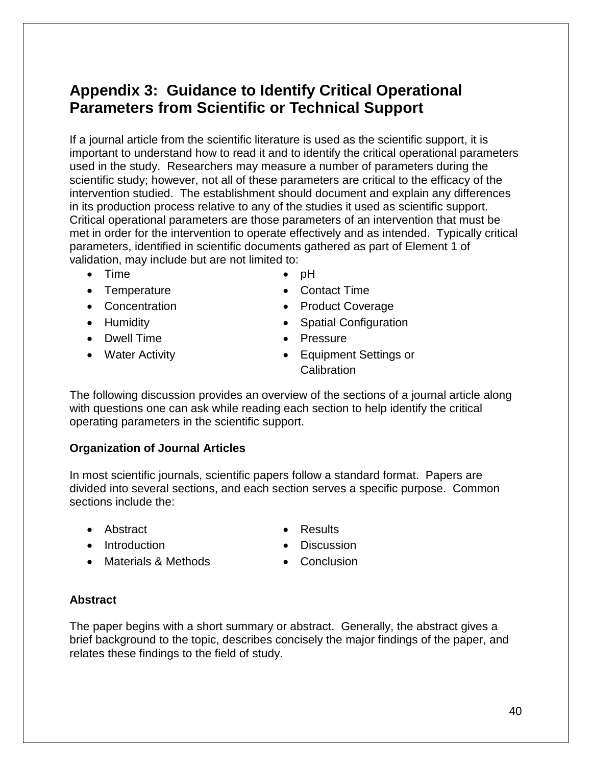## Appendix 3: Guidance to Identify Critical Operational Parameters from Scientific or Technical Support

If a journal article from the scientific literature is used as the scientific support, it is important to understand how to read it and to identify the critical operational parameters used in the study. Researchers may measure a number of parameters during the scientific study; however, not all of these parameters are critical to the efficacy of the intervention studied. The establishment should document and explain any differences in its production process relative to any of the studies it used as scientific support. Critical operational parameters are those parameters of an intervention that must be met in order for the intervention to operate effectively and as intended. Typically critical parameters, identified in scientific documents gathered as part of Element 1 of validation, may include but are not limited to:

- Time
- Temperature
- Concentration
- Humidity
- Dwell Time
- Water Activity
- pH
- Contact Time
- Product Coverage
- Spatial Configuration
- Pressure
- Equipment Settings or Calibration

The following discussion provides an overview of the sections of a journal article along with questions one can ask while reading each section to help identify the critical operating parameters in the scientific support.

**Organization of Journal Articles**

In most scientific journals, scientific papers follow a standard format. Papers are divided into several sections, and each section serves a specific purpose. Common sections include the:

- Abstract
- Introduction
- Materials & Methods
- Results
- Discussion
- Conclusion

**Abstract**

The paper begins with a short summary or abstract. Generally, the abstract gives a brief background to the topic, describes concisely the major findings of the paper, and relates these findings to the field of study.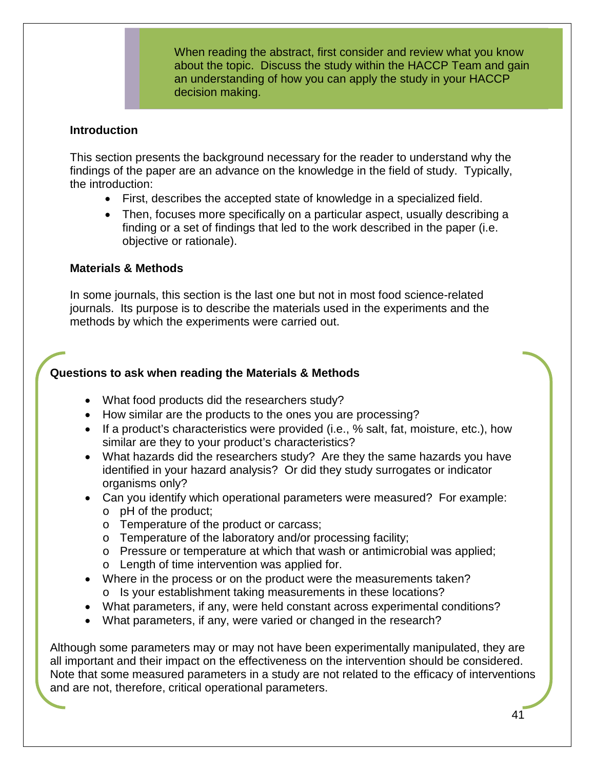When reading the abstract, first consider and review what you know about the topic. Discuss the study within the HACCP Team and gain an understanding of how you can apply the study in your HACCP decision making.

**Introduction**

This section presents the background necessary for the reader to understand why the findings of the paper are an advance on the knowledge in the field of study. Typically, the introduction:

- First, describes the accepted state of knowledge in a specialized field.
- Then, focuses more specifically on a particular aspect, usually describing a finding or a set of findings that led to the work described in the paper (i.e. objective or rationale).

**Materials & Methods**

In some journals, this section is the last one but not in most food science-related journals. Its purpose is to describe the materials used in the experiments and the methods by which the experiments were carried out.

**Questions to ask when reading the Materials & Methods**

- What food products did the researchers study?
- How similar are the products to the ones you are processing?
- If a product's characteristics were provided (i.e., % salt, fat, moisture, etc.), how similar are they to your product's characteristics?
- What hazards did the researchers study? Are they the same hazards you have identified in your hazard analysis? Or did they study surrogates or indicator organisms only?
- Can you identify which operational parameters were measured? For example:
  - pH of the product;
  - Temperature of the product or carcass;
  - Temperature of the laboratory and/or processing facility;
  - Pressure or temperature at which that wash or antimicrobial was applied;
  - Length of time intervention was applied for.
- Where in the process or on the product were the measurements taken?
  - Is your establishment taking measurements in these locations?
- What parameters, if any, were held constant across experimental conditions?
- What parameters, if any, were varied or changed in the research?

Although some parameters may or may not have been experimentally manipulated, they are all important and their impact on the effectiveness on the intervention should be considered. Note that some measured parameters in a study are not related to the efficacy of interventions and are not, therefore, critical operational parameters.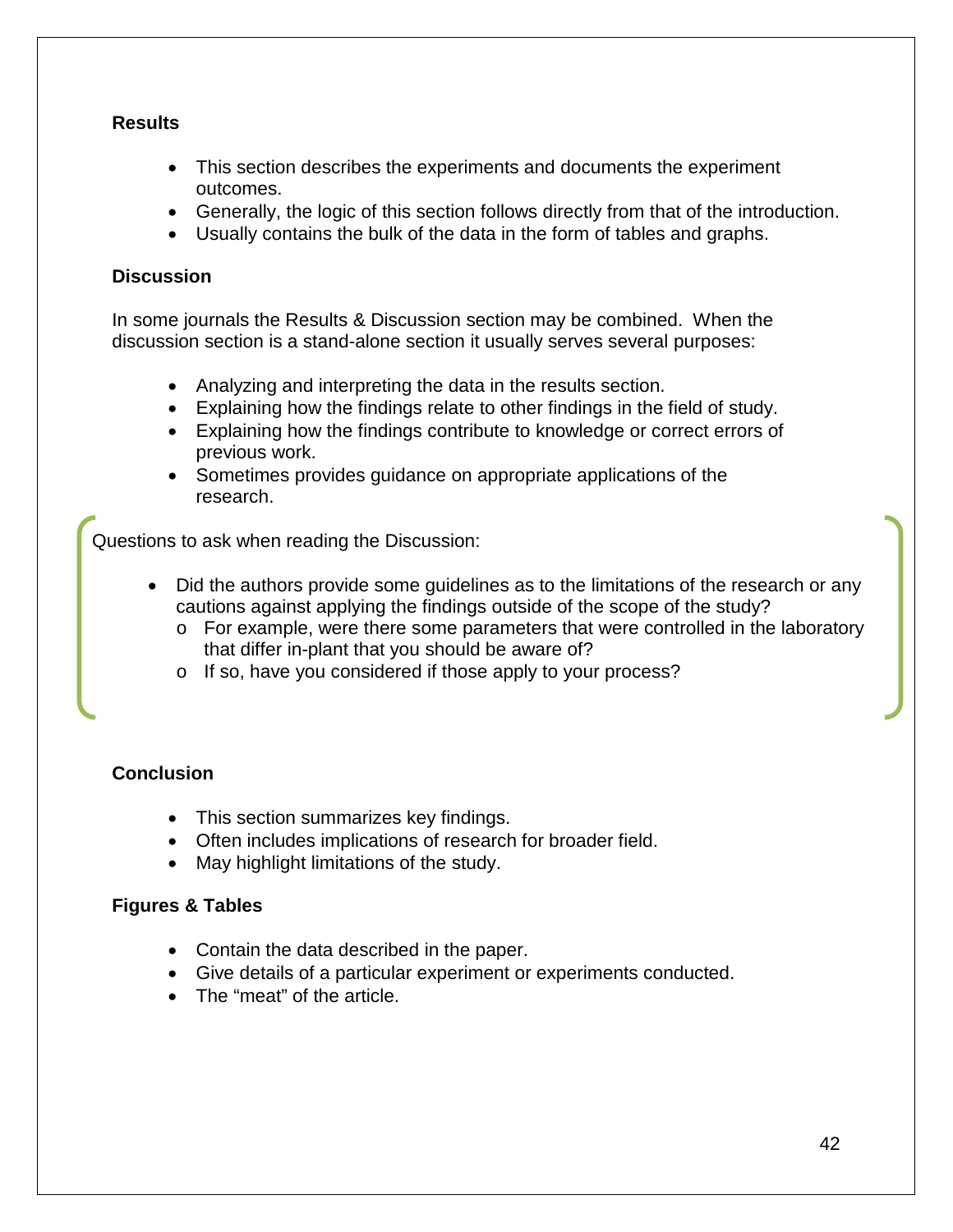**Results**

- This section describes the experiments and documents the experiment outcomes.
- Generally, the logic of this section follows directly from that of the introduction.
- Usually contains the bulk of the data in the form of tables and graphs.

**Discussion**

In some journals the Results & Discussion section may be combined. When the discussion section is a stand-alone section it usually serves several purposes:

- Analyzing and interpreting the data in the results section.
- Explaining how the findings relate to other findings in the field of study.
- Explaining how the findings contribute to knowledge or correct errors of previous work.
- Sometimes provides guidance on appropriate applications of the research.

Questions to ask when reading the Discussion:

- Did the authors provide some guidelines as to the limitations of the research or any cautions against applying the findings outside of the scope of the study?
  - For example, were there some parameters that were controlled in the laboratory that differ in-plant that you should be aware of?
  - If so, have you considered if those apply to your process?

**Conclusion**

- This section summarizes key findings.
- Often includes implications of research for broader field.
- May highlight limitations of the study.

**Figures & Tables**

- Contain the data described in the paper.
- Give details of a particular experiment or experiments conducted.
- The "meat" of the article.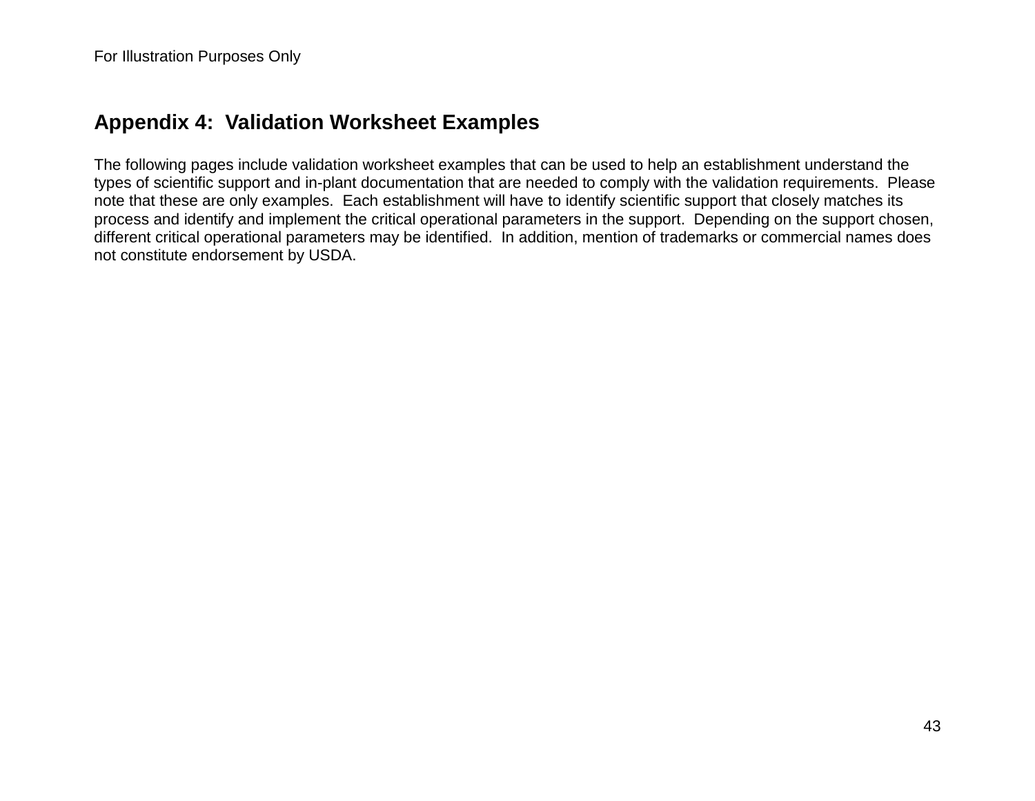## Appendix 4: Validation Worksheet Examples

The following pages include validation worksheet examples that can be used to help an establishment understand the types of scientific support and in-plant documentation that are needed to comply with the validation requirements. Please note that these are only examples. Each establishment will have to identify scientific support that closely matches its process and identify and implement the critical operational parameters in the support. Depending on the support chosen, different critical operational parameters may be identified. In addition, mention of trademarks or commercial names does not constitute endorsement by USDA.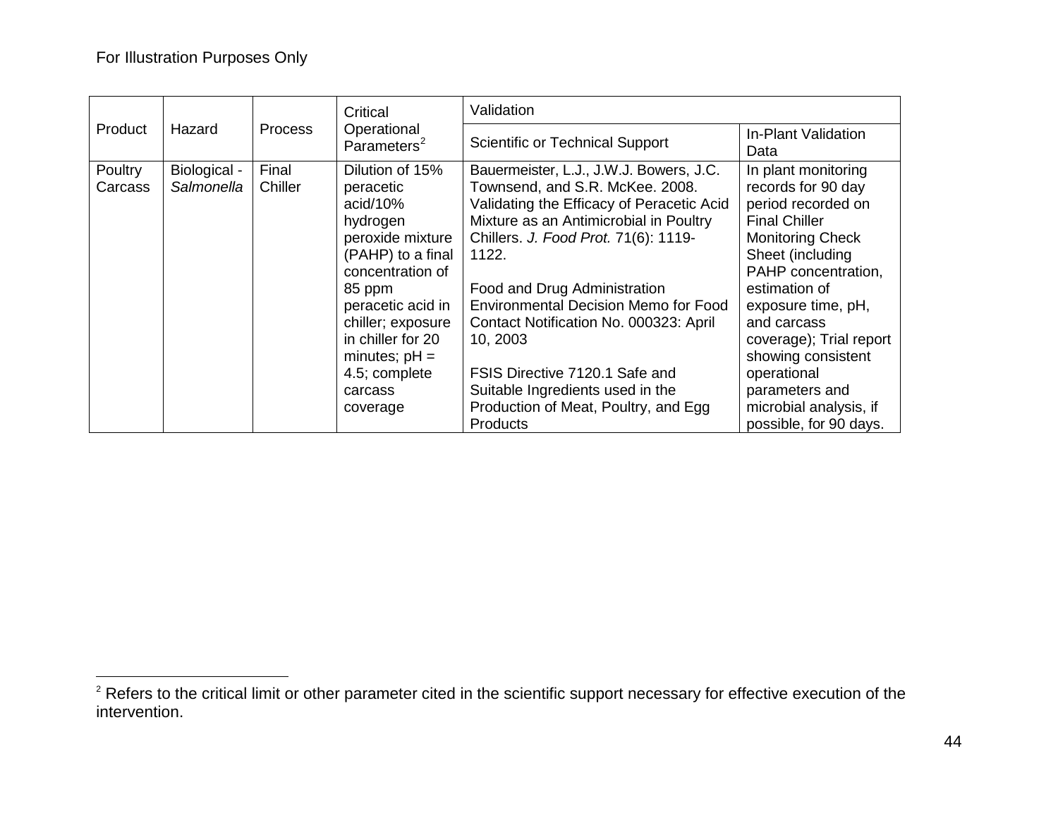For Illustration Purposes Only

| Product | Hazard | Process | Critical Operational Parameters[2] | Validation | |
|---|---|---|---|---|---|
| | | | | Scientific or Technical Support | In-Plant Validation Data |
| Poultry Carcass | Biological - *Salmonella* | Final Chiller | Dilution of 15% peracetic acid/10% hydrogen peroxide mixture (PAHP) to a final concentration of 85 ppm peracetic acid in chiller; exposure in chiller for 20 minutes; pH = 4.5; complete carcass coverage | Bauermeister, L.J., J.W.J. Bowers, J.C. Townsend, and S.R. McKee. 2008. Validating the Efficacy of Peracetic Acid Mixture as an Antimicrobial in Poultry Chillers. *J. Food Prot.* 71(6): 1119-1122.<br><br>Food and Drug Administration Environmental Decision Memo for Food Contact Notification No. 000323: April 10, 2003<br><br>FSIS Directive 7120.1 Safe and Suitable Ingredients used in the Production of Meat, Poultry, and Egg Products | In plant monitoring records for 90 day period recorded on Final Chiller Monitoring Check Sheet (including PAHP concentration, estimation of exposure time, pH, and carcass coverage); Trial report showing consistent operational parameters and microbial analysis, if possible, for 90 days. |

[2] Refers to the critical limit or other parameter cited in the scientific support necessary for effective execution of the intervention.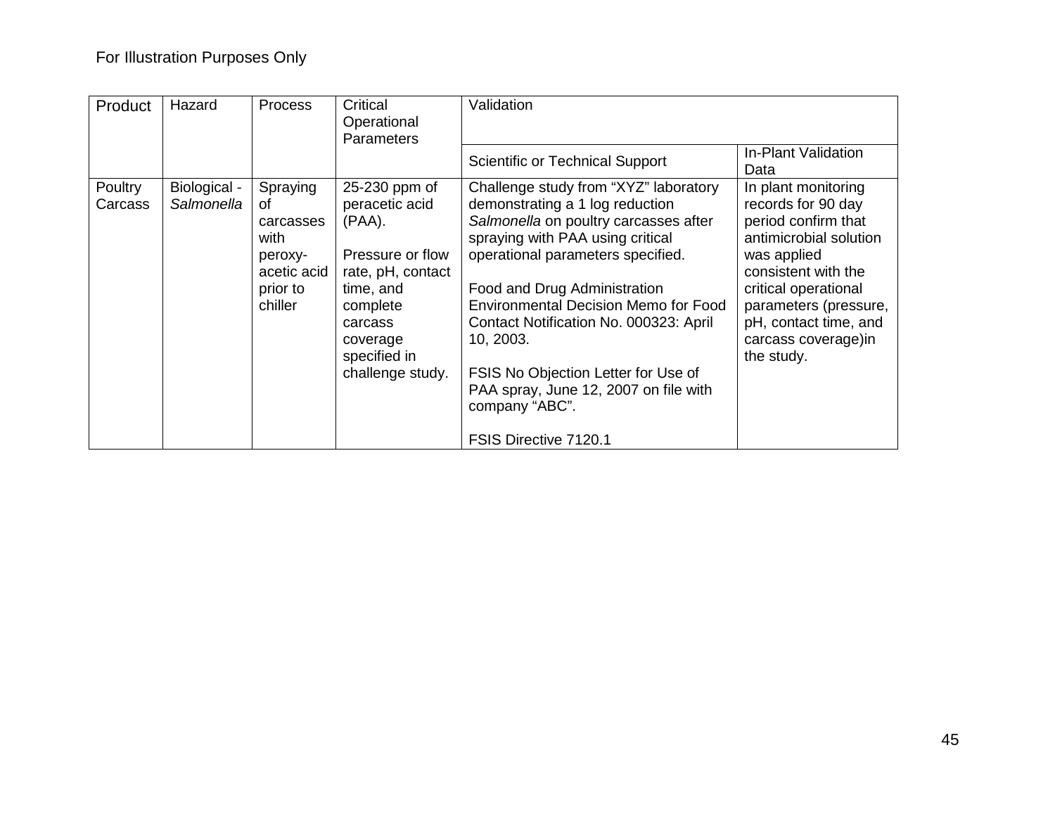For Illustration Purposes Only

| Product | Hazard | Process | Critical Operational Parameters | Validation | |
|---|---|---|---|---|---|
| | | | | Scientific or Technical Support | In-Plant Validation Data |
| Poultry Carcass | Biological - *Salmonella* | Spraying of carcasses with peroxy-acetic acid prior to chiller | 25-230 ppm of peracetic acid (PAA).<br><br>Pressure or flow rate, pH, contact time, and complete carcass coverage specified in challenge study. | Challenge study from "XYZ" laboratory demonstrating a 1 log reduction *Salmonella* on poultry carcasses after spraying with PAA using critical operational parameters specified.<br><br>Food and Drug Administration Environmental Decision Memo for Food Contact Notification No. 000323: April 10, 2003.<br><br>FSIS No Objection Letter for Use of PAA spray, June 12, 2007 on file with company "ABC".<br><br>FSIS Directive 7120.1 | In plant monitoring records for 90 day period confirm that antimicrobial solution was applied consistent with the critical operational parameters (pressure, pH, contact time, and carcass coverage)in the study. |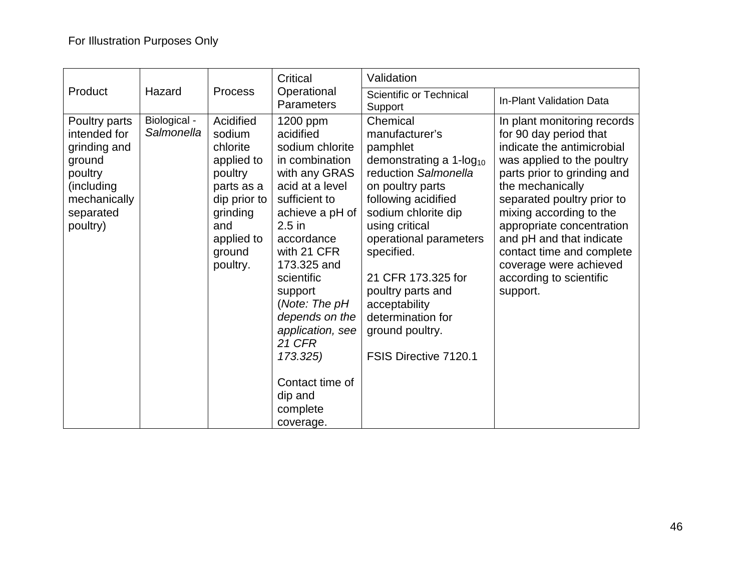For Illustration Purposes Only

| Product | Hazard | Process | Critical Operational Parameters | Validation | |
|---|---|---|---|---|---|
| | | | | Scientific or Technical Support | In-Plant Validation Data |
| Poultry parts intended for grinding and ground poultry (including mechanically separated poultry) | Biological - *Salmonella* | Acidified sodium chlorite applied to poultry parts as a dip prior to grinding and applied to ground poultry. | 1200 ppm acidified sodium chlorite in combination with any GRAS acid at a level sufficient to achieve a pH of 2.5 in accordance with 21 CFR 173.325 and scientific support (*Note: The pH depends on the application, see 21 CFR 173.325*)<br><br>Contact time of dip and complete coverage. | Chemical manufacturer's pamphlet demonstrating a 1-$\log_{10}$ reduction *Salmonella* on poultry parts following acidified sodium chlorite dip using critical operational parameters specified.<br><br>21 CFR 173.325 for poultry parts and acceptability determination for ground poultry.<br><br>FSIS Directive 7120.1 | In plant monitoring records for 90 day period that indicate the antimicrobial was applied to the poultry parts prior to grinding and the mechanically separated poultry prior to mixing according to the appropriate concentration and pH and that indicate contact time and complete coverage were achieved according to scientific support. |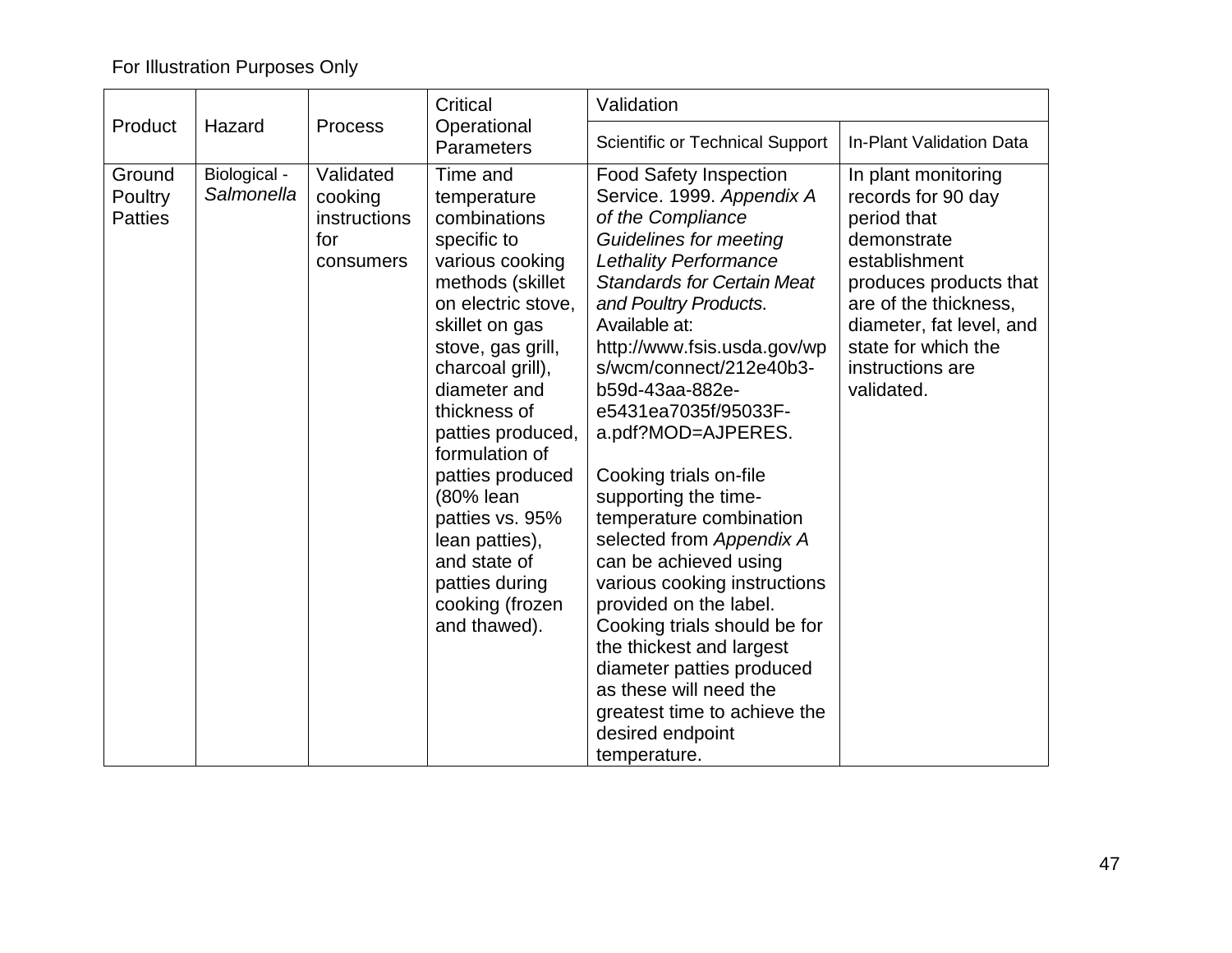For Illustration Purposes Only

| Product | Hazard | Process | Critical Operational Parameters | Validation | |
|---|---|---|---|---|---|
| | | | | Scientific or Technical Support | In-Plant Validation Data |
| Ground Poultry Patties | Biological - *Salmonella* | Validated cooking instructions for consumers | Time and temperature combinations specific to various cooking methods (skillet on electric stove, skillet on gas stove, gas grill, charcoal grill), diameter and thickness of patties produced, formulation of patties produced (80% lean patties vs. 95% lean patties), and state of patties during cooking (frozen and thawed). | Food Safety Inspection Service. 1999. *Appendix A of the Compliance Guidelines for meeting Lethality Performance Standards for Certain Meat and Poultry Products*. Available at: http://www.fsis.usda.gov/wps/wcm/connect/212e40b3-b59d-43aa-882e-e5431ea7035f/95033F-a.pdf?MOD=AJPERES. <br><br> Cooking trials on-file supporting the time-temperature combination selected from *Appendix A* can be achieved using various cooking instructions provided on the label. Cooking trials should be for the thickest and largest diameter patties produced as these will need the greatest time to achieve the desired endpoint temperature. | In plant monitoring records for 90 day period that demonstrate establishment produces products that are of the thickness, diameter, fat level, and state for which the instructions are validated. |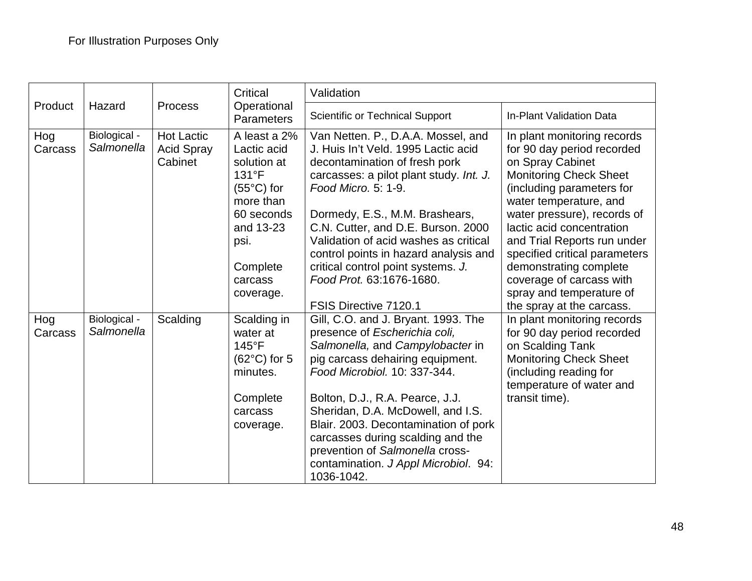For Illustration Purposes Only

| Product | Hazard | Process | Critical Operational Parameters | Validation | |
|---|---|---|---|---|---|
| | | | | Scientific or Technical Support | In-Plant Validation Data |
| Hog Carcass | Biological - *Salmonella* | Hot Lactic Acid Spray Cabinet | A least a 2% Lactic acid solution at 131°F (55°C) for more than 60 seconds and 13-23 psi.<br><br>Complete carcass coverage. | Van Netten. P., D.A.A. Mossel, and J. Huis In't Veld. 1995 Lactic acid decontamination of fresh pork carcasses: a pilot plant study. *Int. J. Food Micro.* 5: 1-9.<br><br>Dormedy, E.S., M.M. Brashears, C.N. Cutter, and D.E. Burson. 2000 Validation of acid washes as critical control points in hazard analysis and critical control point systems. *J. Food Prot.* 63:1676-1680.<br><br>FSIS Directive 7120.1 | In plant monitoring records for 90 day period recorded on Spray Cabinet Monitoring Check Sheet (including parameters for water temperature, and water pressure), records of lactic acid concentration and Trial Reports run under specified critical parameters demonstrating complete coverage of carcass with spray and temperature of the spray at the carcass. |
| Hog Carcass | Biological - *Salmonella* | Scalding | Scalding in water at 145°F (62°C) for 5 minutes.<br><br>Complete carcass coverage. | Gill, C.O. and J. Bryant. 1993. The presence of *Escherichia coli, Salmonella,* and *Campylobacter* in pig carcass dehairing equipment. *Food Microbiol.* 10: 337-344.<br><br>Bolton, D.J., R.A. Pearce, J.J. Sheridan, D.A. McDowell, and I.S. Blair. 2003. Decontamination of pork carcasses during scalding and the prevention of *Salmonella* cross-contamination. *J Appl Microbiol*. 94: 1036-1042. | In plant monitoring records for 90 day period recorded on Scalding Tank Monitoring Check Sheet (including reading for temperature of water and transit time). |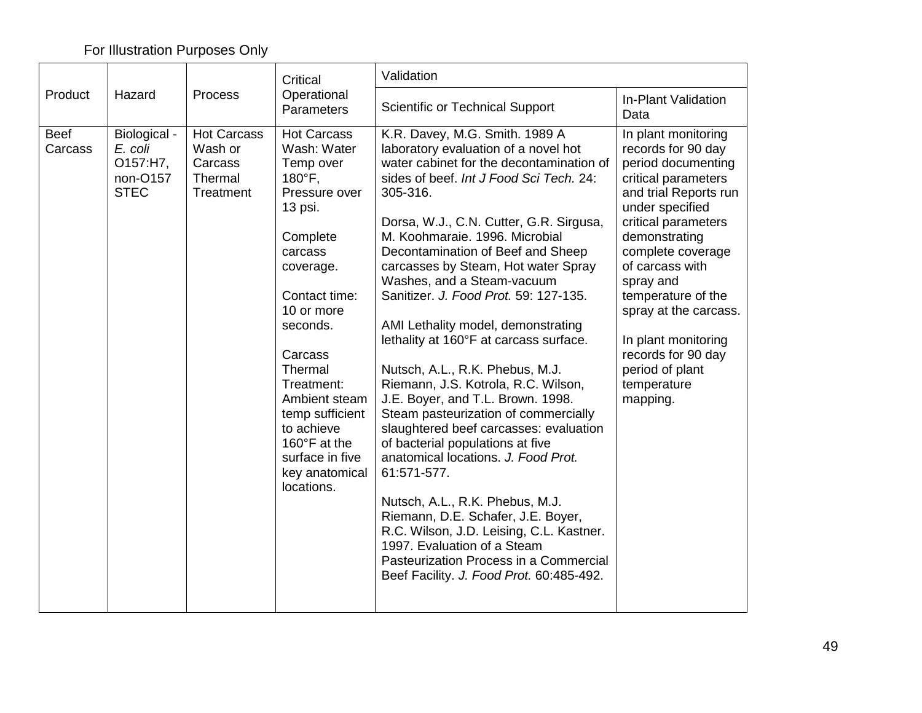For Illustration Purposes Only

| Product | Hazard | Process | Critical Operational Parameters | Validation | |
|---|---|---|---|---|---|
| | | | | Scientific or Technical Support | In-Plant Validation Data |
| Beef Carcass | Biological - *E. coli* O157:H7, non-O157 STEC | Hot Carcass Wash or Carcass Thermal Treatment | Hot Carcass Wash: Water Temp over 180°F, Pressure over 13 psi.<br><br>Complete carcass coverage.<br><br>Contact time: 10 or more seconds.<br><br>Carcass Thermal Treatment: Ambient steam temp sufficient to achieve 160°F at the surface in five key anatomical locations. | K.R. Davey, M.G. Smith. 1989 A laboratory evaluation of a novel hot water cabinet for the decontamination of sides of beef. *Int J Food Sci Tech.* 24: 305-316.<br><br>Dorsa, W.J., C.N. Cutter, G.R. Sirgusa, M. Koohmaraie. 1996. Microbial Decontamination of Beef and Sheep carcasses by Steam, Hot water Spray Washes, and a Steam-vacuum Sanitizer. *J. Food Prot.* 59: 127-135.<br><br>AMI Lethality model, demonstrating lethality at 160°F at carcass surface.<br><br>Nutsch, A.L., R.K. Phebus, M.J. Riemann, J.S. Kotrola, R.C. Wilson, J.E. Boyer, and T.L. Brown. 1998. Steam pasteurization of commercially slaughtered beef carcasses: evaluation of bacterial populations at five anatomical locations. *J. Food Prot.* 61:571-577.<br><br>Nutsch, A.L., R.K. Phebus, M.J. Riemann, D.E. Schafer, J.E. Boyer, R.C. Wilson, J.D. Leising, C.L. Kastner. 1997. Evaluation of a Steam Pasteurization Process in a Commercial Beef Facility. *J. Food Prot.* 60:485-492. | In plant monitoring records for 90 day period documenting critical parameters and trial Reports run under specified critical parameters demonstrating complete coverage of carcass with spray and temperature of the spray at the carcass.<br><br>In plant monitoring records for 90 day period of plant temperature mapping. |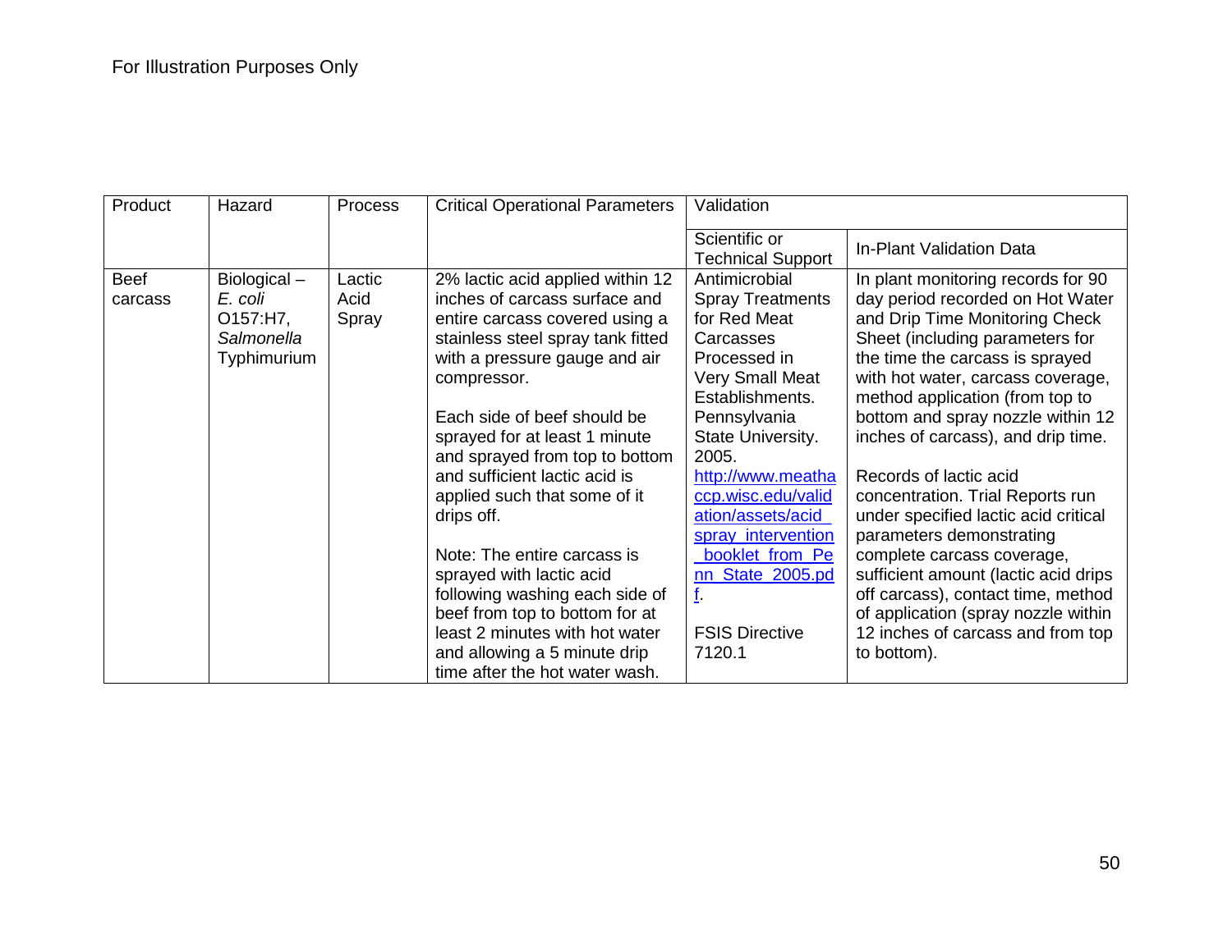For Illustration Purposes Only

| Product | Hazard | Process | Critical Operational Parameters | Validation | |
|---|---|---|---|---|---|
| | | | | Scientific or Technical Support | In-Plant Validation Data |
| Beef carcass | Biological – *E. coli* O157:H7, *Salmonella* Typhimurium | Lactic Acid Spray | 2% lactic acid applied within 12 inches of carcass surface and entire carcass covered using a stainless steel spray tank fitted with a pressure gauge and air compressor.<br><br>Each side of beef should be sprayed for at least 1 minute and sprayed from top to bottom and sufficient lactic acid is applied such that some of it drips off.<br><br>Note: The entire carcass is sprayed with lactic acid following washing each side of beef from top to bottom for at least 2 minutes with hot water and allowing a 5 minute drip time after the hot water wash. | Antimicrobial Spray Treatments for Red Meat Carcasses Processed in Very Small Meat Establishments. Pennsylvania State University. 2005. http://www.meathaccp.wisc.edu/validation/assets/acid_spray_intervention_booklet_from_Penn_State_2005.pdf.<br><br>FSIS Directive 7120.1 | In plant monitoring records for 90 day period recorded on Hot Water and Drip Time Monitoring Check Sheet (including parameters for the time the carcass is sprayed with hot water, carcass coverage, method application (from top to bottom and spray nozzle within 12 inches of carcass), and drip time.<br><br>Records of lactic acid concentration. Trial Reports run under specified lactic acid critical parameters demonstrating complete carcass coverage, sufficient amount (lactic acid drips off carcass), contact time, method of application (spray nozzle within 12 inches of carcass and from top to bottom). |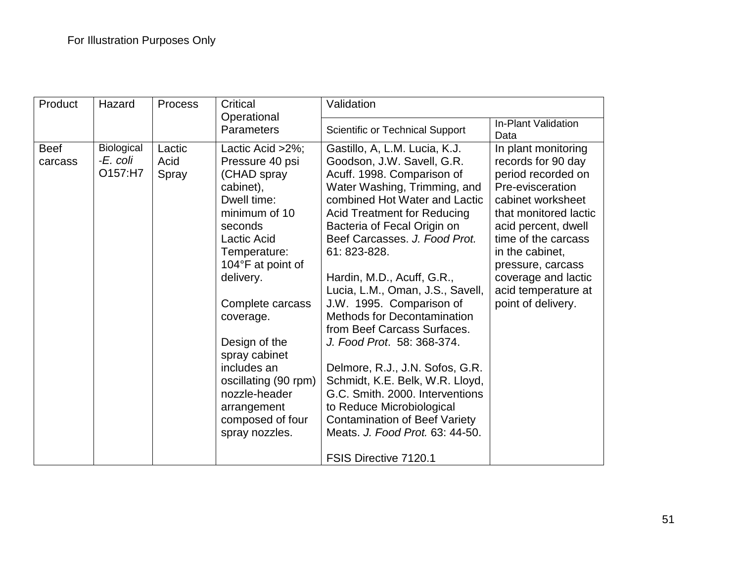For Illustration Purposes Only

| Product | Hazard | Process | Critical Operational Parameters | Validation | |
|---|---|---|---|---|---|
| | | | | Scientific or Technical Support | In-Plant Validation Data |
| Beef carcass | Biological -*E. coli* O157:H7 | Lactic Acid Spray | Lactic Acid >2%; Pressure 40 psi (CHAD spray cabinet), Dwell time: minimum of 10 seconds Lactic Acid Temperature: 104°F at point of delivery.<br><br>Complete carcass coverage.<br><br>Design of the spray cabinet includes an oscillating (90 rpm) nozzle-header arrangement composed of four spray nozzles. | Gastillo, A, L.M. Lucia, K.J. Goodson, J.W. Savell, G.R. Acuff. 1998. Comparison of Water Washing, Trimming, and combined Hot Water and Lactic Acid Treatment for Reducing Bacteria of Fecal Origin on Beef Carcasses. *J. Food Prot.* 61: 823-828.<br><br>Hardin, M.D., Acuff, G.R., Lucia, L.M., Oman, J.S., Savell, J.W. 1995. Comparison of Methods for Decontamination from Beef Carcass Surfaces. *J. Food Prot*. 58: 368-374.<br><br>Delmore, R.J., J.N. Sofos, G.R. Schmidt, K.E. Belk, W.R. Lloyd, G.C. Smith. 2000. Interventions to Reduce Microbiological Contamination of Beef Variety Meats. *J. Food Prot.* 63: 44-50.<br><br>FSIS Directive 7120.1 | In plant monitoring records for 90 day period recorded on Pre-evisceration cabinet worksheet that monitored lactic acid percent, dwell time of the carcass in the cabinet, pressure, carcass coverage and lactic acid temperature at point of delivery. |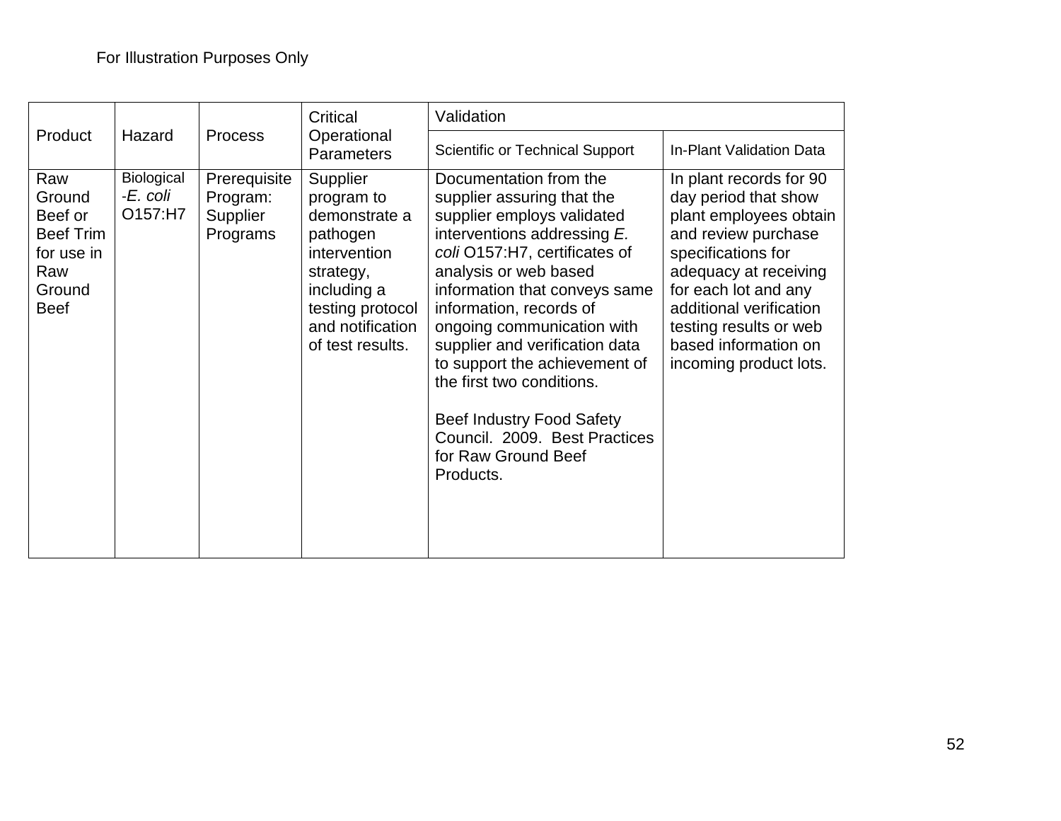For Illustration Purposes Only

| Product | Hazard | Process | Critical Operational Parameters | Validation | |
|---|---|---|---|---|---|
| | | | | Scientific or Technical Support | In-Plant Validation Data |
| Raw Ground Beef or Beef Trim for use in Raw Ground Beef | Biological -*E. coli* O157:H7 | Prerequisite Program: Supplier Programs | Supplier program to demonstrate a pathogen intervention strategy, including a testing protocol and notification of test results. | Documentation from the supplier assuring that the supplier employs validated interventions addressing *E. coli* O157:H7, certificates of analysis or web based information that conveys same information, records of ongoing communication with supplier and verification data to support the achievement of the first two conditions.<br><br>Beef Industry Food Safety Council. 2009. Best Practices for Raw Ground Beef Products. | In plant records for 90 day period that show plant employees obtain and review purchase specifications for adequacy at receiving for each lot and any additional verification testing results or web based information on incoming product lots. |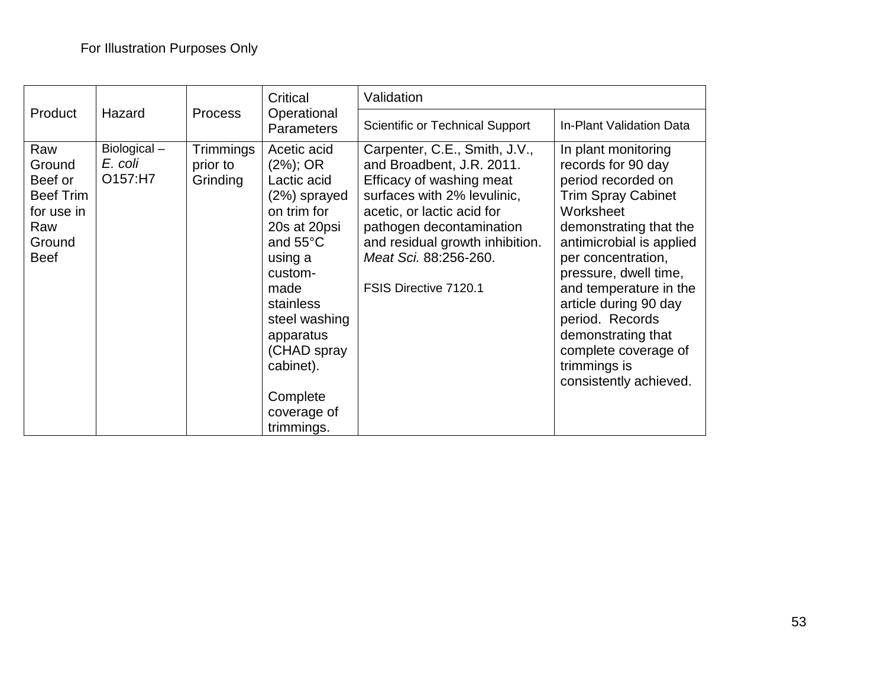For Illustration Purposes Only

| Product | Hazard | Process | Critical Operational Parameters | Validation | |
|---|---|---|---|---|---|
| | | | | Scientific or Technical Support | In-Plant Validation Data |
| Raw Ground Beef or Beef Trim for use in Raw Ground Beef | Biological – *E. coli* O157:H7 | Trimmings prior to Grinding | Acetic acid (2%); OR Lactic acid (2%) sprayed on trim for 20s at 20psi and 55°C using a custom-made stainless steel washing apparatus (CHAD spray cabinet).<br><br>Complete coverage of trimmings. | Carpenter, C.E., Smith, J.V., and Broadbent, J.R. 2011. Efficacy of washing meat surfaces with 2% levulinic, acetic, or lactic acid for pathogen decontamination and residual growth inhibition. *Meat Sci.* 88:256-260.<br><br>FSIS Directive 7120.1 | In plant monitoring records for 90 day period recorded on Trim Spray Cabinet Worksheet demonstrating that the antimicrobial is applied per concentration, pressure, dwell time, and temperature in the article during 90 day period. Records demonstrating that complete coverage of trimmings is consistently achieved. |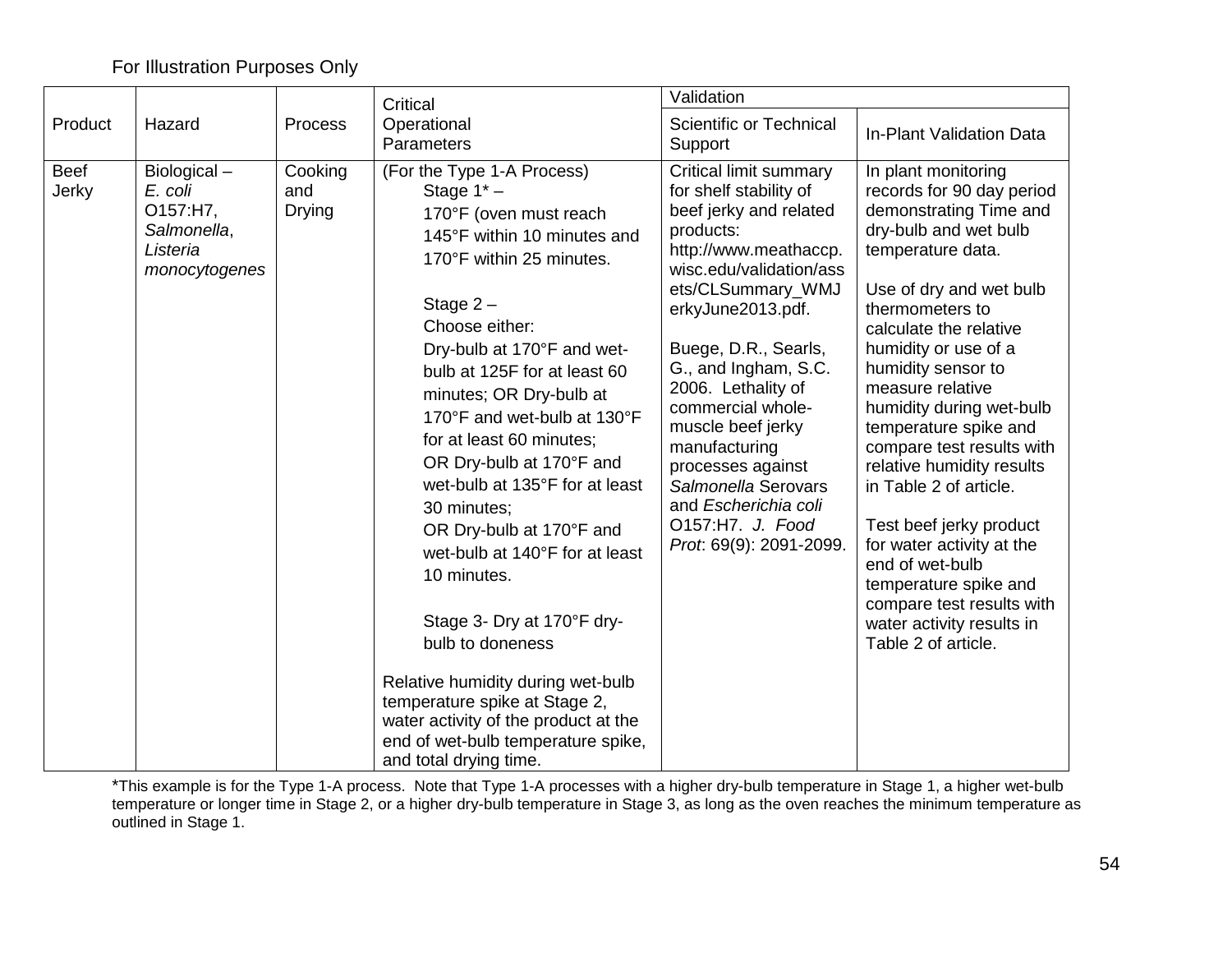For Illustration Purposes Only

| Product | Hazard | Process | Critical Operational Parameters | Validation | |
|---|---|---|---|---|---|
| | | | | Scientific or Technical Support | In-Plant Validation Data |
| Beef Jerky | Biological – *E. coli* O157:H7, *Salmonella*, *Listeria monocytogenes* | Cooking and Drying | (For the Type 1-A Process)<br>Stage 1* –<br>170°F (oven must reach 145°F within 10 minutes and 170°F within 25 minutes.<br><br>Stage 2 –<br>Choose either:<br>Dry-bulb at 170°F and wet-bulb at 125F for at least 60 minutes; OR Dry-bulb at 170°F and wet-bulb at 130°F for at least 60 minutes;<br>OR Dry-bulb at 170°F and wet-bulb at 135°F for at least 30 minutes;<br>OR Dry-bulb at 170°F and wet-bulb at 140°F for at least 10 minutes.<br><br>Stage 3- Dry at 170°F dry-bulb to doneness<br><br>Relative humidity during wet-bulb temperature spike at Stage 2, water activity of the product at the end of wet-bulb temperature spike, and total drying time. | Critical limit summary for shelf stability of beef jerky and related products: http://www.meathaccp.wisc.edu/validation/assets/CLSummary_WMJerkyJune2013.pdf.<br><br>Buege, D.R., Searls, G., and Ingham, S.C. 2006. Lethality of commercial whole-muscle beef jerky manufacturing processes against *Salmonella* Serovars and *Escherichia coli* O157:H7. *J. Food Prot*: 69(9): 2091-2099. | In plant monitoring records for 90 day period demonstrating Time and dry-bulb and wet bulb temperature data.<br><br>Use of dry and wet bulb thermometers to calculate the relative humidity or use of a humidity sensor to measure relative humidity during wet-bulb temperature spike and compare test results with relative humidity results in Table 2 of article.<br><br>Test beef jerky product for water activity at the end of wet-bulb temperature spike and compare test results with water activity results in Table 2 of article. |

*This example is for the Type 1-A process. Note that Type 1-A processes with a higher dry-bulb temperature in Stage 1, a higher wet-bulb temperature or longer time in Stage 2, or a higher dry-bulb temperature in Stage 3, as long as the oven reaches the minimum temperature as outlined in Stage 1.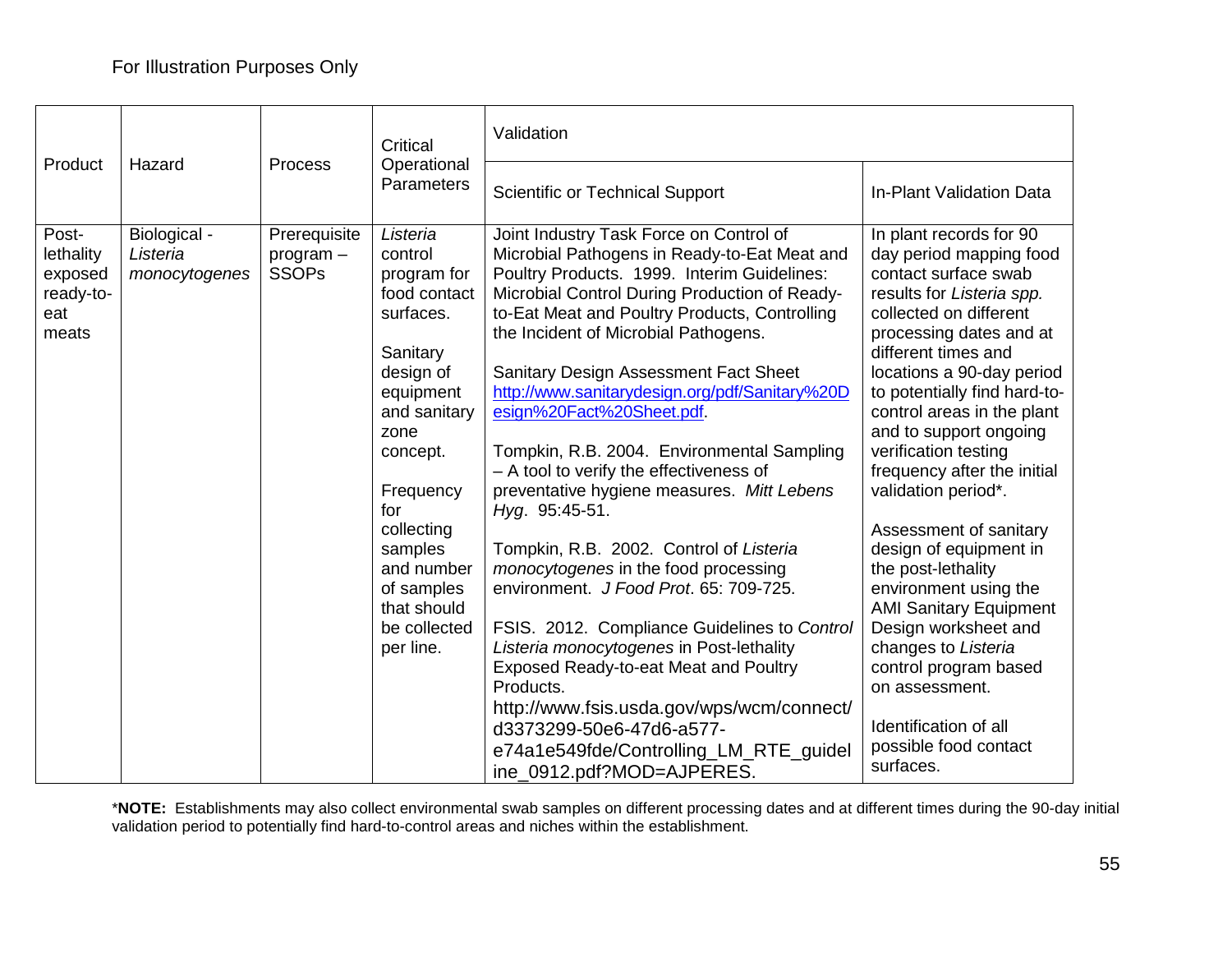For Illustration Purposes Only

| Product | Hazard | Process | Critical Operational Parameters | Validation | |
|---|---|---|---|---|---|
| | | | | Scientific or Technical Support | In-Plant Validation Data |
| Post-lethality exposed ready-to-eat meats | Biological - *Listeria monocytogenes* | Prerequisite program – SSOPs | *Listeria* control program for food contact surfaces.<br><br>Sanitary design of equipment and sanitary zone concept.<br><br>Frequency for collecting samples and number of samples that should be collected per line. | Joint Industry Task Force on Control of Microbial Pathogens in Ready-to-Eat Meat and Poultry Products. 1999. Interim Guidelines: Microbial Control During Production of Ready-to-Eat Meat and Poultry Products, Controlling the Incident of Microbial Pathogens.<br><br>Sanitary Design Assessment Fact Sheet http://www.sanitarydesign.org/pdf/Sanitary%20Design%20Fact%20Sheet.pdf.<br><br>Tompkin, R.B. 2004. Environmental Sampling – A tool to verify the effectiveness of preventative hygiene measures. *Mitt Lebens Hyg*. 95:45-51.<br><br>Tompkin, R.B. 2002. Control of *Listeria monocytogenes* in the food processing environment. *J Food Prot*. 65: 709-725.<br><br>FSIS. 2012. Compliance Guidelines to *Control Listeria monocytogenes* in Post-lethality Exposed Ready-to-eat Meat and Poultry Products. http://www.fsis.usda.gov/wps/wcm/connect/d3373299-50e6-47d6-a577-e74a1e549fde/Controlling_LM_RTE_guideline_0912.pdf?MOD=AJPERES. | In plant records for 90 day period mapping food contact surface swab results for *Listeria spp.* collected on different processing dates and at different times and locations a 90-day period to potentially find hard-to-control areas in the plant and to support ongoing verification testing frequency after the initial validation period*.<br><br>Assessment of sanitary design of equipment in the post-lethality environment using the AMI Sanitary Equipment Design worksheet and changes to *Listeria* control program based on assessment.<br><br>Identification of all possible food contact surfaces. |

***NOTE:** Establishments may also collect environmental swab samples on different processing dates and at different times during the 90-day initial validation period to potentially find hard-to-control areas and niches within the establishment.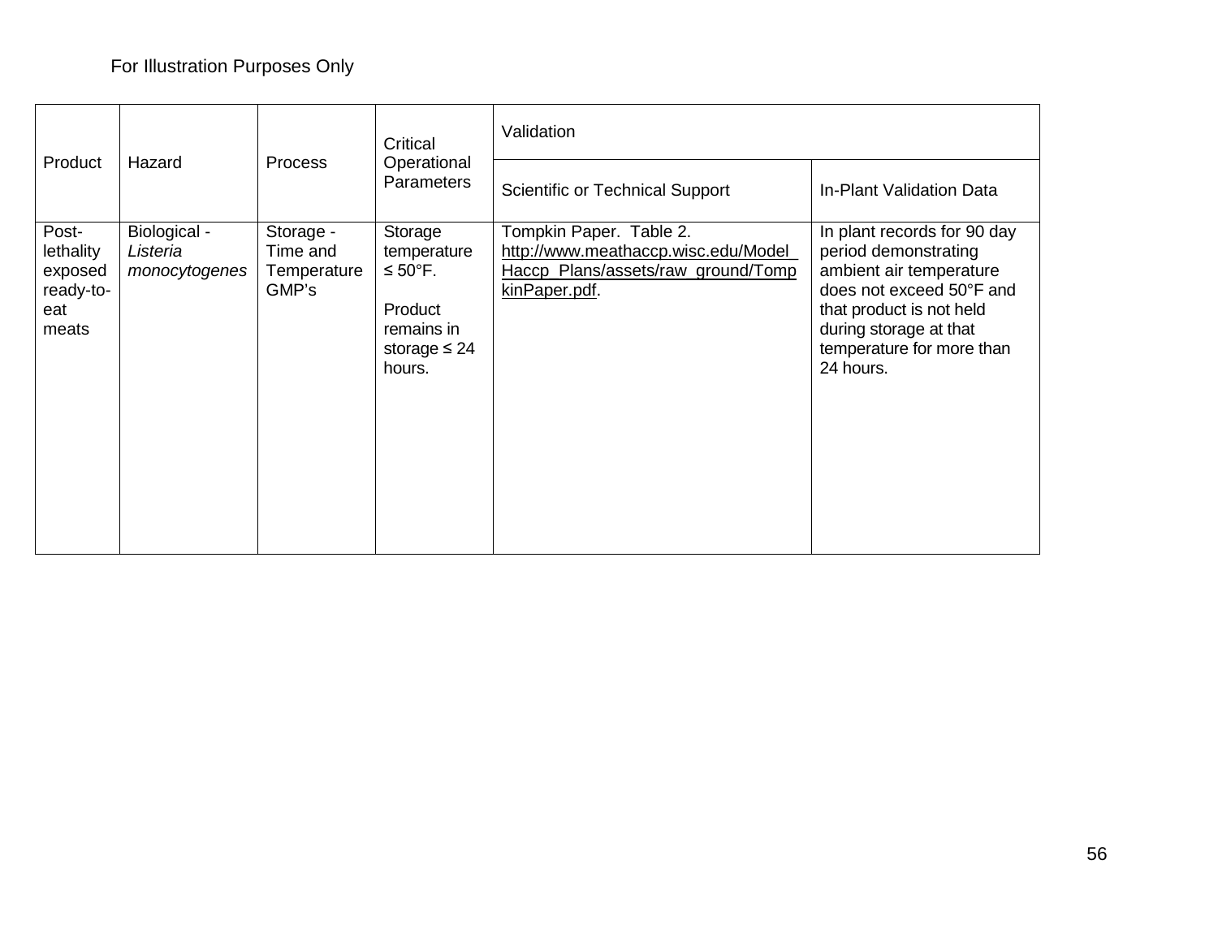For Illustration Purposes Only

| Product | Hazard | Process | Critical Operational Parameters | Validation | |
|---|---|---|---|---|---|
| | | | | Scientific or Technical Support | In-Plant Validation Data |
| Post-lethality exposed ready-to-eat meats | Biological - *Listeria monocytogenes* | Storage - Time and Temperature GMP's | Storage temperature ≤ 50°F.<br><br>Product remains in storage ≤ 24 hours. | Tompkin Paper. Table 2. http://www.meathaccp.wisc.edu/Model_Haccp_Plans/assets/raw_ground/TompkinPaper.pdf. | In plant records for 90 day period demonstrating ambient air temperature does not exceed 50°F and that product is not held during storage at that temperature for more than 24 hours. |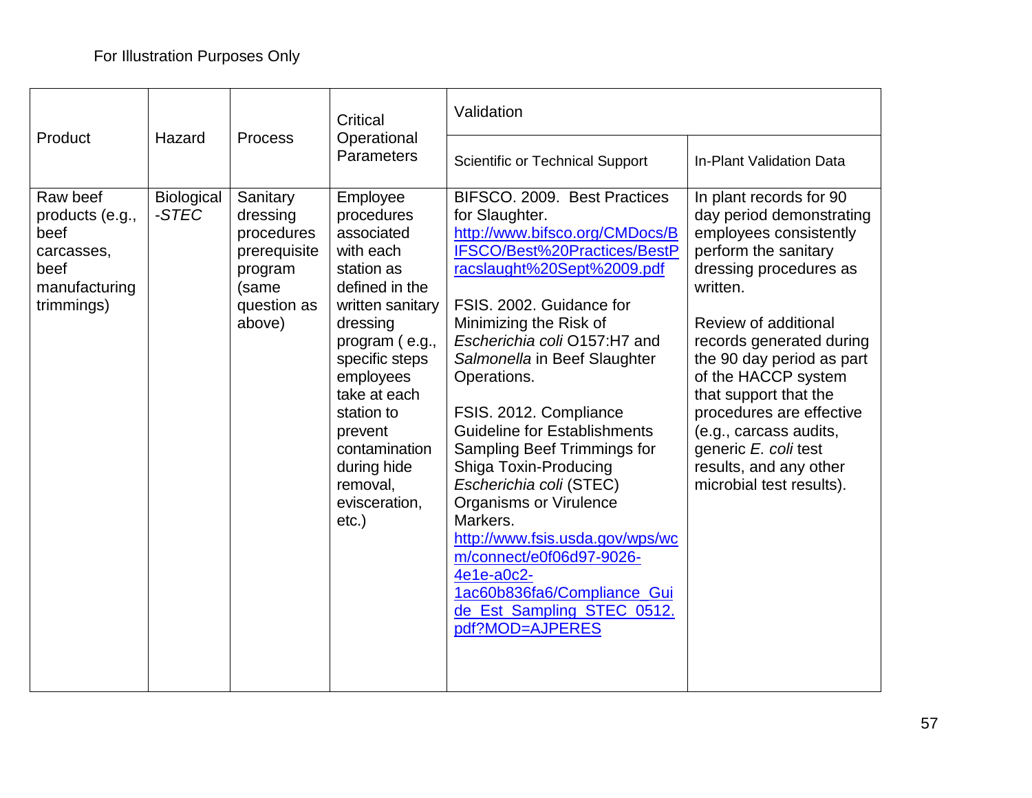For Illustration Purposes Only

| Product | Hazard | Process | Critical Operational Parameters | Validation | |
|---|---|---|---|---|---|
| | | | | Scientific or Technical Support | In-Plant Validation Data |
| Raw beef products (e.g., beef carcasses, beef manufacturing trimmings) | Biological -*STEC* | Sanitary dressing procedures prerequisite program (same question as above) | Employee procedures associated with each station as defined in the written sanitary dressing program ( e.g., specific steps employees take at each station to prevent contamination during hide removal, evisceration, etc.) | BIFSCO. 2009. Best Practices for Slaughter. http://www.bifsco.org/CMDocs/BIFSCO/Best%20Practices/BestPracslaught%20Sept%2009.pdf<br><br>FSIS. 2002. Guidance for Minimizing the Risk of *Escherichia coli* O157:H7 and *Salmonella* in Beef Slaughter Operations.<br><br>FSIS. 2012. Compliance Guideline for Establishments Sampling Beef Trimmings for Shiga Toxin-Producing *Escherichia coli* (STEC) Organisms or Virulence Markers. http://www.fsis.usda.gov/wps/wcm/connect/e0f06d97-9026-4e1e-a0c2-1ac60b836fa6/Compliance_Guide_Est_Sampling_STEC_0512.pdf?MOD=AJPERES | In plant records for 90 day period demonstrating employees consistently perform the sanitary dressing procedures as written.<br><br>Review of additional records generated during the 90 day period as part of the HACCP system that support that the procedures are effective (e.g., carcass audits, generic *E. coli* test results, and any other microbial test results). |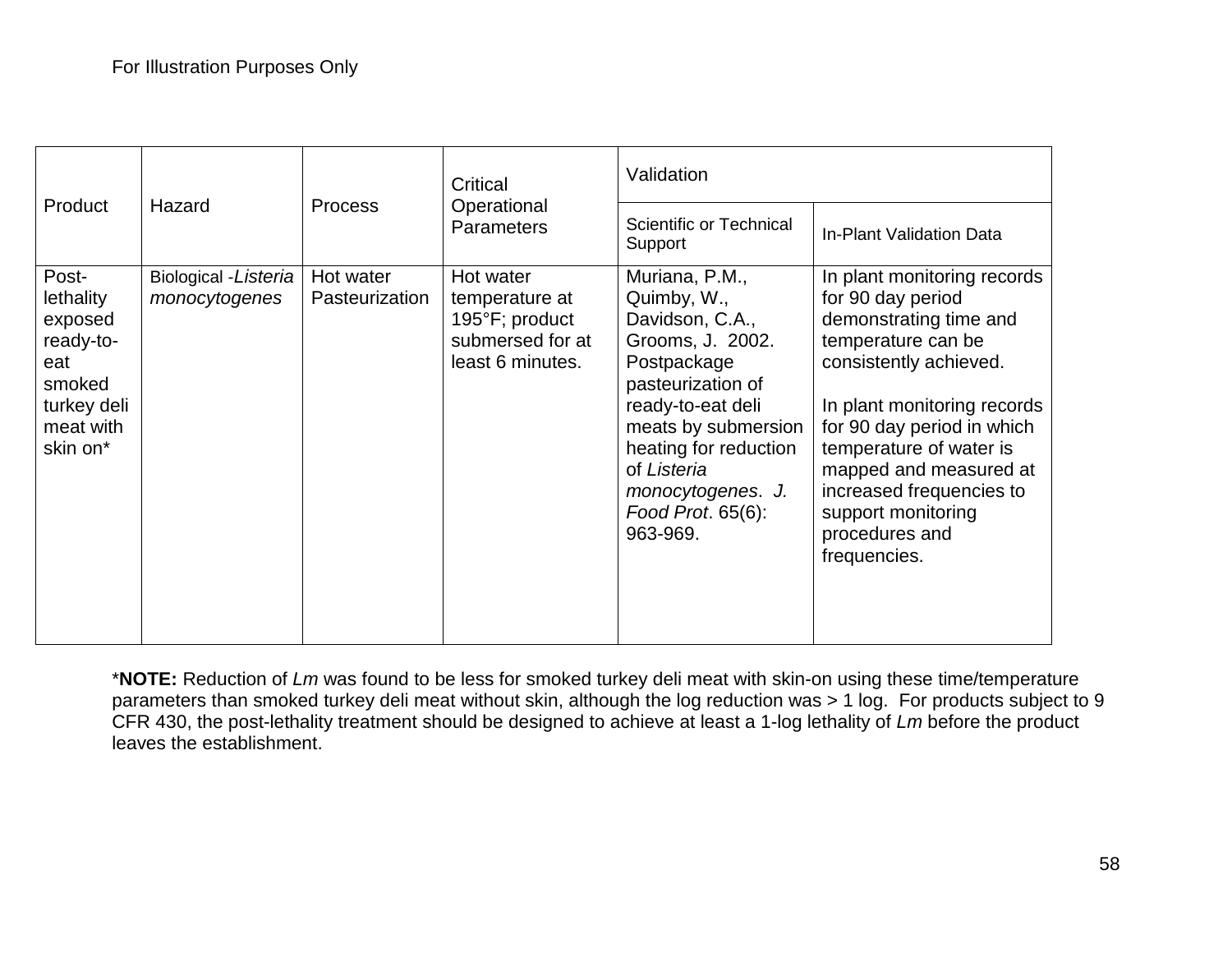For Illustration Purposes Only

| Product | Hazard | Process | Critical Operational Parameters | Validation | |
|---|---|---|---|---|---|
| | | | | Scientific or Technical Support | In-Plant Validation Data |
| Post-lethality exposed ready-to-eat smoked turkey deli meat with skin on* | Biological -*Listeria monocytogenes* | Hot water Pasteurization | Hot water temperature at 195°F; product submersed for at least 6 minutes. | Muriana, P.M., Quimby, W., Davidson, C.A., Grooms, J. 2002. Postpackage pasteurization of ready-to-eat deli meats by submersion heating for reduction of *Listeria monocytogenes*. *J. Food Prot*. 65(6): 963-969. | In plant monitoring records for 90 day period demonstrating time and temperature can be consistently achieved.<br><br>In plant monitoring records for 90 day period in which temperature of water is mapped and measured at increased frequencies to support monitoring procedures and frequencies. |

\***NOTE:** Reduction of *Lm* was found to be less for smoked turkey deli meat with skin-on using these time/temperature parameters than smoked turkey deli meat without skin, although the log reduction was > 1 log. For products subject to 9 CFR 430, the post-lethality treatment should be designed to achieve at least a 1-log lethality of *Lm* before the product leaves the establishment.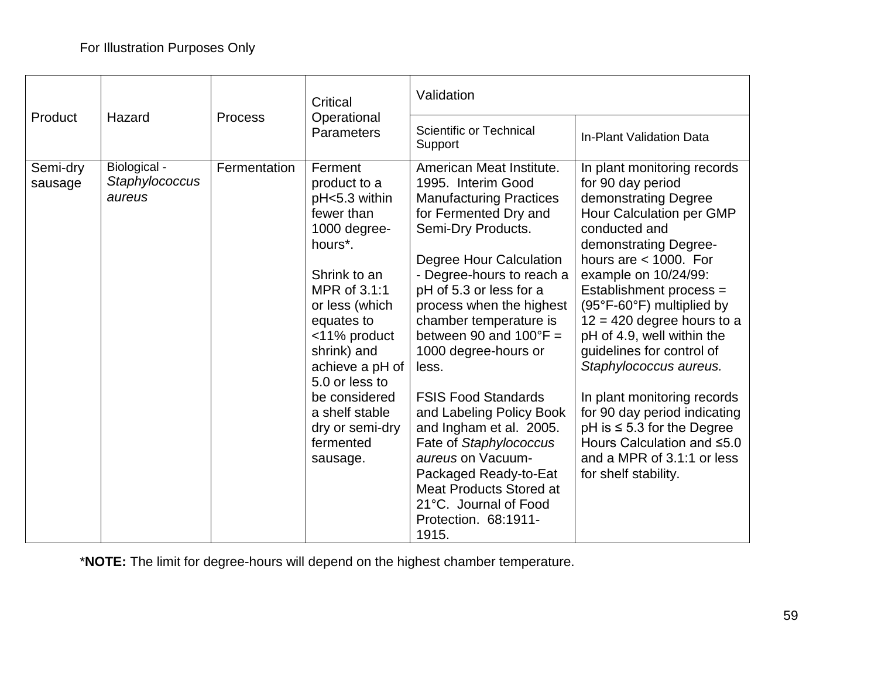For Illustration Purposes Only

| Product | Hazard | Process | Critical Operational Parameters | Validation | |
|---|---|---|---|---|---|
| | | | | Scientific or Technical Support | In-Plant Validation Data |
| Semi-dry sausage | Biological - *Staphylococcus aureus* | Fermentation | Ferment product to a pH<5.3 within fewer than 1000 degree-hours*.<br><br>Shrink to an MPR of 3.1:1 or less (which equates to <11% product shrink) and achieve a pH of 5.0 or less to be considered a shelf stable dry or semi-dry fermented sausage. | American Meat Institute. 1995. Interim Good Manufacturing Practices for Fermented Dry and Semi-Dry Products.<br><br>Degree Hour Calculation - Degree-hours to reach a pH of 5.3 or less for a process when the highest chamber temperature is between 90 and 100°F = 1000 degree-hours or less.<br><br>FSIS Food Standards and Labeling Policy Book and Ingham et al. 2005. Fate of *Staphylococcus aureus* on Vacuum-Packaged Ready-to-Eat Meat Products Stored at 21°C. Journal of Food Protection. 68:1911-1915. | In plant monitoring records for 90 day period demonstrating Degree Hour Calculation per GMP conducted and demonstrating Degree-hours are < 1000. For example on 10/24/99: Establishment process = (95°F-60°F) multiplied by 12 = 420 degree hours to a pH of 4.9, well within the guidelines for control of *Staphylococcus aureus.*<br><br>In plant monitoring records for 90 day period indicating pH is ≤ 5.3 for the Degree Hours Calculation and ≤5.0 and a MPR of 3.1:1 or less for shelf stability. |

\***NOTE:** The limit for degree-hours will depend on the highest chamber temperature.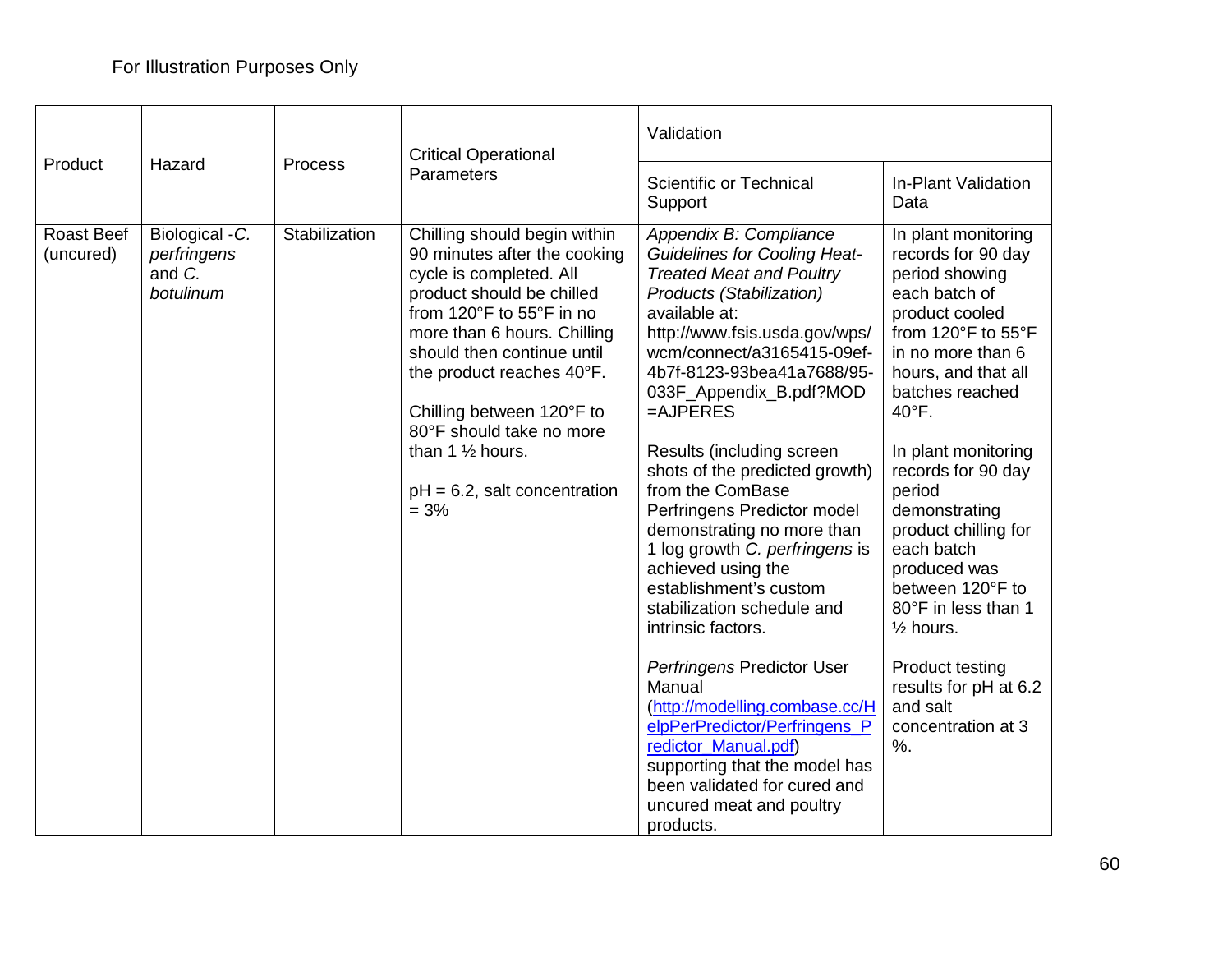For Illustration Purposes Only

| Product | Hazard | Process | Critical Operational Parameters | Validation | |
|---|---|---|---|---|---|
| | | | | Scientific or Technical Support | In-Plant Validation Data |
| Roast Beef (uncured) | Biological -*C. perfringens* and *C. botulinum* | Stabilization | Chilling should begin within 90 minutes after the cooking cycle is completed. All product should be chilled from 120°F to 55°F in no more than 6 hours. Chilling should then continue until the product reaches 40°F.<br><br>Chilling between 120°F to 80°F should take no more than 1 ½ hours.<br><br>pH = 6.2, salt concentration = 3% | *Appendix B: Compliance Guidelines for Cooling Heat-Treated Meat and Poultry Products (Stabilization)* available at: http://www.fsis.usda.gov/wps/wcm/connect/a3165415-09ef-4b7f-8123-93bea41a7688/95-033F_Appendix_B.pdf?MOD=AJPERES<br><br>Results (including screen shots of the predicted growth) from the ComBase Perfringens Predictor model demonstrating no more than 1 log growth *C. perfringens* is achieved using the establishment's custom stabilization schedule and intrinsic factors.<br><br>*Perfringens* Predictor User Manual (http://modelling.combase.cc/HelpPerPredictor/Perfringens_Predictor_Manual.pdf) supporting that the model has been validated for cured and uncured meat and poultry products. | In plant monitoring records for 90 day period showing each batch of product cooled from 120°F to 55°F in no more than 6 hours, and that all batches reached 40°F.<br><br>In plant monitoring records for 90 day period demonstrating product chilling for each batch produced was between 120°F to 80°F in less than 1 ½ hours.<br><br>Product testing results for pH at 6.2 and salt concentration at 3 %. |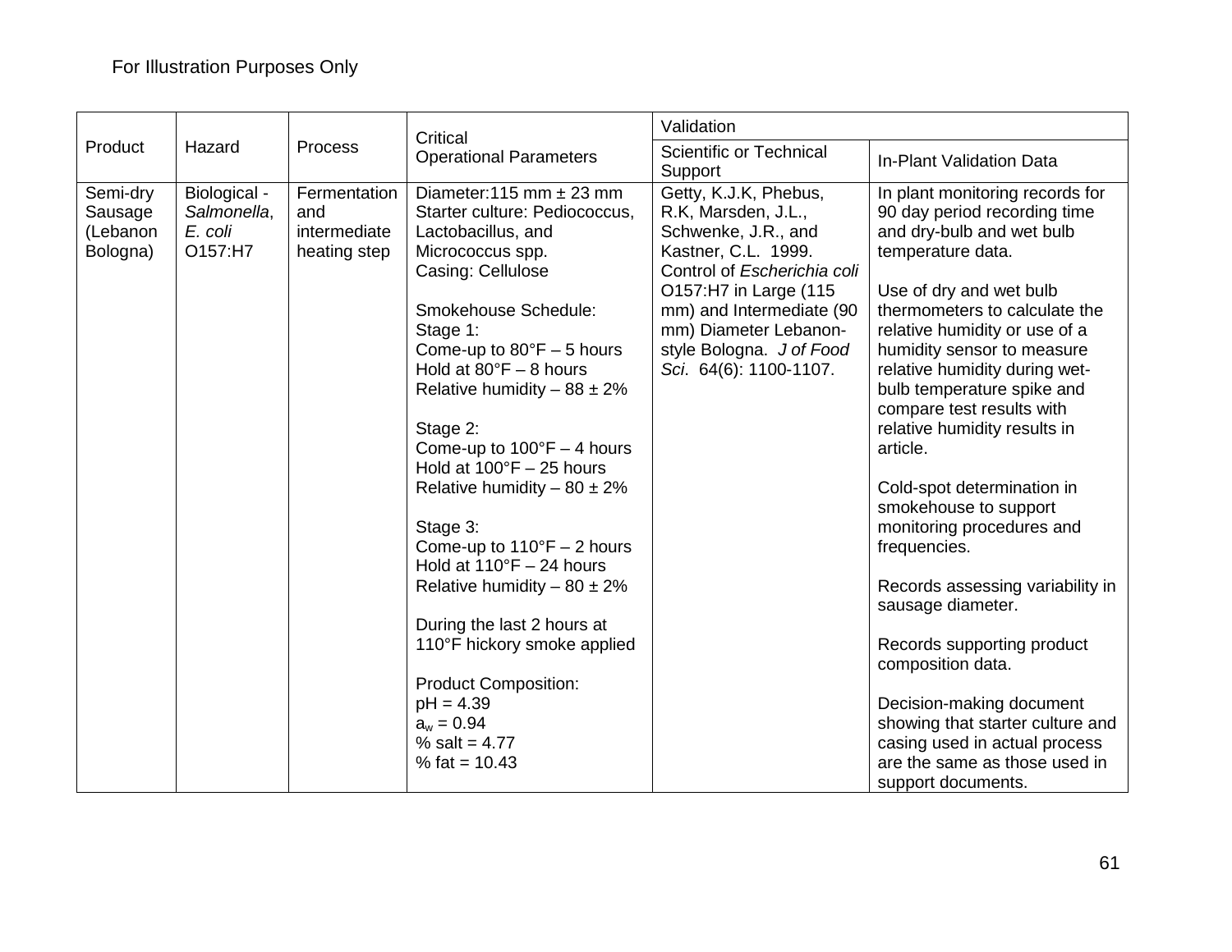For Illustration Purposes Only

| Product | Hazard | Process | Critical Operational Parameters | Validation | |
|---|---|---|---|---|---|
| | | | | Scientific or Technical Support | In-Plant Validation Data |
| Semi-dry Sausage (Lebanon Bologna) | Biological - *Salmonella*, *E. coli* O157:H7 | Fermentation and intermediate heating step | Diameter:115 mm ± 23 mm<br>Starter culture: Pediococcus, Lactobacillus, and Micrococcus spp.<br>Casing: Cellulose<br><br>Smokehouse Schedule:<br>Stage 1:<br>Come-up to 80°F – 5 hours<br>Hold at 80°F – 8 hours<br>Relative humidity – 88 ± 2%<br><br>Stage 2:<br>Come-up to 100°F – 4 hours<br>Hold at 100°F – 25 hours<br>Relative humidity – 80 ± 2%<br><br>Stage 3:<br>Come-up to 110°F – 2 hours<br>Hold at 110°F – 24 hours<br>Relative humidity – 80 ± 2%<br><br>During the last 2 hours at 110°F hickory smoke applied<br><br>Product Composition:<br>pH = 4.39<br>$a_w$ = 0.94<br>% salt = 4.77<br>% fat = 10.43 | Getty, K.J.K, Phebus, R.K, Marsden, J.L., Schwenke, J.R., and Kastner, C.L. 1999. Control of *Escherichia coli* O157:H7 in Large (115 mm) and Intermediate (90 mm) Diameter Lebanon-style Bologna. *J of Food Sci*. 64(6): 1100-1107. | In plant monitoring records for 90 day period recording time and dry-bulb and wet bulb temperature data.<br><br>Use of dry and wet bulb thermometers to calculate the relative humidity or use of a humidity sensor to measure relative humidity during wet-bulb temperature spike and compare test results with relative humidity results in article.<br><br>Cold-spot determination in smokehouse to support monitoring procedures and frequencies.<br><br>Records assessing variability in sausage diameter.<br><br>Records supporting product composition data.<br><br>Decision-making document showing that starter culture and casing used in actual process are the same as those used in support documents. |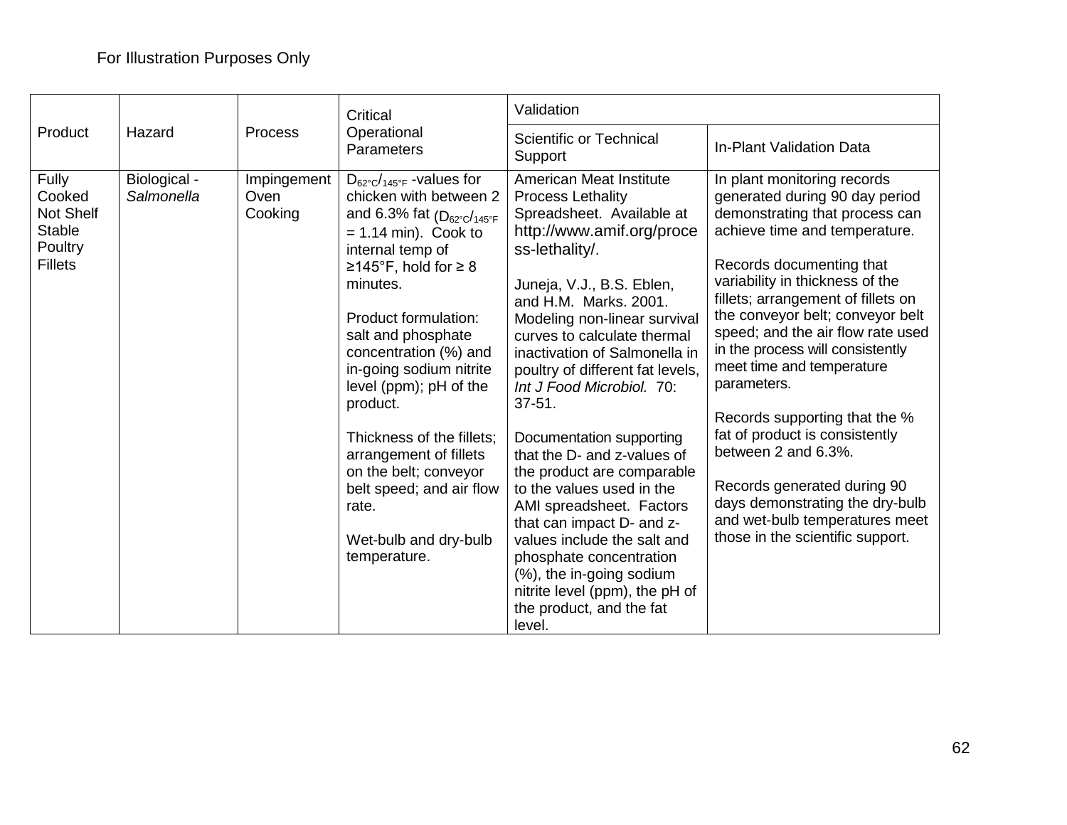For Illustration Purposes Only

| Product | Hazard | Process | Critical Operational Parameters | Validation | |
|---|---|---|---|---|---|
| | | | | Scientific or Technical Support | In-Plant Validation Data |
| Fully Cooked Not Shelf Stable Poultry Fillets | Biological - *Salmonella* | Impingement Oven Cooking | $D_{62°C}/_{145°F}$ -values for chicken with between 2 and 6.3% fat ($D_{62°C}/_{145°F}$ = 1.14 min). Cook to internal temp of ≥145°F, hold for ≥ 8 minutes.<br><br>Product formulation: salt and phosphate concentration (%) and in-going sodium nitrite level (ppm); pH of the product.<br><br>Thickness of the fillets; arrangement of fillets on the belt; conveyor belt speed; and air flow rate.<br><br>Wet-bulb and dry-bulb temperature. | American Meat Institute Process Lethality Spreadsheet. Available at http://www.amif.org/process-lethality/.<br><br>Juneja, V.J., B.S. Eblen, and H.M. Marks. 2001. Modeling non-linear survival curves to calculate thermal inactivation of Salmonella in poultry of different fat levels, *Int J Food Microbiol.* 70: 37-51.<br><br>Documentation supporting that the D- and z-values of the product are comparable to the values used in the AMI spreadsheet. Factors that can impact D- and z-values include the salt and phosphate concentration (%), the in-going sodium nitrite level (ppm), the pH of the product, and the fat level. | In plant monitoring records generated during 90 day period demonstrating that process can achieve time and temperature.<br><br>Records documenting that variability in thickness of the fillets; arrangement of fillets on the conveyor belt; conveyor belt speed; and the air flow rate used in the process will consistently meet time and temperature parameters.<br><br>Records supporting that the % fat of product is consistently between 2 and 6.3%.<br><br>Records generated during 90 days demonstrating the dry-bulb and wet-bulb temperatures meet those in the scientific support. |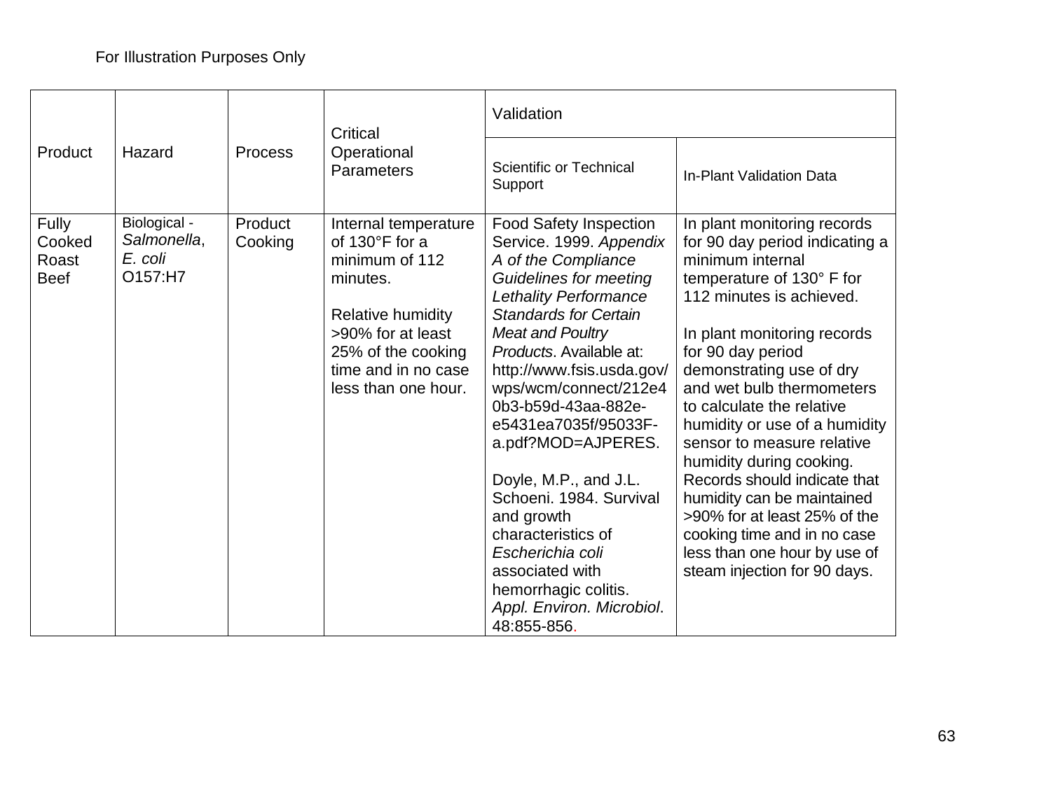For Illustration Purposes Only

| Product | Hazard | Process | Critical Operational Parameters | Validation | |
|---|---|---|---|---|---|
| | | | | Scientific or Technical Support | In-Plant Validation Data |
| Fully Cooked Roast Beef | Biological - *Salmonella*, *E. coli* O157:H7 | Product Cooking | Internal temperature of 130°F for a minimum of 112 minutes.<br><br>Relative humidity >90% for at least 25% of the cooking time and in no case less than one hour. | Food Safety Inspection Service. 1999. *Appendix A of the Compliance Guidelines for meeting Lethality Performance Standards for Certain Meat and Poultry Products*. Available at: http://www.fsis.usda.gov/wps/wcm/connect/212e40b3-b59d-43aa-882e-e5431ea7035f/95033F-a.pdf?MOD=AJPERES.<br><br>Doyle, M.P., and J.L. Schoeni. 1984. Survival and growth characteristics of *Escherichia coli* associated with hemorrhagic colitis. *Appl. Environ. Microbiol*. 48:855-856. | In plant monitoring records for 90 day period indicating a minimum internal temperature of 130° F for 112 minutes is achieved.<br><br>In plant monitoring records for 90 day period demonstrating use of dry and wet bulb thermometers to calculate the relative humidity or use of a humidity sensor to measure relative humidity during cooking. Records should indicate that humidity can be maintained >90% for at least 25% of the cooking time and in no case less than one hour by use of steam injection for 90 days. |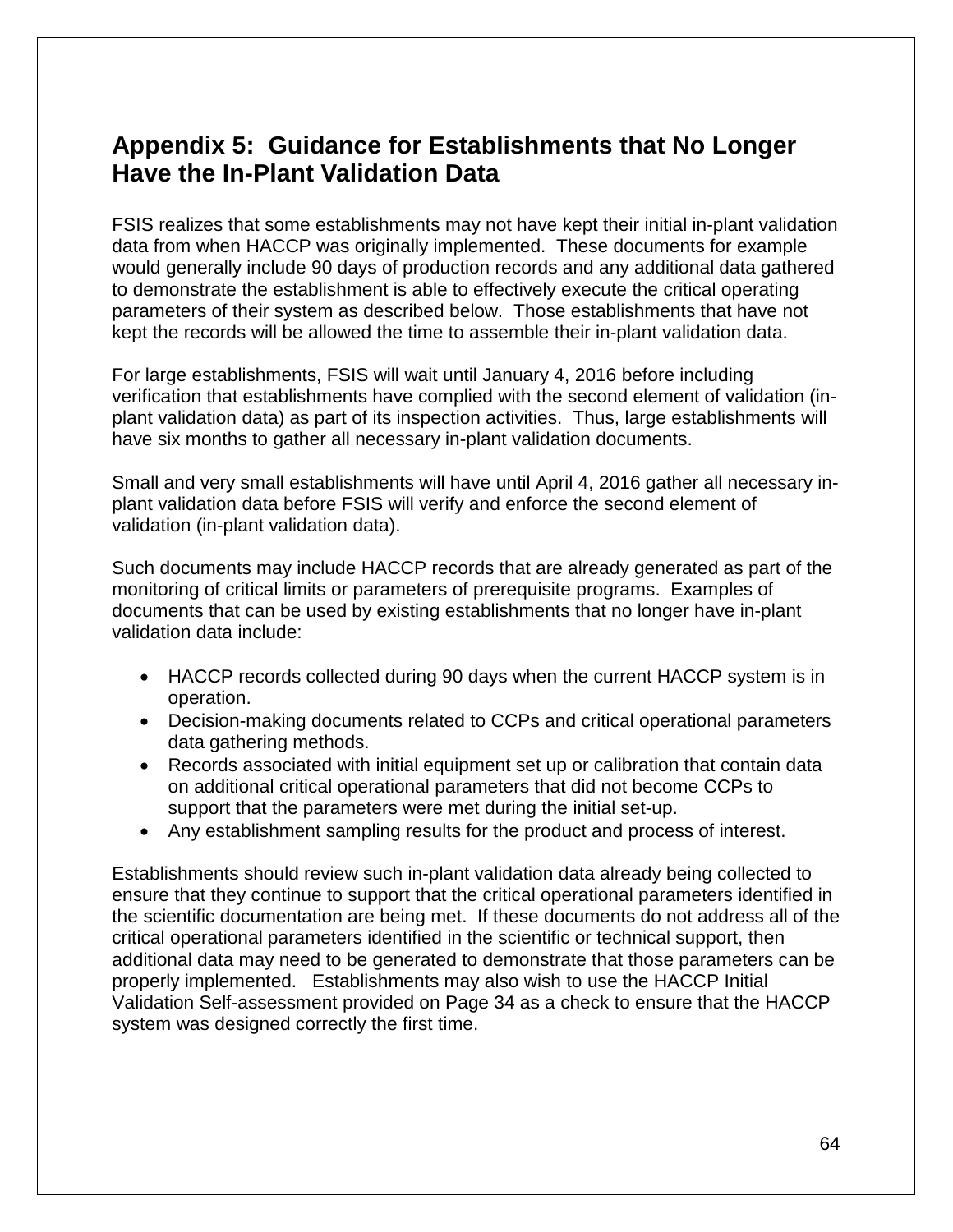## Appendix 5: Guidance for Establishments that No Longer Have the In-Plant Validation Data

FSIS realizes that some establishments may not have kept their initial in-plant validation data from when HACCP was originally implemented. These documents for example would generally include 90 days of production records and any additional data gathered to demonstrate the establishment is able to effectively execute the critical operating parameters of their system as described below. Those establishments that have not kept the records will be allowed the time to assemble their in-plant validation data.

For large establishments, FSIS will wait until January 4, 2016 before including verification that establishments have complied with the second element of validation (in-plant validation data) as part of its inspection activities. Thus, large establishments will have six months to gather all necessary in-plant validation documents.

Small and very small establishments will have until April 4, 2016 gather all necessary in-plant validation data before FSIS will verify and enforce the second element of validation (in-plant validation data).

Such documents may include HACCP records that are already generated as part of the monitoring of critical limits or parameters of prerequisite programs. Examples of documents that can be used by existing establishments that no longer have in-plant validation data include:

- HACCP records collected during 90 days when the current HACCP system is in operation.
- Decision-making documents related to CCPs and critical operational parameters data gathering methods.
- Records associated with initial equipment set up or calibration that contain data on additional critical operational parameters that did not become CCPs to support that the parameters were met during the initial set-up.
- Any establishment sampling results for the product and process of interest.

Establishments should review such in-plant validation data already being collected to ensure that they continue to support that the critical operational parameters identified in the scientific documentation are being met. If these documents do not address all of the critical operational parameters identified in the scientific or technical support, then additional data may need to be generated to demonstrate that those parameters can be properly implemented. Establishments may also wish to use the HACCP Initial Validation Self-assessment provided on Page 34 as a check to ensure that the HACCP system was designed correctly the first time.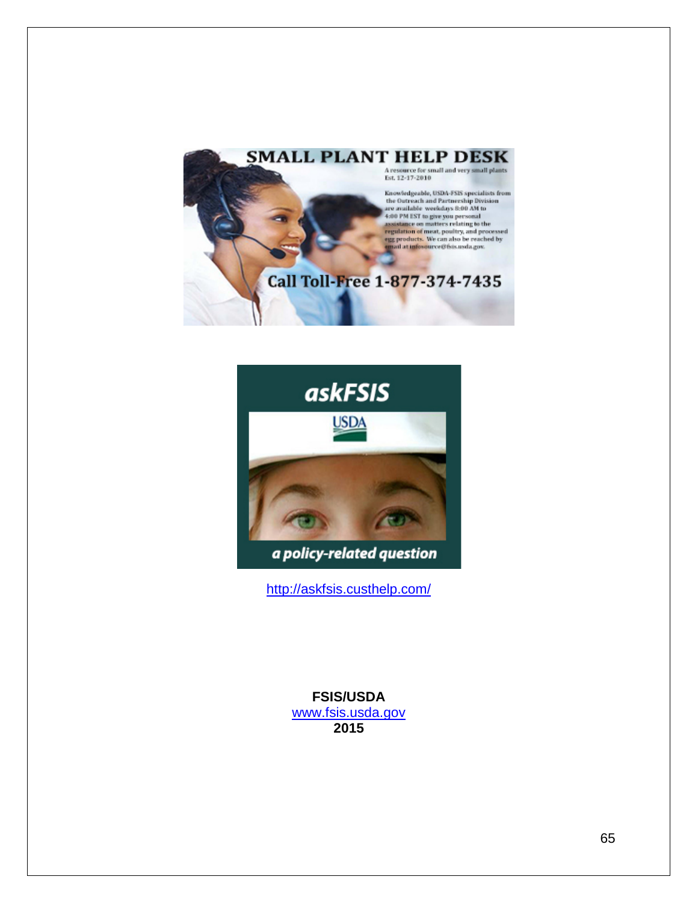SMALL PLANT HELP DESK

A resource for small and very small plants
Est. 12-17-2010

Knowledgeable, USDA-FSIS specialists from the Outreach and Partnership Division are available weekdays 8:00 AM to 4:00 PM EST to give you personal assistance on matters relating to the regulation of meat, poultry, and processed egg products. We can also be reached by email at infosource@fsis.usda.gov.

Call Toll-Free 1-877-374-7435

askFSIS

USDA

a policy-related question

http://askfsis.custhelp.com/

**FSIS/USDA**
www.fsis.usda.gov
**2015**